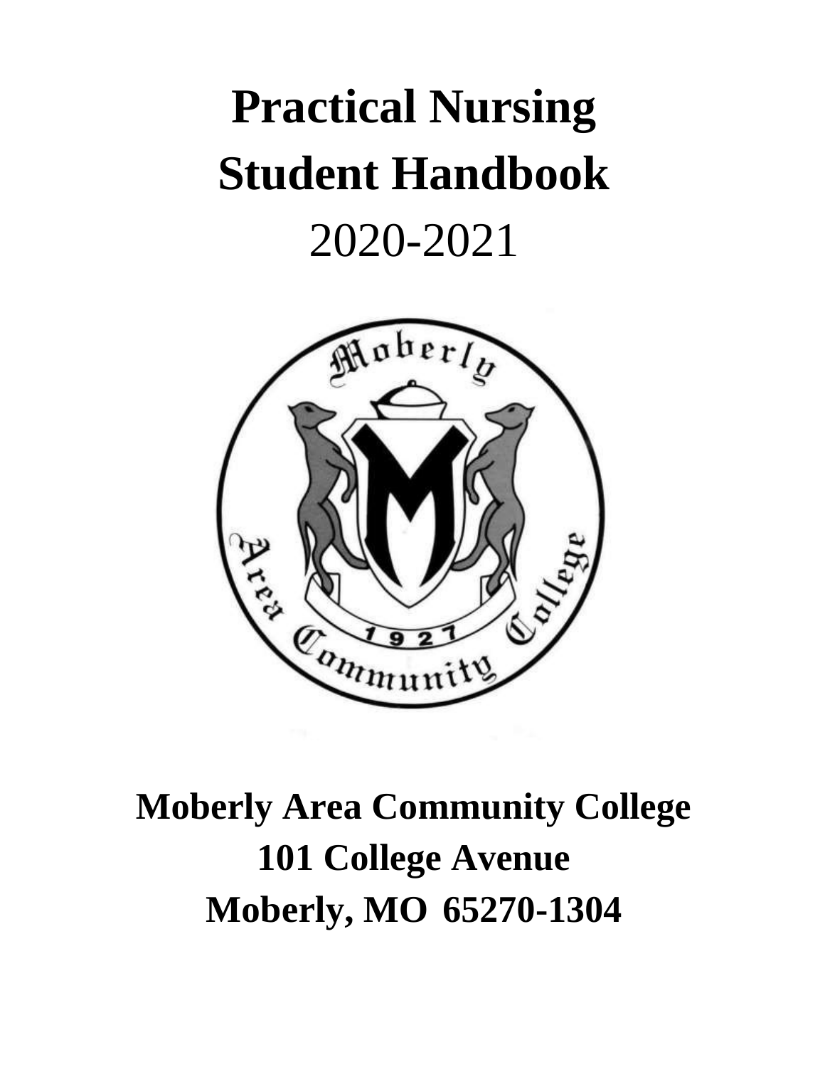# Practical Nursing Student Handbook

2020-2021

**Moberly Area Community College**

**101 College Avenue**

**Moberly, MO 65270-1304**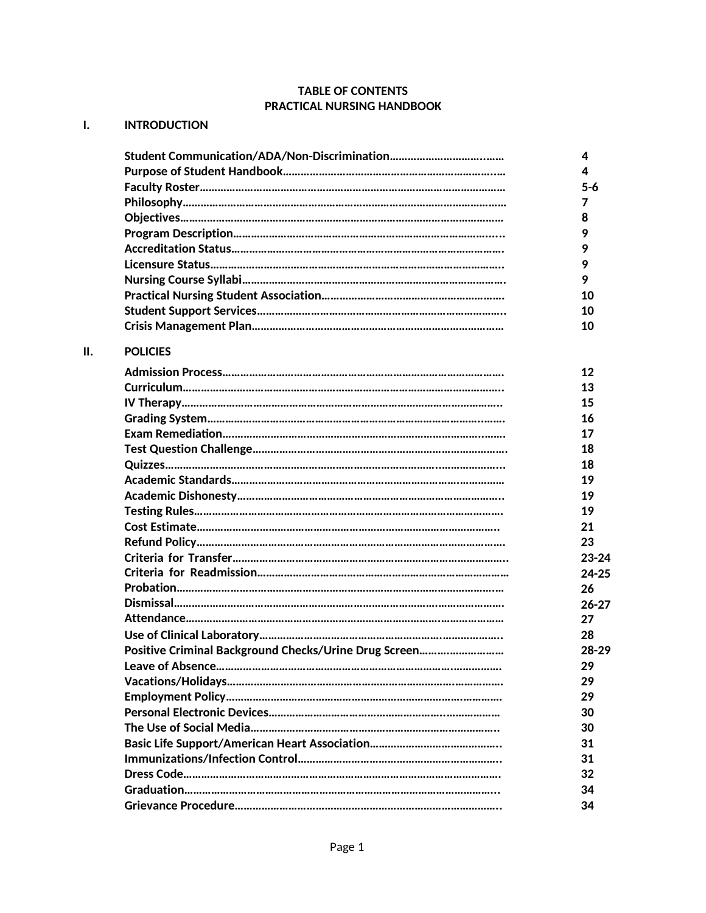# TABLE OF CONTENTS
# PRACTICAL NURSING HANDBOOK

## I. INTRODUCTION

| Section | Page |
|---|---|
| Student Communication/ADA/Non-Discrimination | 4 |
| Purpose of Student Handbook | 4 |
| Faculty Roster | 5-6 |
| Philosophy | 7 |
| Objectives | 8 |
| Program Description | 9 |
| Accreditation Status | 9 |
| Licensure Status | 9 |
| Nursing Course Syllabi | 9 |
| Practical Nursing Student Association | 10 |
| Student Support Services | 10 |
| Crisis Management Plan | 10 |

## II. POLICIES

| Section | Page |
|---|---|
| Admission Process | 12 |
| Curriculum | 13 |
| IV Therapy | 15 |
| Grading System | 16 |
| Exam Remediation | 17 |
| Test Question Challenge | 18 |
| Quizzes | 18 |
| Academic Standards | 19 |
| Academic Dishonesty | 19 |
| Testing Rules | 19 |
| Cost Estimate | 21 |
| Refund Policy | 23 |
| Criteria for Transfer | 23-24 |
| Criteria for Readmission | 24-25 |
| Probation | 26 |
| Dismissal | 26-27 |
| Attendance | 27 |
| Use of Clinical Laboratory | 28 |
| Positive Criminal Background Checks/Urine Drug Screen | 28-29 |
| Leave of Absence | 29 |
| Vacations/Holidays | 29 |
| Employment Policy | 29 |
| Personal Electronic Devices | 30 |
| The Use of Social Media | 30 |
| Basic Life Support/American Heart Association | 31 |
| Immunizations/Infection Control | 31 |
| Dress Code | 32 |
| Graduation | 34 |
| Grievance Procedure | 34 |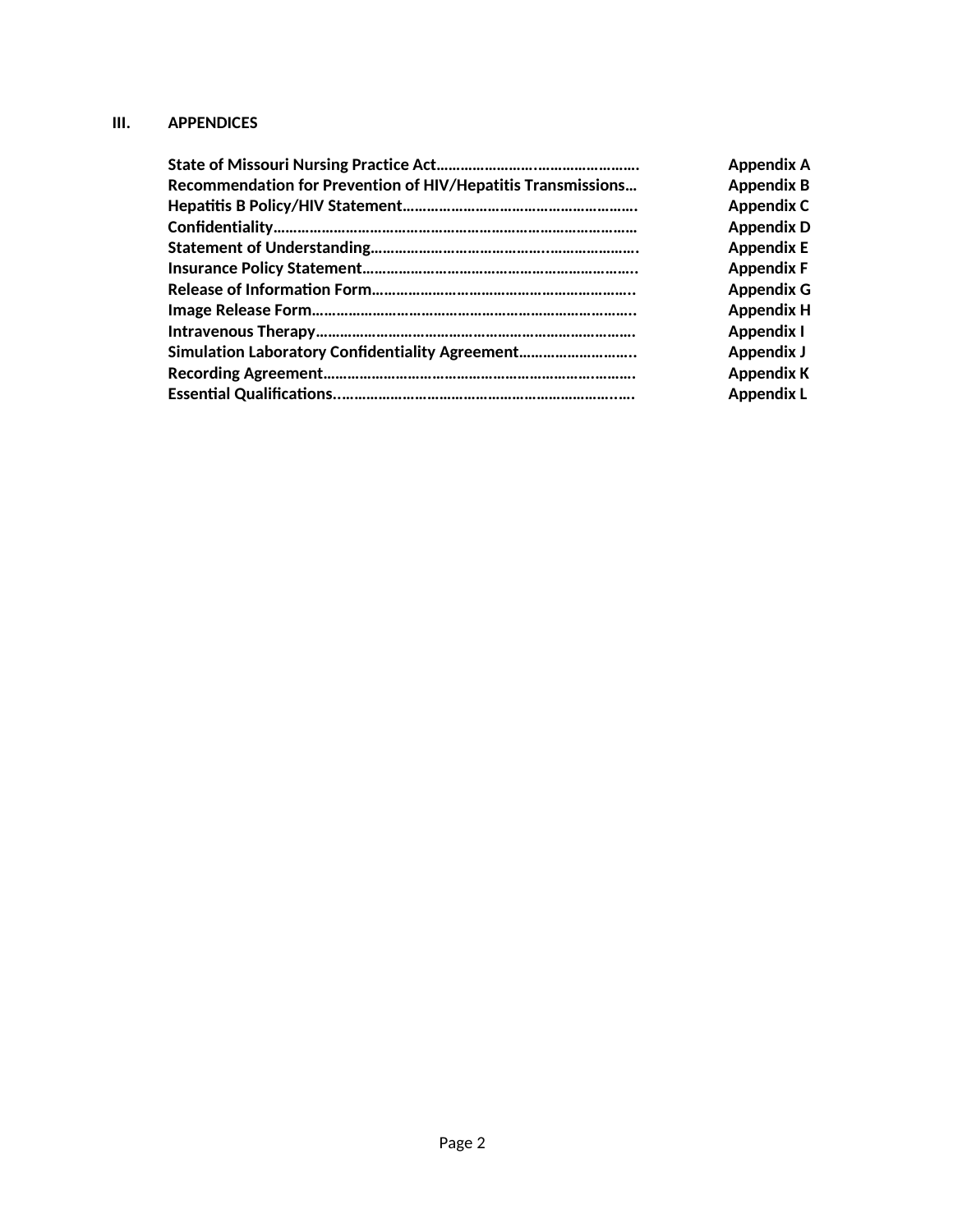## III. APPENDICES

| | |
|---|---|
| **State of Missouri Nursing Practice Act……………………..……………………** | **Appendix A** |
| **Recommendation for Prevention of HIV/Hepatitis Transmissions…** | **Appendix B** |
| **Hepatitis B Policy/HIV Statement………………………………………………….** | **Appendix C** |
| **Confidentiality……………………………………………………………………………** | **Appendix D** |
| **Statement of Understanding……………………………………..………………….** | **Appendix E** |
| **Insurance Policy Statement…………………………………………………………..** | **Appendix F** |
| **Release of Information Form………………………………………………………..** | **Appendix G** |
| **Image Release Form………………………………………………………………………..** | **Appendix H** |
| **Intravenous Therapy…………………………………………………………………….** | **Appendix I** |
| **Simulation Laboratory Confidentiality Agreement………………………..** | **Appendix J** |
| **Recording Agreement……………………………………………………….……….** | **Appendix K** |
| **Essential Qualifications..……………………………………………………..….** | **Appendix L** |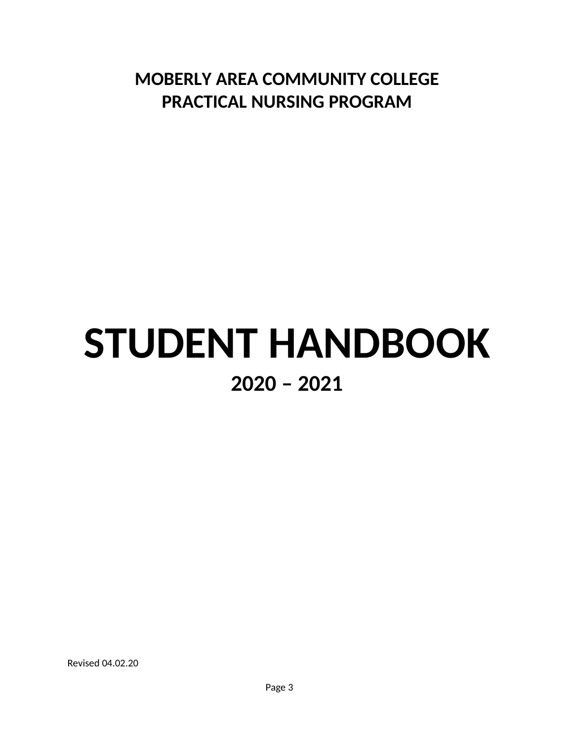# MOBERLY AREA COMMUNITY COLLEGE
# PRACTICAL NURSING PROGRAM

# STUDENT HANDBOOK

## 2020 – 2021

Revised 04.02.20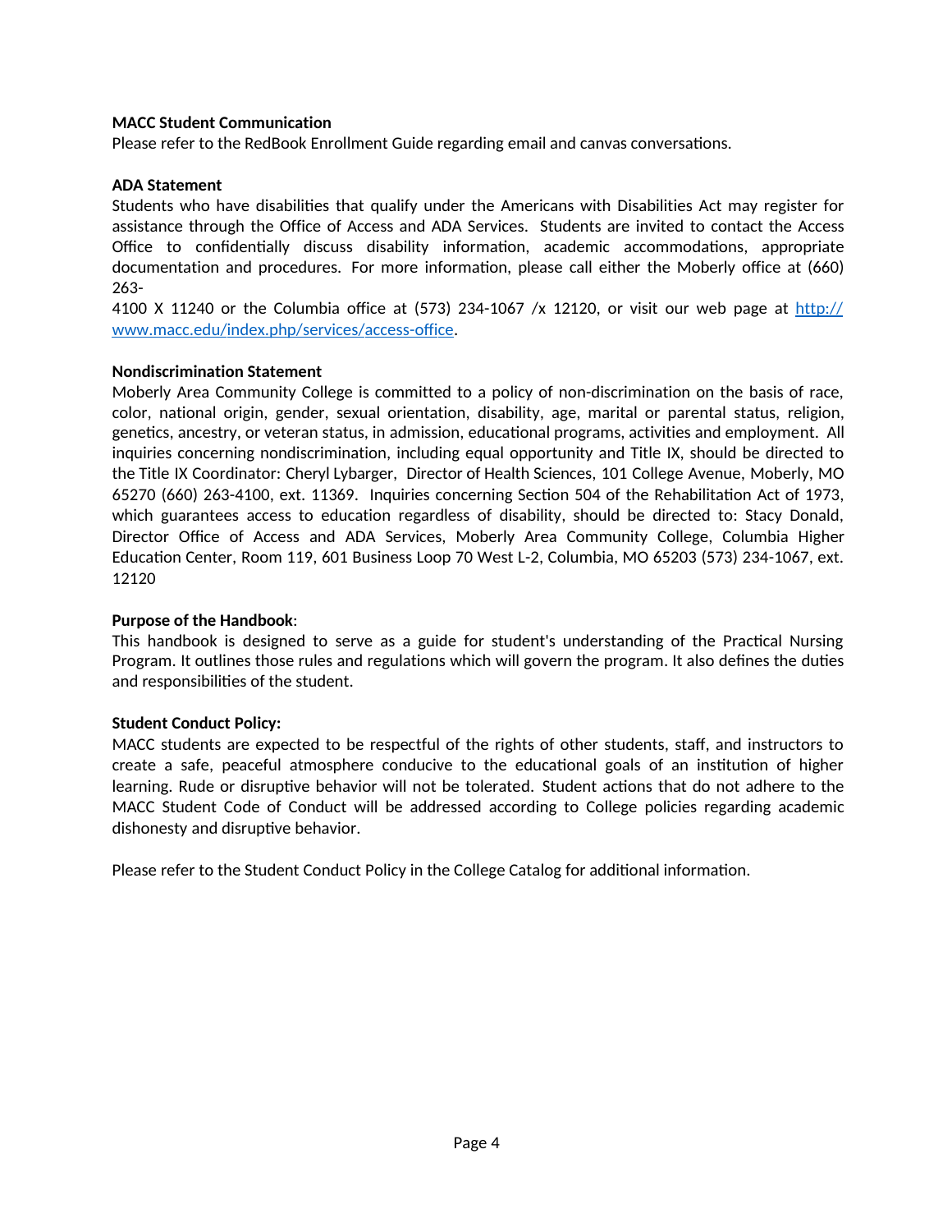**MACC Student Communication**

Please refer to the RedBook Enrollment Guide regarding email and canvas conversations.

**ADA Statement**

Students who have disabilities that qualify under the Americans with Disabilities Act may register for assistance through the Office of Access and ADA Services. Students are invited to contact the Access Office to confidentially discuss disability information, academic accommodations, appropriate documentation and procedures. For more information, please call either the Moberly office at (660) 263-4100 X 11240 or the Columbia office at (573) 234-1067 /x 12120, or visit our web page at [http://www.macc.edu/index.php/services/access-office](http://www.macc.edu/index.php/services/access-office).

**Nondiscrimination Statement**

Moberly Area Community College is committed to a policy of non-discrimination on the basis of race, color, national origin, gender, sexual orientation, disability, age, marital or parental status, religion, genetics, ancestry, or veteran status, in admission, educational programs, activities and employment. All inquiries concerning nondiscrimination, including equal opportunity and Title IX, should be directed to the Title IX Coordinator: Cheryl Lybarger, Director of Health Sciences, 101 College Avenue, Moberly, MO 65270 (660) 263-4100, ext. 11369. Inquiries concerning Section 504 of the Rehabilitation Act of 1973, which guarantees access to education regardless of disability, should be directed to: Stacy Donald, Director Office of Access and ADA Services, Moberly Area Community College, Columbia Higher Education Center, Room 119, 601 Business Loop 70 West L-2, Columbia, MO 65203 (573) 234-1067, ext. 12120

**Purpose of the Handbook**:

This handbook is designed to serve as a guide for student's understanding of the Practical Nursing Program. It outlines those rules and regulations which will govern the program. It also defines the duties and responsibilities of the student.

**Student Conduct Policy:**

MACC students are expected to be respectful of the rights of other students, staff, and instructors to create a safe, peaceful atmosphere conducive to the educational goals of an institution of higher learning. Rude or disruptive behavior will not be tolerated. Student actions that do not adhere to the MACC Student Code of Conduct will be addressed according to College policies regarding academic dishonesty and disruptive behavior.

Please refer to the Student Conduct Policy in the College Catalog for additional information.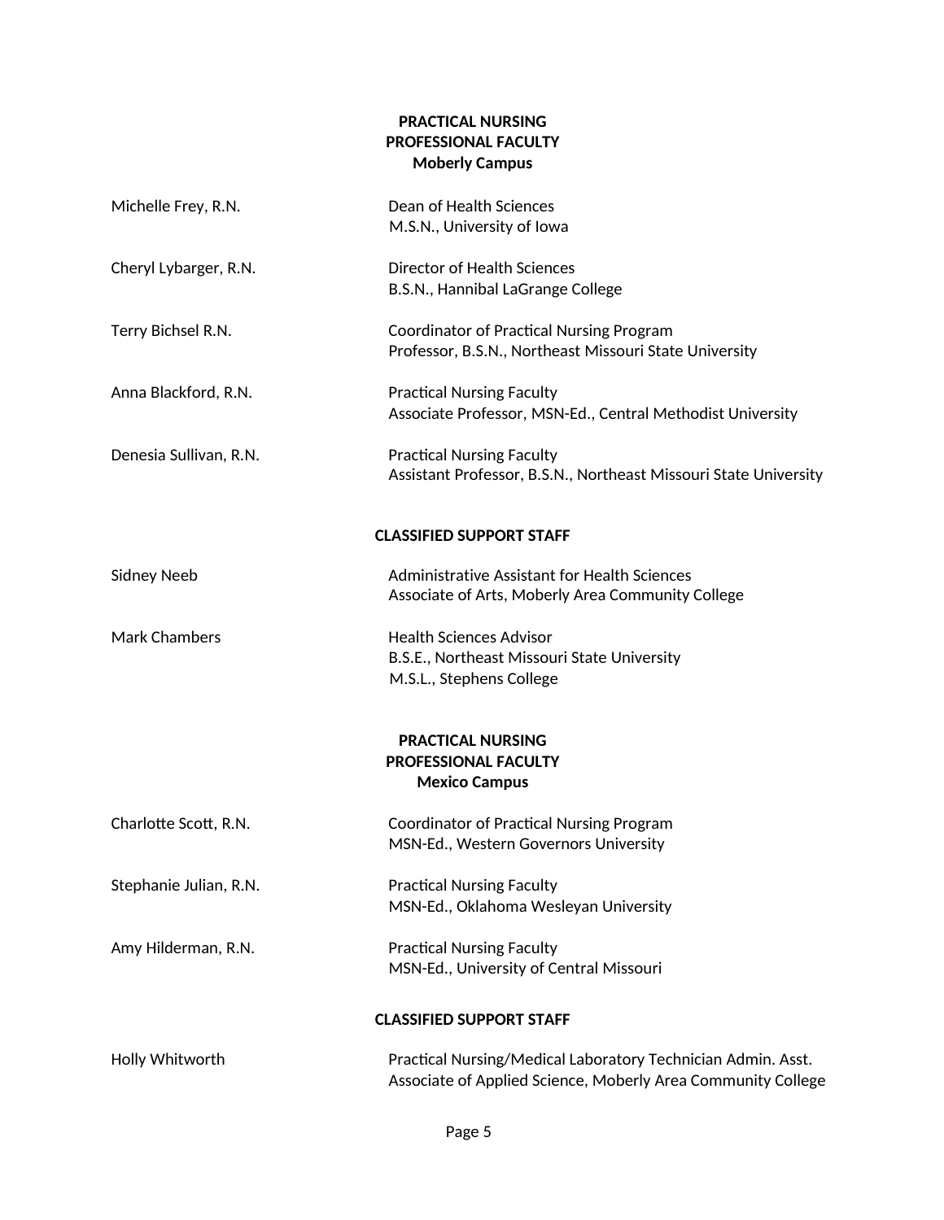## PRACTICAL NURSING
## PROFESSIONAL FACULTY
## Moberly Campus

| | |
|---|---|
| Michelle Frey, R.N. | Dean of Health Sciences<br>M.S.N., University of Iowa |
| Cheryl Lybarger, R.N. | Director of Health Sciences<br>B.S.N., Hannibal LaGrange College |
| Terry Bichsel R.N. | Coordinator of Practical Nursing Program<br>Professor, B.S.N., Northeast Missouri State University |
| Anna Blackford, R.N. | Practical Nursing Faculty<br>Associate Professor, MSN-Ed., Central Methodist University |
| Denesia Sullivan, R.N. | Practical Nursing Faculty<br>Assistant Professor, B.S.N., Northeast Missouri State University |

### CLASSIFIED SUPPORT STAFF

| | |
|---|---|
| Sidney Neeb | Administrative Assistant for Health Sciences<br>Associate of Arts, Moberly Area Community College |
| Mark Chambers | Health Sciences Advisor<br>B.S.E., Northeast Missouri State University<br>M.S.L., Stephens College |

## PRACTICAL NURSING
## PROFESSIONAL FACULTY
## Mexico Campus

| | |
|---|---|
| Charlotte Scott, R.N. | Coordinator of Practical Nursing Program<br>MSN-Ed., Western Governors University |
| Stephanie Julian, R.N. | Practical Nursing Faculty<br>MSN-Ed., Oklahoma Wesleyan University |
| Amy Hilderman, R.N. | Practical Nursing Faculty<br>MSN-Ed., University of Central Missouri |

### CLASSIFIED SUPPORT STAFF

| | |
|---|---|
| Holly Whitworth | Practical Nursing/Medical Laboratory Technician Admin. Asst.<br>Associate of Applied Science, Moberly Area Community College |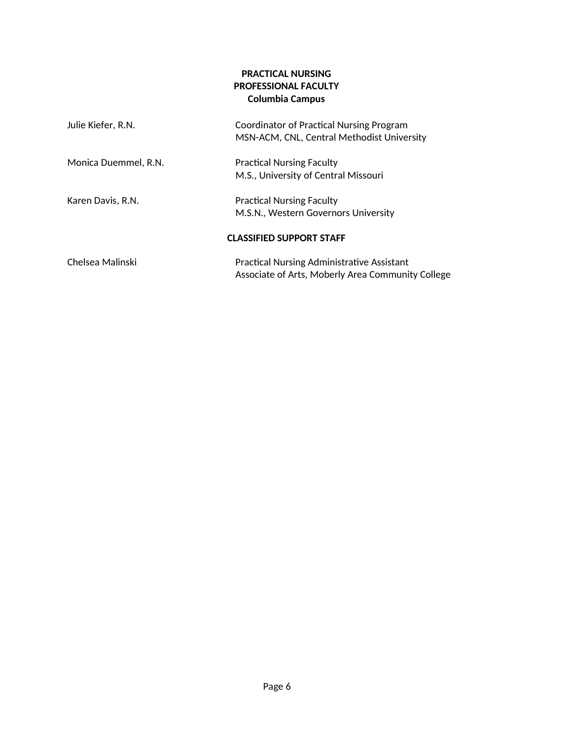**PRACTICAL NURSING**
**PROFESSIONAL FACULTY**
**Columbia Campus**

| | |
|---|---|
| Julie Kiefer, R.N. | Coordinator of Practical Nursing Program<br>MSN-ACM, CNL, Central Methodist University |
| Monica Duemmel, R.N. | Practical Nursing Faculty<br>M.S., University of Central Missouri |
| Karen Davis, R.N. | Practical Nursing Faculty<br>M.S.N., Western Governors University |

**CLASSIFIED SUPPORT STAFF**

| | |
|---|---|
| Chelsea Malinski | Practical Nursing Administrative Assistant<br>Associate of Arts, Moberly Area Community College |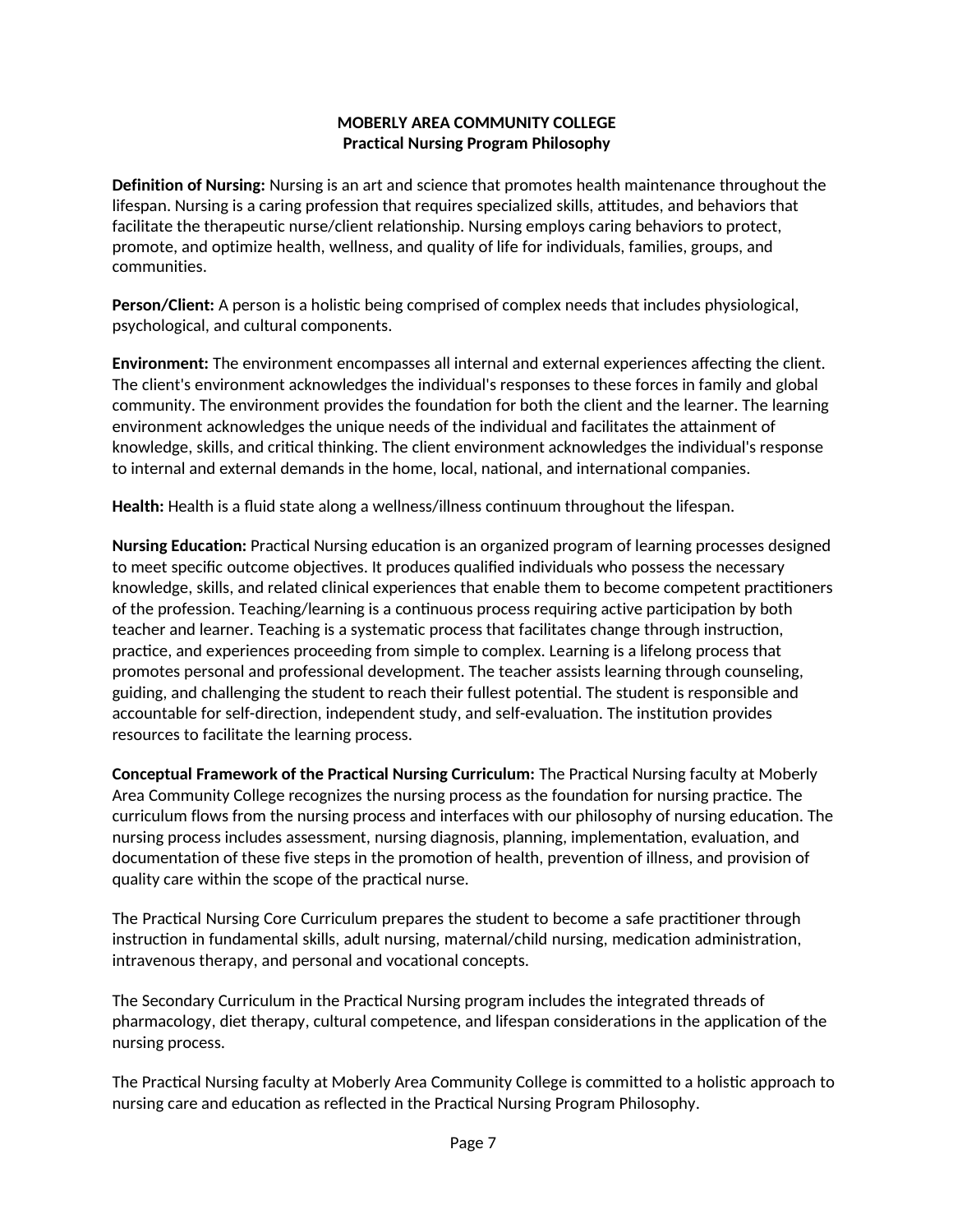**MOBERLY AREA COMMUNITY COLLEGE**
**Practical Nursing Program Philosophy**

**Definition of Nursing:** Nursing is an art and science that promotes health maintenance throughout the lifespan. Nursing is a caring profession that requires specialized skills, attitudes, and behaviors that facilitate the therapeutic nurse/client relationship. Nursing employs caring behaviors to protect, promote, and optimize health, wellness, and quality of life for individuals, families, groups, and communities.

**Person/Client:** A person is a holistic being comprised of complex needs that includes physiological, psychological, and cultural components.

**Environment:** The environment encompasses all internal and external experiences affecting the client. The client's environment acknowledges the individual's responses to these forces in family and global community. The environment provides the foundation for both the client and the learner. The learning environment acknowledges the unique needs of the individual and facilitates the attainment of knowledge, skills, and critical thinking. The client environment acknowledges the individual's response to internal and external demands in the home, local, national, and international companies.

**Health:** Health is a fluid state along a wellness/illness continuum throughout the lifespan.

**Nursing Education:** Practical Nursing education is an organized program of learning processes designed to meet specific outcome objectives. It produces qualified individuals who possess the necessary knowledge, skills, and related clinical experiences that enable them to become competent practitioners of the profession. Teaching/learning is a continuous process requiring active participation by both teacher and learner. Teaching is a systematic process that facilitates change through instruction, practice, and experiences proceeding from simple to complex. Learning is a lifelong process that promotes personal and professional development. The teacher assists learning through counseling, guiding, and challenging the student to reach their fullest potential. The student is responsible and accountable for self-direction, independent study, and self-evaluation. The institution provides resources to facilitate the learning process.

**Conceptual Framework of the Practical Nursing Curriculum:** The Practical Nursing faculty at Moberly Area Community College recognizes the nursing process as the foundation for nursing practice. The curriculum flows from the nursing process and interfaces with our philosophy of nursing education. The nursing process includes assessment, nursing diagnosis, planning, implementation, evaluation, and documentation of these five steps in the promotion of health, prevention of illness, and provision of quality care within the scope of the practical nurse.

The Practical Nursing Core Curriculum prepares the student to become a safe practitioner through instruction in fundamental skills, adult nursing, maternal/child nursing, medication administration, intravenous therapy, and personal and vocational concepts.

The Secondary Curriculum in the Practical Nursing program includes the integrated threads of pharmacology, diet therapy, cultural competence, and lifespan considerations in the application of the nursing process.

The Practical Nursing faculty at Moberly Area Community College is committed to a holistic approach to nursing care and education as reflected in the Practical Nursing Program Philosophy.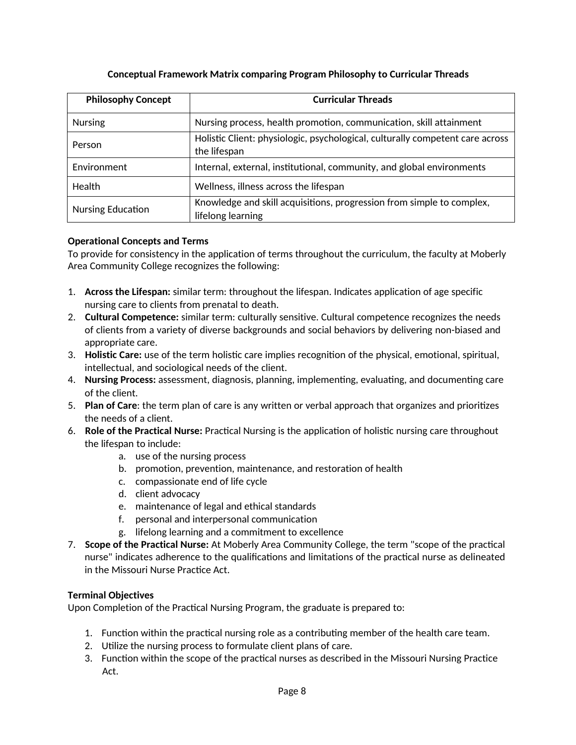**Conceptual Framework Matrix comparing Program Philosophy to Curricular Threads**

| Philosophy Concept | Curricular Threads |
|---|---|
| Nursing | Nursing process, health promotion, communication, skill attainment |
| Person | Holistic Client: physiologic, psychological, culturally competent care across the lifespan |
| Environment | Internal, external, institutional, community, and global environments |
| Health | Wellness, illness across the lifespan |
| Nursing Education | Knowledge and skill acquisitions, progression from simple to complex, lifelong learning |

**Operational Concepts and Terms**

To provide for consistency in the application of terms throughout the curriculum, the faculty at Moberly Area Community College recognizes the following:

1. **Across the Lifespan:** similar term: throughout the lifespan. Indicates application of age specific nursing care to clients from prenatal to death.
2. **Cultural Competence:** similar term: culturally sensitive. Cultural competence recognizes the needs of clients from a variety of diverse backgrounds and social behaviors by delivering non-biased and appropriate care.
3. **Holistic Care:** use of the term holistic care implies recognition of the physical, emotional, spiritual, intellectual, and sociological needs of the client.
4. **Nursing Process:** assessment, diagnosis, planning, implementing, evaluating, and documenting care of the client.
5. **Plan of Care**: the term plan of care is any written or verbal approach that organizes and prioritizes the needs of a client.
6. **Role of the Practical Nurse:** Practical Nursing is the application of holistic nursing care throughout the lifespan to include:
   a. use of the nursing process
   b. promotion, prevention, maintenance, and restoration of health
   c. compassionate end of life cycle
   d. client advocacy
   e. maintenance of legal and ethical standards
   f. personal and interpersonal communication
   g. lifelong learning and a commitment to excellence
7. **Scope of the Practical Nurse:** At Moberly Area Community College, the term "scope of the practical nurse" indicates adherence to the qualifications and limitations of the practical nurse as delineated in the Missouri Nurse Practice Act.

**Terminal Objectives**

Upon Completion of the Practical Nursing Program, the graduate is prepared to:

1. Function within the practical nursing role as a contributing member of the health care team.
2. Utilize the nursing process to formulate client plans of care.
3. Function within the scope of the practical nurses as described in the Missouri Nursing Practice Act.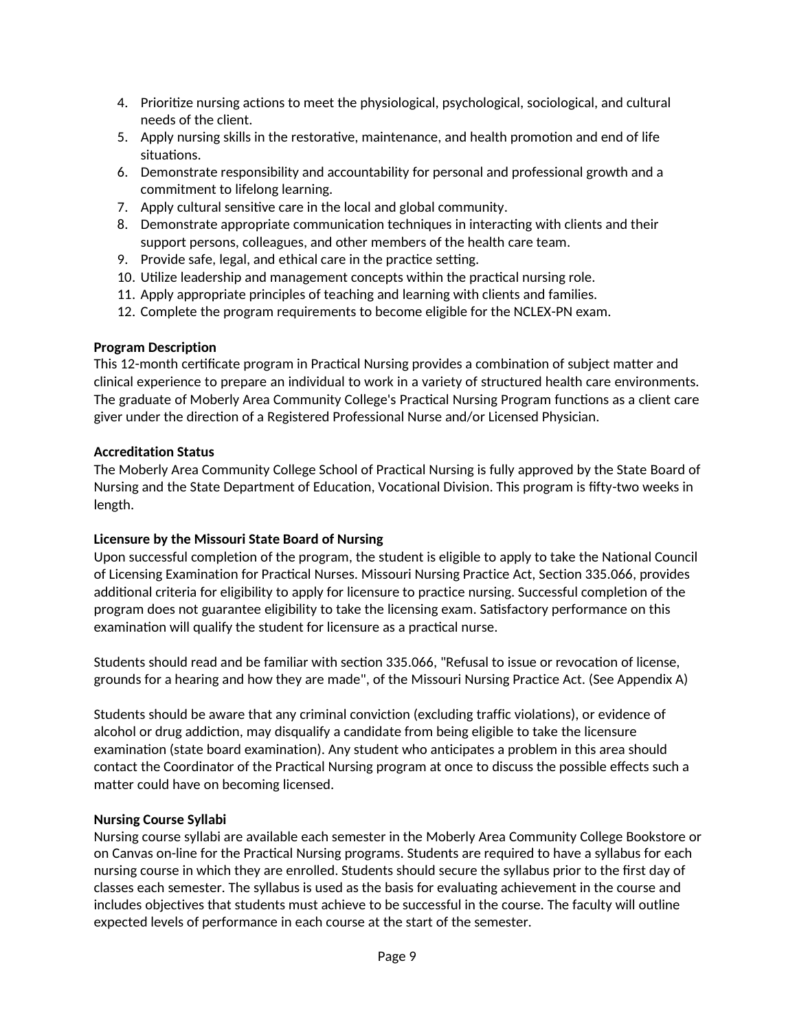4. Prioritize nursing actions to meet the physiological, psychological, sociological, and cultural needs of the client.
5. Apply nursing skills in the restorative, maintenance, and health promotion and end of life situations.
6. Demonstrate responsibility and accountability for personal and professional growth and a commitment to lifelong learning.
7. Apply cultural sensitive care in the local and global community.
8. Demonstrate appropriate communication techniques in interacting with clients and their support persons, colleagues, and other members of the health care team.
9. Provide safe, legal, and ethical care in the practice setting.
10. Utilize leadership and management concepts within the practical nursing role.
11. Apply appropriate principles of teaching and learning with clients and families.
12. Complete the program requirements to become eligible for the NCLEX-PN exam.

**Program Description**
This 12-month certificate program in Practical Nursing provides a combination of subject matter and clinical experience to prepare an individual to work in a variety of structured health care environments. The graduate of Moberly Area Community College's Practical Nursing Program functions as a client care giver under the direction of a Registered Professional Nurse and/or Licensed Physician.

**Accreditation Status**
The Moberly Area Community College School of Practical Nursing is fully approved by the State Board of Nursing and the State Department of Education, Vocational Division. This program is fifty-two weeks in length.

**Licensure by the Missouri State Board of Nursing**
Upon successful completion of the program, the student is eligible to apply to take the National Council of Licensing Examination for Practical Nurses. Missouri Nursing Practice Act, Section 335.066, provides additional criteria for eligibility to apply for licensure to practice nursing. Successful completion of the program does not guarantee eligibility to take the licensing exam. Satisfactory performance on this examination will qualify the student for licensure as a practical nurse.

Students should read and be familiar with section 335.066, "Refusal to issue or revocation of license, grounds for a hearing and how they are made", of the Missouri Nursing Practice Act. (See Appendix A)

Students should be aware that any criminal conviction (excluding traffic violations), or evidence of alcohol or drug addiction, may disqualify a candidate from being eligible to take the licensure examination (state board examination). Any student who anticipates a problem in this area should contact the Coordinator of the Practical Nursing program at once to discuss the possible effects such a matter could have on becoming licensed.

**Nursing Course Syllabi**
Nursing course syllabi are available each semester in the Moberly Area Community College Bookstore or on Canvas on-line for the Practical Nursing programs. Students are required to have a syllabus for each nursing course in which they are enrolled. Students should secure the syllabus prior to the first day of classes each semester. The syllabus is used as the basis for evaluating achievement in the course and includes objectives that students must achieve to be successful in the course. The faculty will outline expected levels of performance in each course at the start of the semester.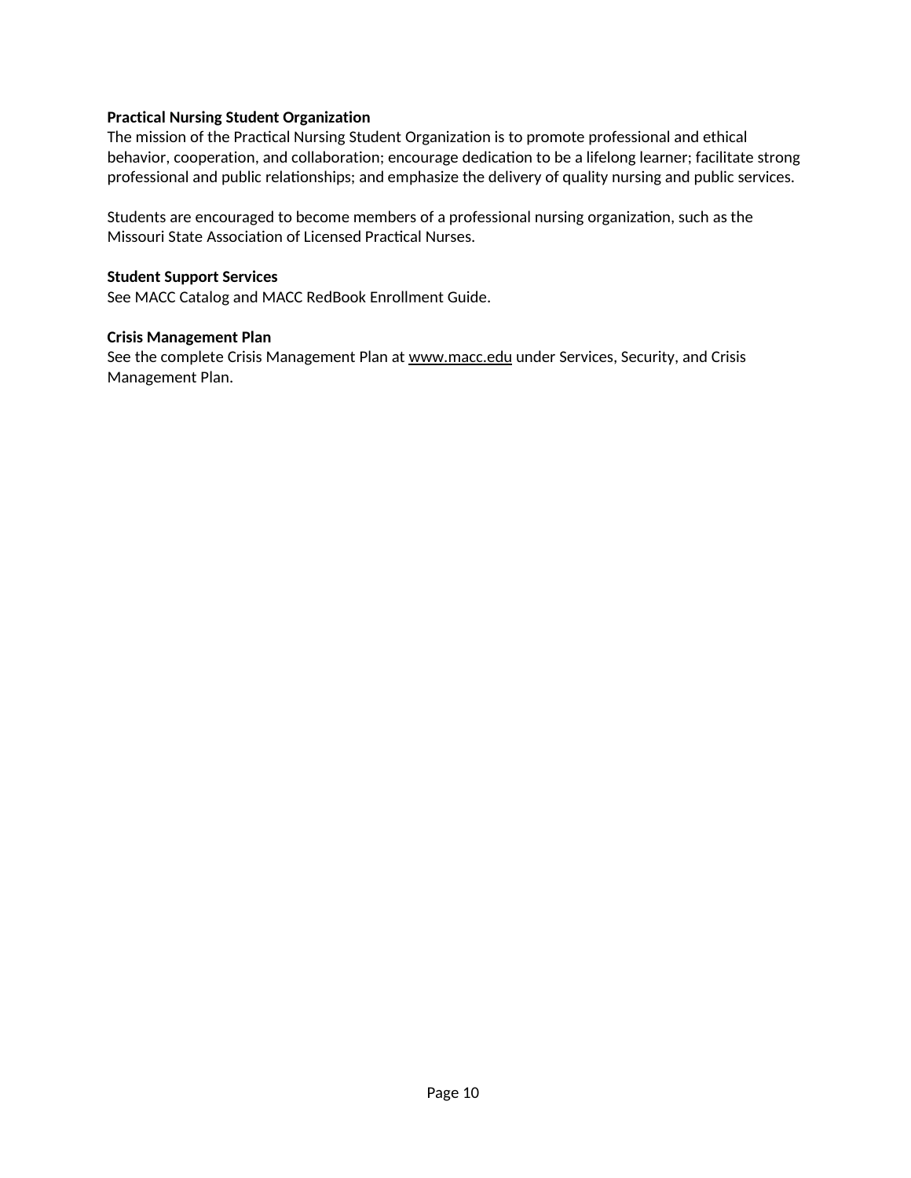**Practical Nursing Student Organization**

The mission of the Practical Nursing Student Organization is to promote professional and ethical behavior, cooperation, and collaboration; encourage dedication to be a lifelong learner; facilitate strong professional and public relationships; and emphasize the delivery of quality nursing and public services.

Students are encouraged to become members of a professional nursing organization, such as the Missouri State Association of Licensed Practical Nurses.

**Student Support Services**

See MACC Catalog and MACC RedBook Enrollment Guide.

**Crisis Management Plan**

See the complete Crisis Management Plan at www.macc.edu under Services, Security, and Crisis Management Plan.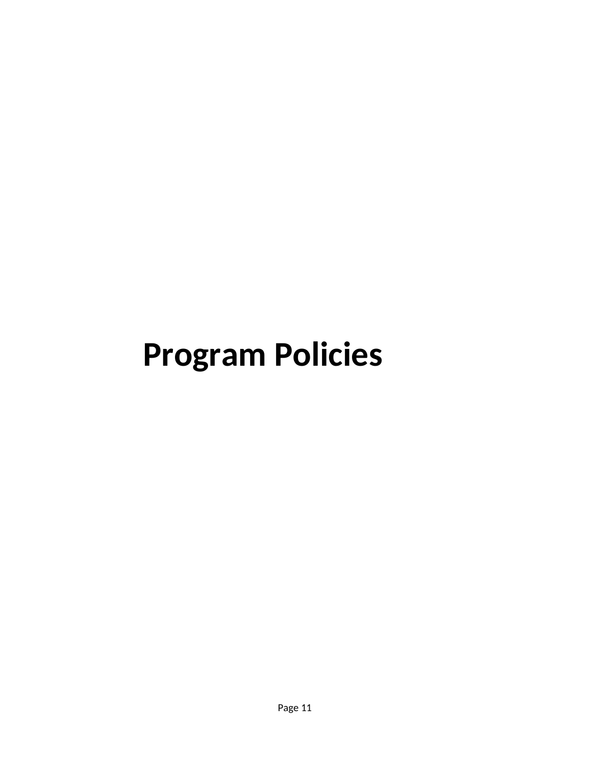# Program Policies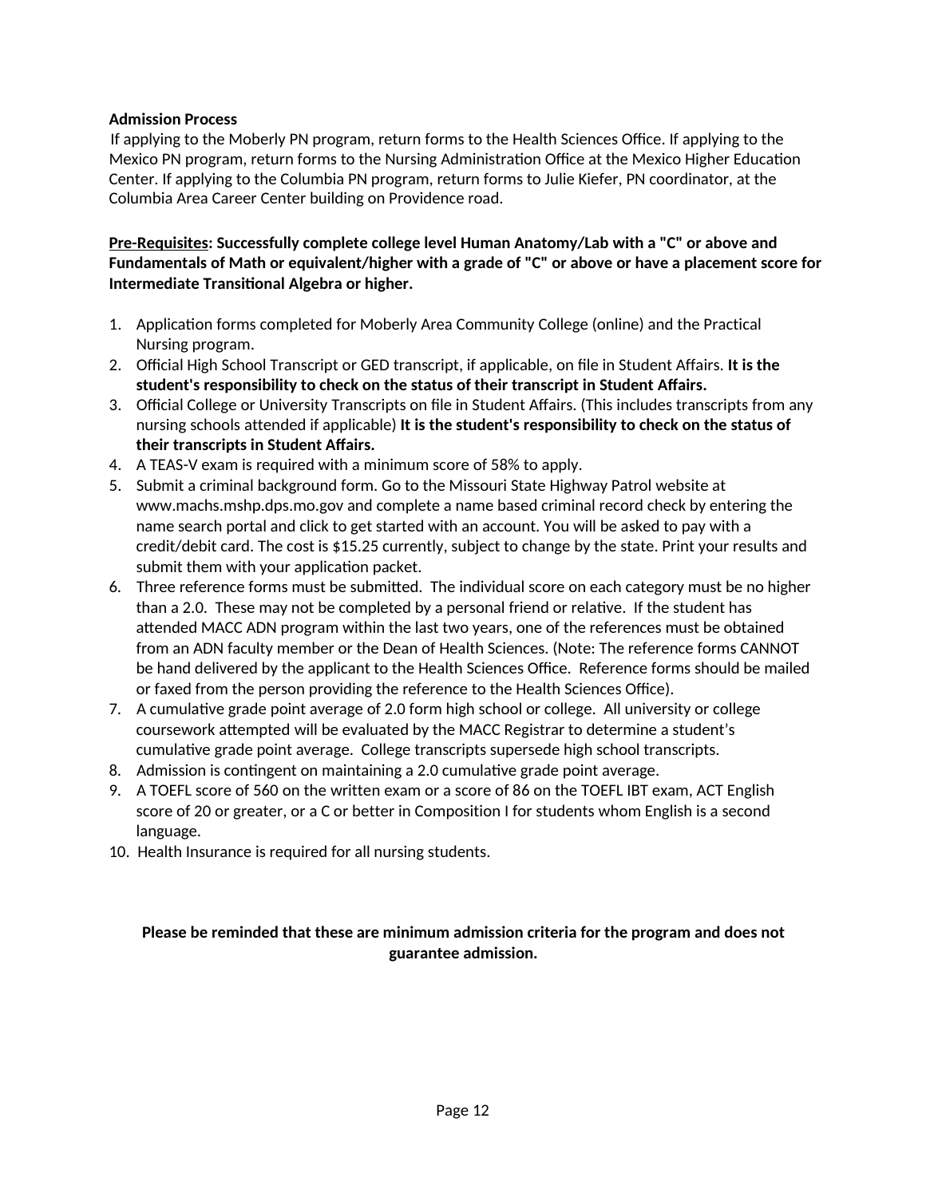**Admission Process**

If applying to the Moberly PN program, return forms to the Health Sciences Office. If applying to the Mexico PN program, return forms to the Nursing Administration Office at the Mexico Higher Education Center. If applying to the Columbia PN program, return forms to Julie Kiefer, PN coordinator, at the Columbia Area Career Center building on Providence road.

**<u>Pre-Requisites</u>: Successfully complete college level Human Anatomy/Lab with a "C" or above and Fundamentals of Math or equivalent/higher with a grade of "C" or above or have a placement score for Intermediate Transitional Algebra or higher.**

1. Application forms completed for Moberly Area Community College (online) and the Practical Nursing program.
2. Official High School Transcript or GED transcript, if applicable, on file in Student Affairs. **It is the student's responsibility to check on the status of their transcript in Student Affairs.**
3. Official College or University Transcripts on file in Student Affairs. (This includes transcripts from any nursing schools attended if applicable) **It is the student's responsibility to check on the status of their transcripts in Student Affairs.**
4. A TEAS-V exam is required with a minimum score of 58% to apply.
5. Submit a criminal background form. Go to the Missouri State Highway Patrol website at www.machs.mshp.dps.mo.gov and complete a name based criminal record check by entering the name search portal and click to get started with an account. You will be asked to pay with a credit/debit card. The cost is $15.25 currently, subject to change by the state. Print your results and submit them with your application packet.
6. Three reference forms must be submitted. The individual score on each category must be no higher than a 2.0. These may not be completed by a personal friend or relative. If the student has attended MACC ADN program within the last two years, one of the references must be obtained from an ADN faculty member or the Dean of Health Sciences. (Note: The reference forms CANNOT be hand delivered by the applicant to the Health Sciences Office. Reference forms should be mailed or faxed from the person providing the reference to the Health Sciences Office).
7. A cumulative grade point average of 2.0 form high school or college. All university or college coursework attempted will be evaluated by the MACC Registrar to determine a student's cumulative grade point average. College transcripts supersede high school transcripts.
8. Admission is contingent on maintaining a 2.0 cumulative grade point average.
9. A TOEFL score of 560 on the written exam or a score of 86 on the TOEFL IBT exam, ACT English score of 20 or greater, or a C or better in Composition I for students whom English is a second language.
10. Health Insurance is required for all nursing students.

**Please be reminded that these are minimum admission criteria for the program and does not guarantee admission.**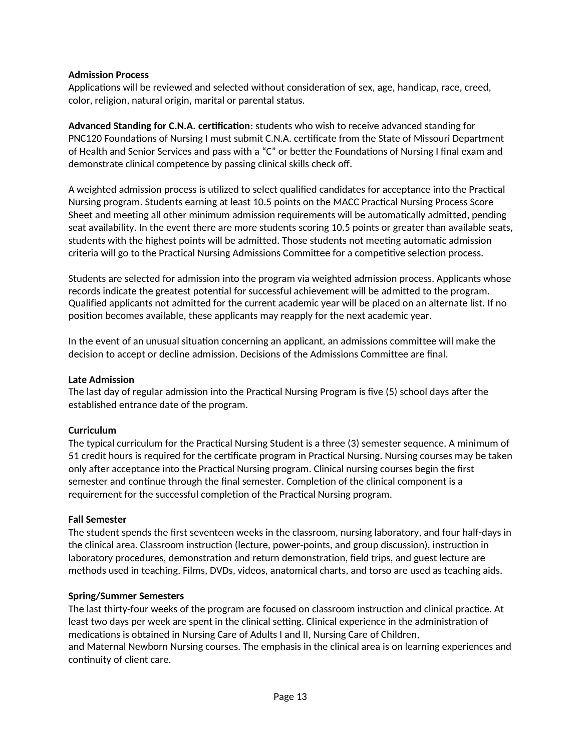**Admission Process**

Applications will be reviewed and selected without consideration of sex, age, handicap, race, creed, color, religion, natural origin, marital or parental status.

**Advanced Standing for C.N.A. certification**: students who wish to receive advanced standing for PNC120 Foundations of Nursing I must submit C.N.A. certificate from the State of Missouri Department of Health and Senior Services and pass with a "C" or better the Foundations of Nursing I final exam and demonstrate clinical competence by passing clinical skills check off.

A weighted admission process is utilized to select qualified candidates for acceptance into the Practical Nursing program. Students earning at least 10.5 points on the MACC Practical Nursing Process Score Sheet and meeting all other minimum admission requirements will be automatically admitted, pending seat availability. In the event there are more students scoring 10.5 points or greater than available seats, students with the highest points will be admitted. Those students not meeting automatic admission criteria will go to the Practical Nursing Admissions Committee for a competitive selection process.

Students are selected for admission into the program via weighted admission process. Applicants whose records indicate the greatest potential for successful achievement will be admitted to the program. Qualified applicants not admitted for the current academic year will be placed on an alternate list. If no position becomes available, these applicants may reapply for the next academic year.

In the event of an unusual situation concerning an applicant, an admissions committee will make the decision to accept or decline admission. Decisions of the Admissions Committee are final.

**Late Admission**

The last day of regular admission into the Practical Nursing Program is five (5) school days after the established entrance date of the program.

**Curriculum**

The typical curriculum for the Practical Nursing Student is a three (3) semester sequence. A minimum of 51 credit hours is required for the certificate program in Practical Nursing. Nursing courses may be taken only after acceptance into the Practical Nursing program. Clinical nursing courses begin the first semester and continue through the final semester. Completion of the clinical component is a requirement for the successful completion of the Practical Nursing program.

**Fall Semester**

The student spends the first seventeen weeks in the classroom, nursing laboratory, and four half-days in the clinical area. Classroom instruction (lecture, power-points, and group discussion), instruction in laboratory procedures, demonstration and return demonstration, field trips, and guest lecture are methods used in teaching. Films, DVDs, videos, anatomical charts, and torso are used as teaching aids.

**Spring/Summer Semesters**

The last thirty-four weeks of the program are focused on classroom instruction and clinical practice. At least two days per week are spent in the clinical setting. Clinical experience in the administration of medications is obtained in Nursing Care of Adults I and II, Nursing Care of Children, and Maternal Newborn Nursing courses. The emphasis in the clinical area is on learning experiences and continuity of client care.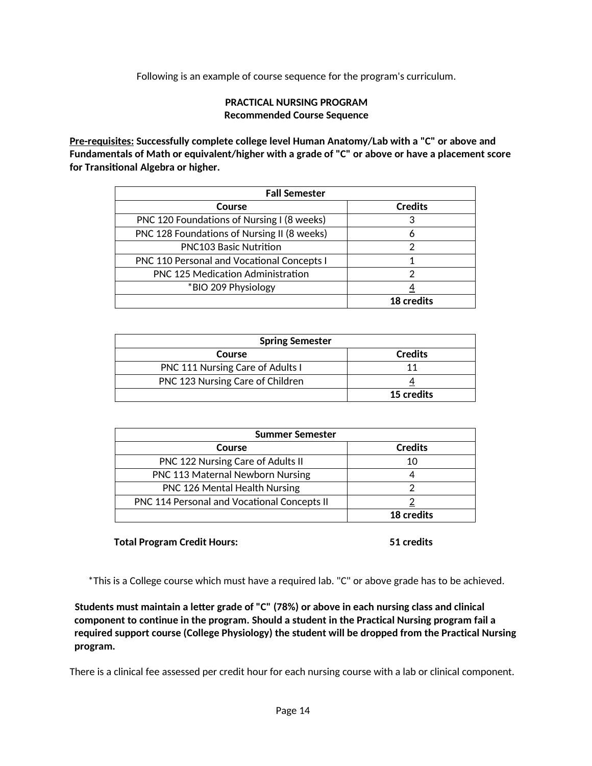Following is an example of course sequence for the program's curriculum.

**PRACTICAL NURSING PROGRAM**
**Recommended Course Sequence**

**<u>Pre-requisites:</u> Successfully complete college level Human Anatomy/Lab with a "C" or above and Fundamentals of Math or equivalent/higher with a grade of "C" or above or have a placement score for Transitional Algebra or higher.**

| **Fall Semester** | |
|---|---|
| **Course** | **Credits** |
| PNC 120 Foundations of Nursing I (8 weeks) | 3 |
| PNC 128 Foundations of Nursing II (8 weeks) | 6 |
| PNC103 Basic Nutrition | 2 |
| PNC 110 Personal and Vocational Concepts I | 1 |
| PNC 125 Medication Administration | 2 |
| *BIO 209 Physiology | <u>4</u> |
| | **18 credits** |

| **Spring Semester** | |
|---|---|
| **Course** | **Credits** |
| PNC 111 Nursing Care of Adults I | 11 |
| PNC 123 Nursing Care of Children | <u>4</u> |
| | **15 credits** |

| **Summer Semester** | |
|---|---|
| **Course** | **Credits** |
| PNC 122 Nursing Care of Adults II | 10 |
| PNC 113 Maternal Newborn Nursing | 4 |
| PNC 126 Mental Health Nursing | 2 |
| PNC 114 Personal and Vocational Concepts II | <u>2</u> |
| | **18 credits** |

**Total Program Credit Hours: 51 credits**

*This is a College course which must have a required lab. "C" or above grade has to be achieved.

**Students must maintain a letter grade of "C" (78%) or above in each nursing class and clinical component to continue in the program. Should a student in the Practical Nursing program fail a required support course (College Physiology) the student will be dropped from the Practical Nursing program.**

There is a clinical fee assessed per credit hour for each nursing course with a lab or clinical component.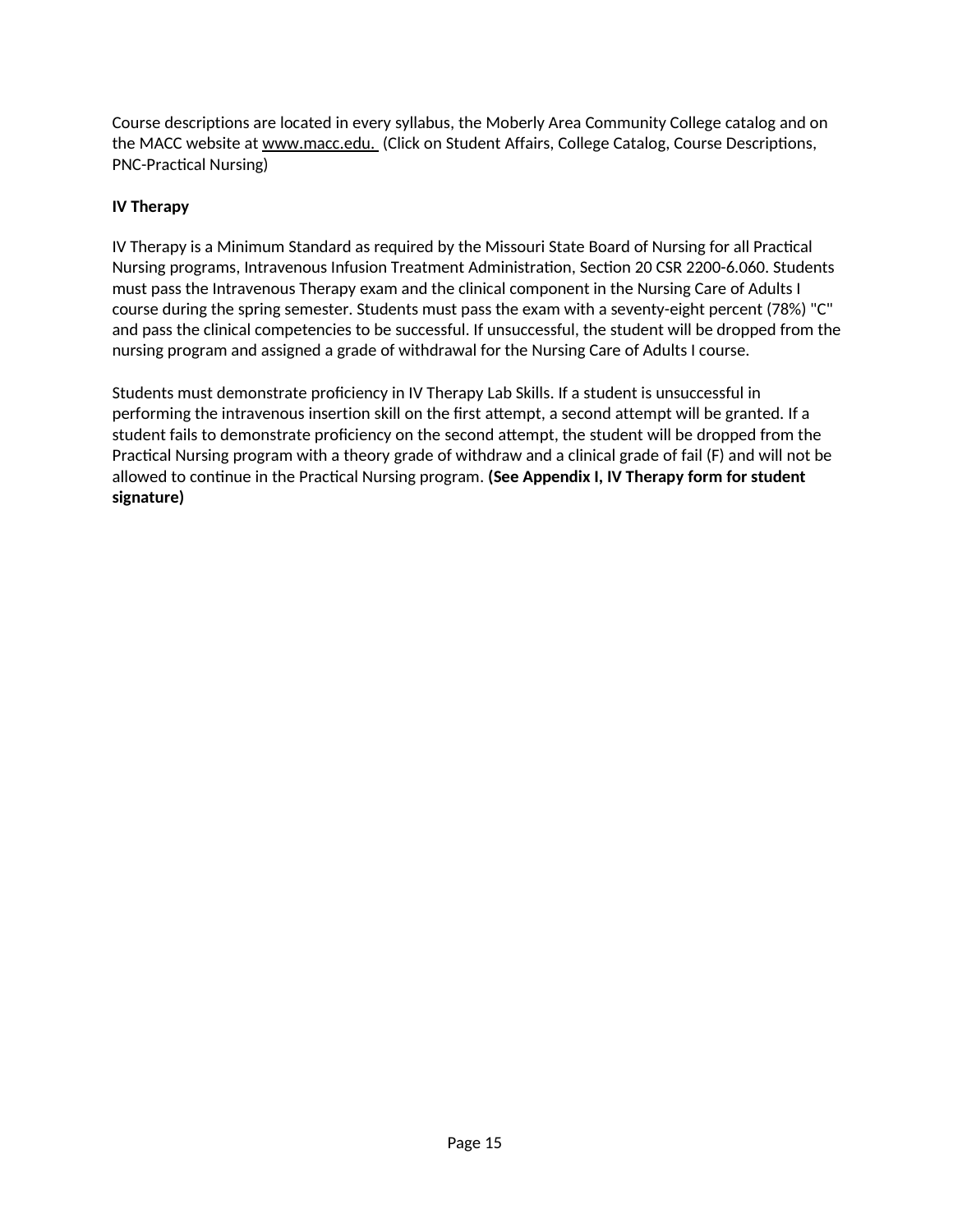Course descriptions are located in every syllabus, the Moberly Area Community College catalog and on the MACC website at www.macc.edu. (Click on Student Affairs, College Catalog, Course Descriptions, PNC-Practical Nursing)

**IV Therapy**

IV Therapy is a Minimum Standard as required by the Missouri State Board of Nursing for all Practical Nursing programs, Intravenous Infusion Treatment Administration, Section 20 CSR 2200-6.060. Students must pass the Intravenous Therapy exam and the clinical component in the Nursing Care of Adults I course during the spring semester. Students must pass the exam with a seventy-eight percent (78%) "C" and pass the clinical competencies to be successful. If unsuccessful, the student will be dropped from the nursing program and assigned a grade of withdrawal for the Nursing Care of Adults I course.

Students must demonstrate proficiency in IV Therapy Lab Skills. If a student is unsuccessful in performing the intravenous insertion skill on the first attempt, a second attempt will be granted. If a student fails to demonstrate proficiency on the second attempt, the student will be dropped from the Practical Nursing program with a theory grade of withdraw and a clinical grade of fail (F) and will not be allowed to continue in the Practical Nursing program. **(See Appendix I, IV Therapy form for student signature)**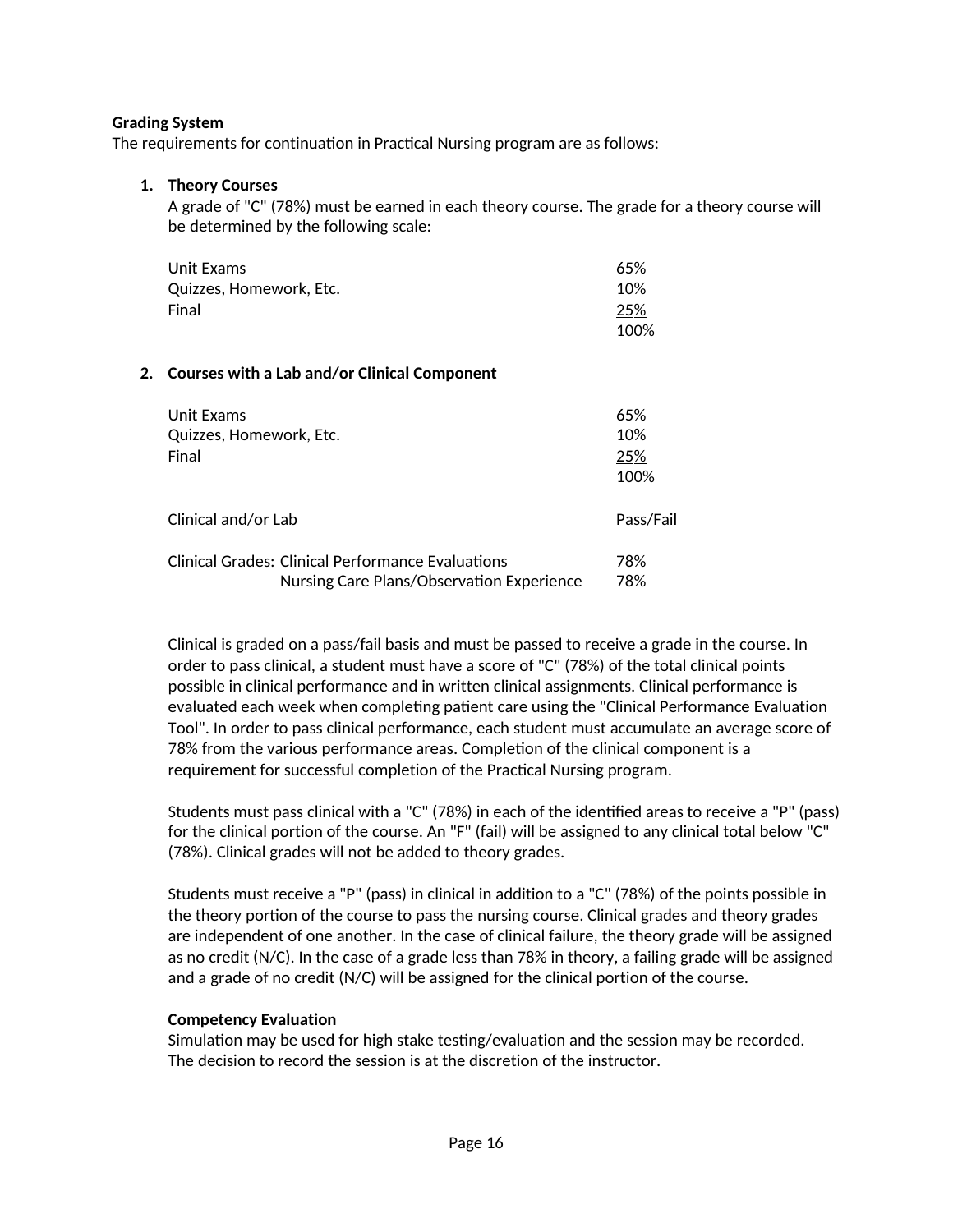**Grading System**

The requirements for continuation in Practical Nursing program are as follows:

1. **Theory Courses**

   A grade of "C" (78%) must be earned in each theory course. The grade for a theory course will be determined by the following scale:

   | | |
   |---|---|
   | Unit Exams | 65% |
   | Quizzes, Homework, Etc. | 10% |
   | Final | 25% |
   | | 100% |

2. **Courses with a Lab and/or Clinical Component**

   | | |
   |---|---|
   | Unit Exams | 65% |
   | Quizzes, Homework, Etc. | 10% |
   | Final | 25% |
   | | 100% |

   | | |
   |---|---|
   | Clinical and/or Lab | Pass/Fail |

   | | | |
   |---|---|---|
   | Clinical Grades: | Clinical Performance Evaluations | 78% |
   | | Nursing Care Plans/Observation Experience | 78% |

   Clinical is graded on a pass/fail basis and must be passed to receive a grade in the course. In order to pass clinical, a student must have a score of "C" (78%) of the total clinical points possible in clinical performance and in written clinical assignments. Clinical performance is evaluated each week when completing patient care using the "Clinical Performance Evaluation Tool". In order to pass clinical performance, each student must accumulate an average score of 78% from the various performance areas. Completion of the clinical component is a requirement for successful completion of the Practical Nursing program.

   Students must pass clinical with a "C" (78%) in each of the identified areas to receive a "P" (pass) for the clinical portion of the course. An "F" (fail) will be assigned to any clinical total below "C" (78%). Clinical grades will not be added to theory grades.

   Students must receive a "P" (pass) in clinical in addition to a "C" (78%) of the points possible in the theory portion of the course to pass the nursing course. Clinical grades and theory grades are independent of one another. In the case of clinical failure, the theory grade will be assigned as no credit (N/C). In the case of a grade less than 78% in theory, a failing grade will be assigned and a grade of no credit (N/C) will be assigned for the clinical portion of the course.

   **Competency Evaluation**

   Simulation may be used for high stake testing/evaluation and the session may be recorded. The decision to record the session is at the discretion of the instructor.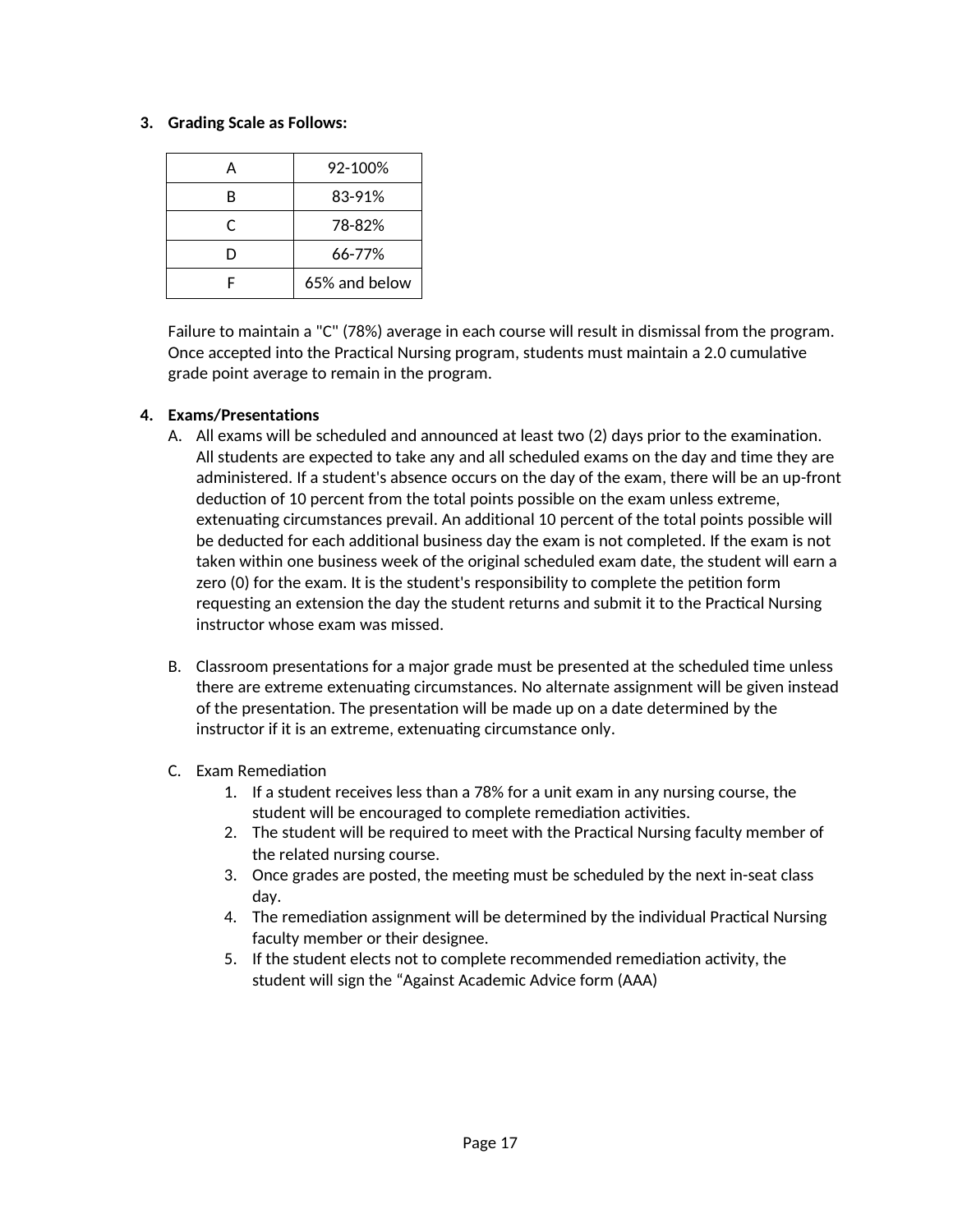3. **Grading Scale as Follows:**

| A | 92-100% |
|---|---|
| B | 83-91% |
| C | 78-82% |
| D | 66-77% |
| F | 65% and below |

Failure to maintain a "C" (78%) average in each course will result in dismissal from the program. Once accepted into the Practical Nursing program, students must maintain a 2.0 cumulative grade point average to remain in the program.

4. **Exams/Presentations**

   A. All exams will be scheduled and announced at least two (2) days prior to the examination. All students are expected to take any and all scheduled exams on the day and time they are administered. If a student's absence occurs on the day of the exam, there will be an up-front deduction of 10 percent from the total points possible on the exam unless extreme, extenuating circumstances prevail. An additional 10 percent of the total points possible will be deducted for each additional business day the exam is not completed. If the exam is not taken within one business week of the original scheduled exam date, the student will earn a zero (0) for the exam. It is the student's responsibility to complete the petition form requesting an extension the day the student returns and submit it to the Practical Nursing instructor whose exam was missed.

   B. Classroom presentations for a major grade must be presented at the scheduled time unless there are extreme extenuating circumstances. No alternate assignment will be given instead of the presentation. The presentation will be made up on a date determined by the instructor if it is an extreme, extenuating circumstance only.

   C. Exam Remediation
      1. If a student receives less than a 78% for a unit exam in any nursing course, the student will be encouraged to complete remediation activities.
      2. The student will be required to meet with the Practical Nursing faculty member of the related nursing course.
      3. Once grades are posted, the meeting must be scheduled by the next in-seat class day.
      4. The remediation assignment will be determined by the individual Practical Nursing faculty member or their designee.
      5. If the student elects not to complete recommended remediation activity, the student will sign the "Against Academic Advice form (AAA)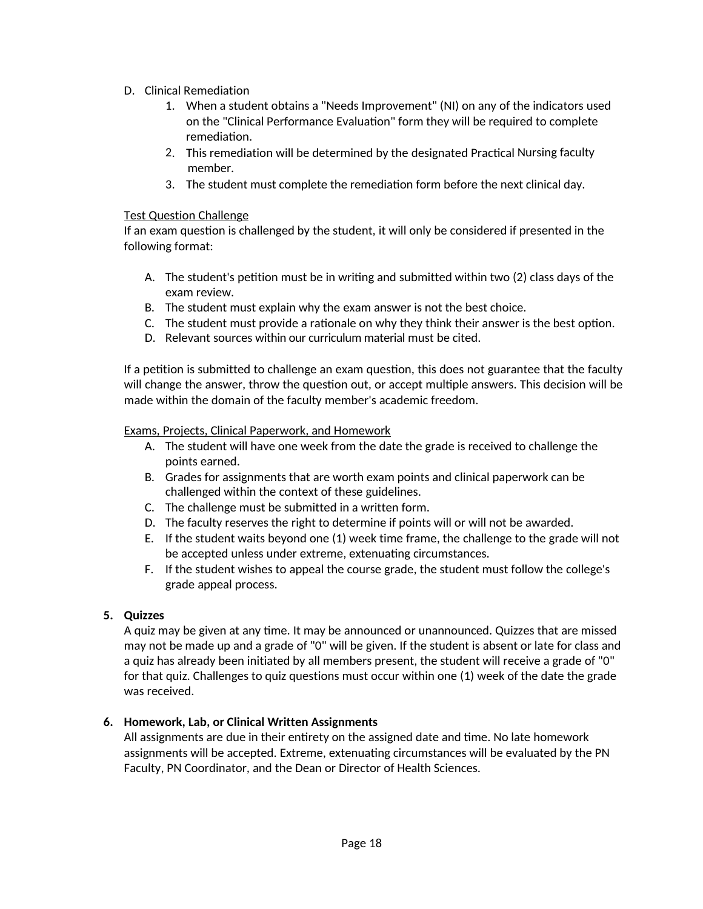D. Clinical Remediation

   1. When a student obtains a "Needs Improvement" (NI) on any of the indicators used on the "Clinical Performance Evaluation" form they will be required to complete remediation.
   2. This remediation will be determined by the designated Practical Nursing faculty member.
   3. The student must complete the remediation form before the next clinical day.

<u>Test Question Challenge</u>

If an exam question is challenged by the student, it will only be considered if presented in the following format:

A. The student's petition must be in writing and submitted within two (2) class days of the exam review.
B. The student must explain why the exam answer is not the best choice.
C. The student must provide a rationale on why they think their answer is the best option.
D. Relevant sources within our curriculum material must be cited.

If a petition is submitted to challenge an exam question, this does not guarantee that the faculty will change the answer, throw the question out, or accept multiple answers. This decision will be made within the domain of the faculty member's academic freedom.

<u>Exams, Projects, Clinical Paperwork, and Homework</u>

A. The student will have one week from the date the grade is received to challenge the points earned.
B. Grades for assignments that are worth exam points and clinical paperwork can be challenged within the context of these guidelines.
C. The challenge must be submitted in a written form.
D. The faculty reserves the right to determine if points will or will not be awarded.
E. If the student waits beyond one (1) week time frame, the challenge to the grade will not be accepted unless under extreme, extenuating circumstances.
F. If the student wishes to appeal the course grade, the student must follow the college's grade appeal process.

**5. Quizzes**

A quiz may be given at any time. It may be announced or unannounced. Quizzes that are missed may not be made up and a grade of "0" will be given. If the student is absent or late for class and a quiz has already been initiated by all members present, the student will receive a grade of "0" for that quiz. Challenges to quiz questions must occur within one (1) week of the date the grade was received.

**6. Homework, Lab, or Clinical Written Assignments**

All assignments are due in their entirety on the assigned date and time. No late homework assignments will be accepted. Extreme, extenuating circumstances will be evaluated by the PN Faculty, PN Coordinator, and the Dean or Director of Health Sciences.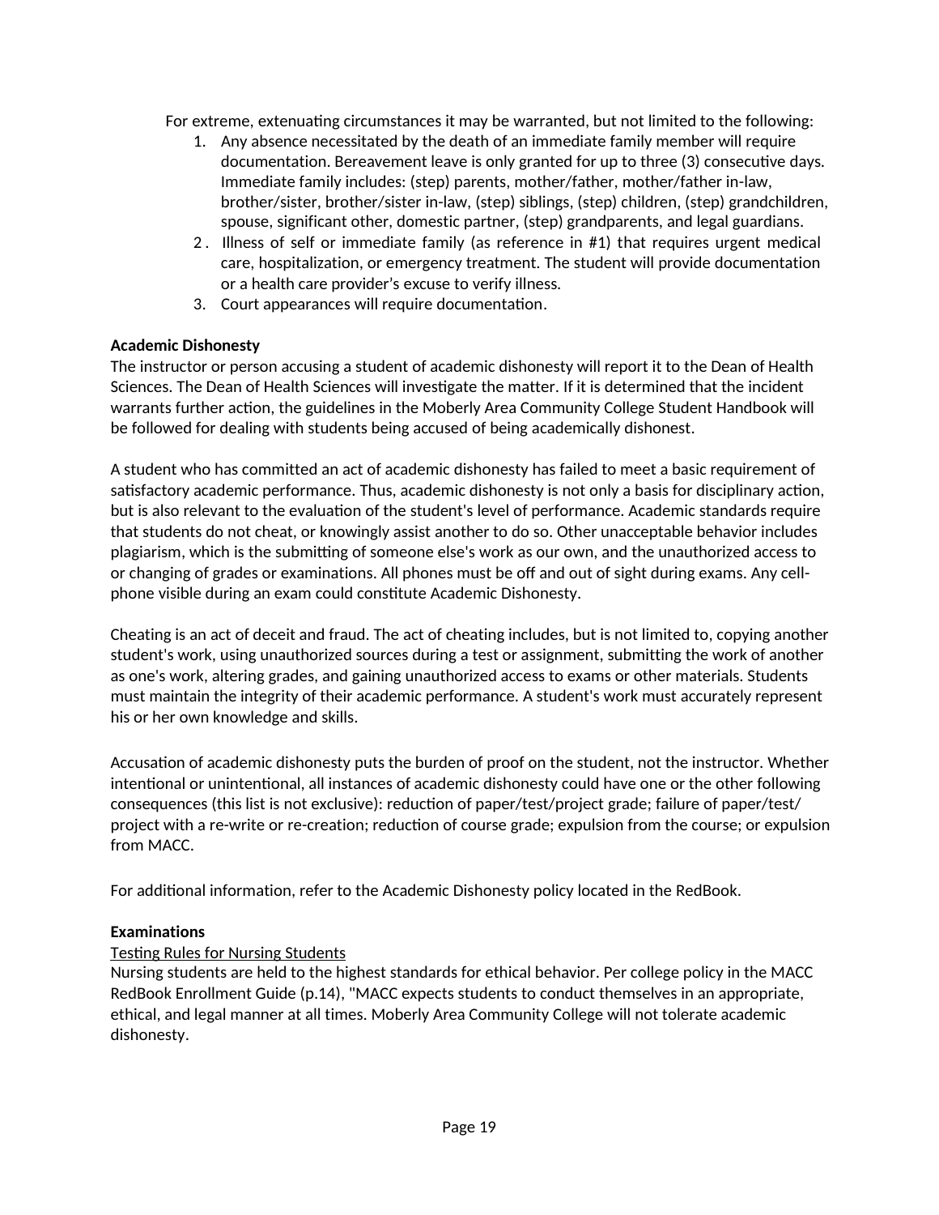For extreme, extenuating circumstances it may be warranted, but not limited to the following:

1. Any absence necessitated by the death of an immediate family member will require documentation. Bereavement leave is only granted for up to three (3) consecutive days. Immediate family includes: (step) parents, mother/father, mother/father in-law, brother/sister, brother/sister in-law, (step) siblings, (step) children, (step) grandchildren, spouse, significant other, domestic partner, (step) grandparents, and legal guardians.
2. Illness of self or immediate family (as reference in #1) that requires urgent medical care, hospitalization, or emergency treatment. The student will provide documentation or a health care provider's excuse to verify illness.
3. Court appearances will require documentation.

**Academic Dishonesty**

The instructor or person accusing a student of academic dishonesty will report it to the Dean of Health Sciences. The Dean of Health Sciences will investigate the matter. If it is determined that the incident warrants further action, the guidelines in the Moberly Area Community College Student Handbook will be followed for dealing with students being accused of being academically dishonest.

A student who has committed an act of academic dishonesty has failed to meet a basic requirement of satisfactory academic performance. Thus, academic dishonesty is not only a basis for disciplinary action, but is also relevant to the evaluation of the student's level of performance. Academic standards require that students do not cheat, or knowingly assist another to do so. Other unacceptable behavior includes plagiarism, which is the submitting of someone else's work as our own, and the unauthorized access to or changing of grades or examinations. All phones must be off and out of sight during exams. Any cell-phone visible during an exam could constitute Academic Dishonesty.

Cheating is an act of deceit and fraud. The act of cheating includes, but is not limited to, copying another student's work, using unauthorized sources during a test or assignment, submitting the work of another as one's work, altering grades, and gaining unauthorized access to exams or other materials. Students must maintain the integrity of their academic performance. A student's work must accurately represent his or her own knowledge and skills.

Accusation of academic dishonesty puts the burden of proof on the student, not the instructor. Whether intentional or unintentional, all instances of academic dishonesty could have one or the other following consequences (this list is not exclusive): reduction of paper/test/project grade; failure of paper/test/project with a re-write or re-creation; reduction of course grade; expulsion from the course; or expulsion from MACC.

For additional information, refer to the Academic Dishonesty policy located in the RedBook.

**Examinations**

Testing Rules for Nursing Students

Nursing students are held to the highest standards for ethical behavior. Per college policy in the MACC RedBook Enrollment Guide (p.14), "MACC expects students to conduct themselves in an appropriate, ethical, and legal manner at all times. Moberly Area Community College will not tolerate academic dishonesty.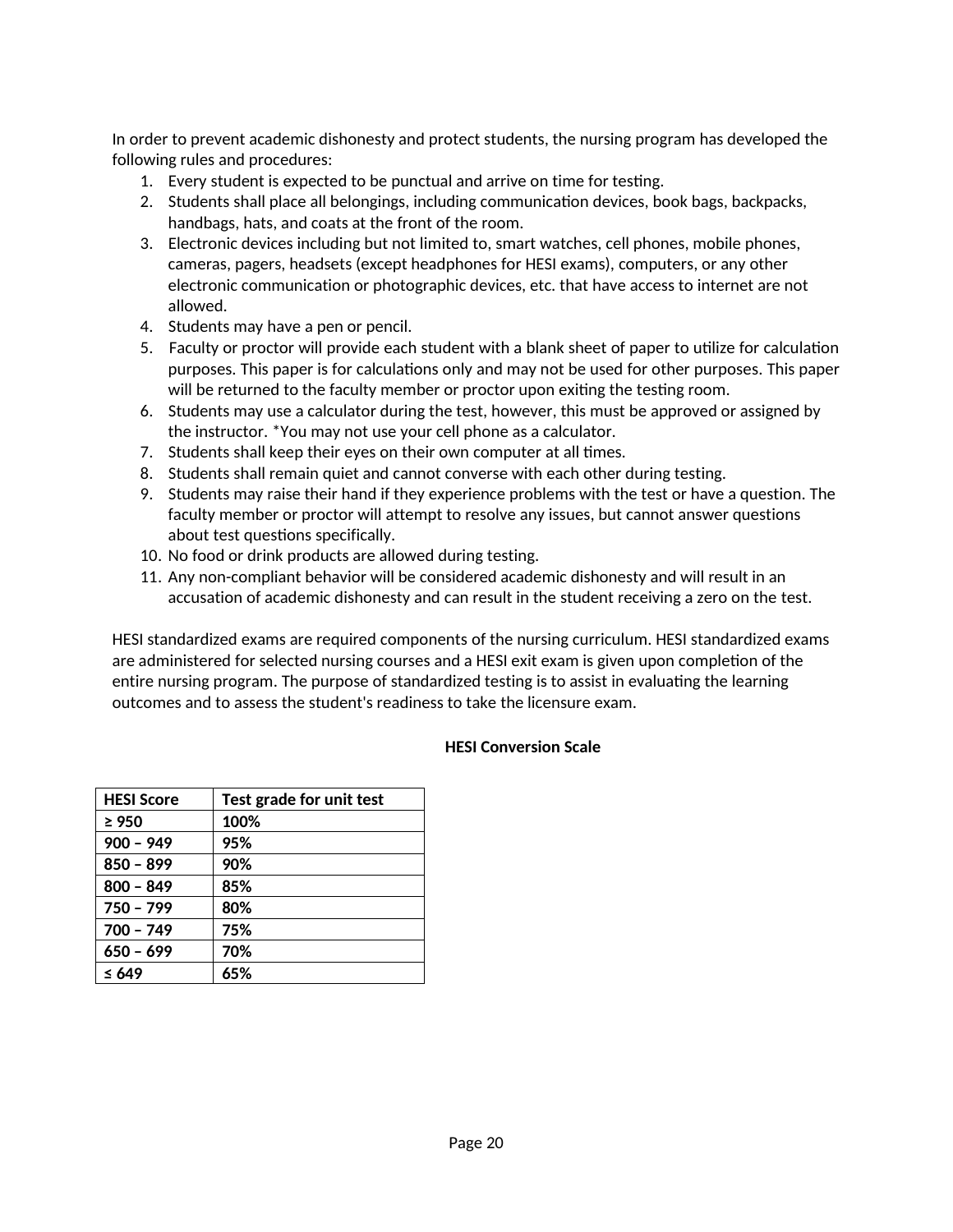In order to prevent academic dishonesty and protect students, the nursing program has developed the following rules and procedures:

1. Every student is expected to be punctual and arrive on time for testing.
2. Students shall place all belongings, including communication devices, book bags, backpacks, handbags, hats, and coats at the front of the room.
3. Electronic devices including but not limited to, smart watches, cell phones, mobile phones, cameras, pagers, headsets (except headphones for HESI exams), computers, or any other electronic communication or photographic devices, etc. that have access to internet are not allowed.
4. Students may have a pen or pencil.
5. Faculty or proctor will provide each student with a blank sheet of paper to utilize for calculation purposes. This paper is for calculations only and may not be used for other purposes. This paper will be returned to the faculty member or proctor upon exiting the testing room.
6. Students may use a calculator during the test, however, this must be approved or assigned by the instructor. *You may not use your cell phone as a calculator.
7. Students shall keep their eyes on their own computer at all times.
8. Students shall remain quiet and cannot converse with each other during testing.
9. Students may raise their hand if they experience problems with the test or have a question. The faculty member or proctor will attempt to resolve any issues, but cannot answer questions about test questions specifically.
10. No food or drink products are allowed during testing.
11. Any non-compliant behavior will be considered academic dishonesty and will result in an accusation of academic dishonesty and can result in the student receiving a zero on the test.

HESI standardized exams are required components of the nursing curriculum. HESI standardized exams are administered for selected nursing courses and a HESI exit exam is given upon completion of the entire nursing program. The purpose of standardized testing is to assist in evaluating the learning outcomes and to assess the student's readiness to take the licensure exam.

**HESI Conversion Scale**

| HESI Score | Test grade for unit test |
|---|---|
| ≥ 950 | 100% |
| 900 – 949 | 95% |
| 850 – 899 | 90% |
| 800 – 849 | 85% |
| 750 – 799 | 80% |
| 700 – 749 | 75% |
| 650 – 699 | 70% |
| ≤ 649 | 65% |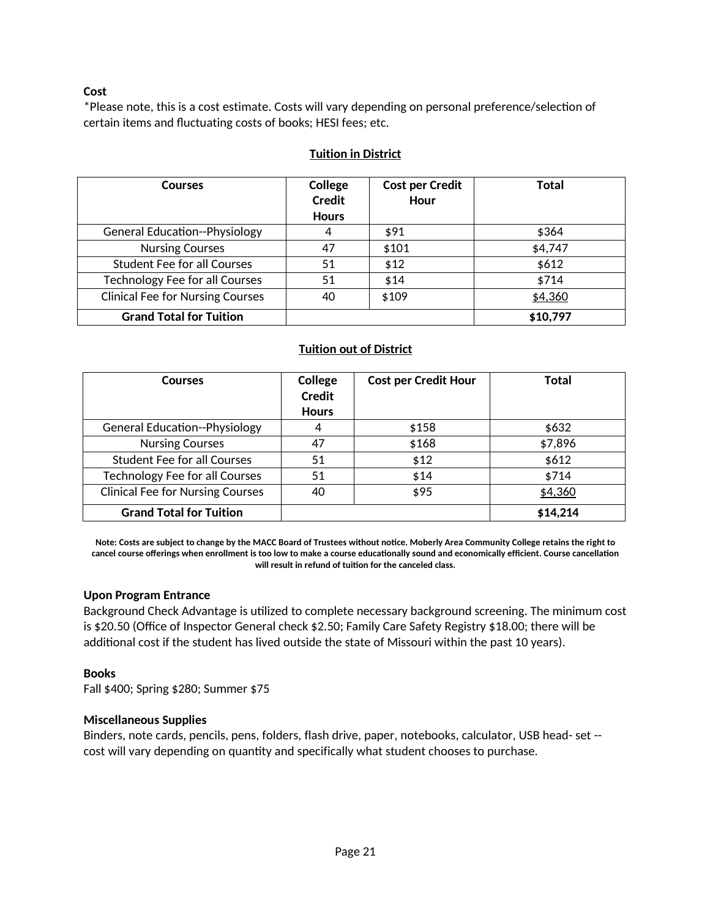**Cost**

*Please note, this is a cost estimate. Costs will vary depending on personal preference/selection of certain items and fluctuating costs of books; HESI fees; etc.

**Tuition in District**

| Courses | College Credit Hours | Cost per Credit Hour | Total |
|---|---|---|---|
| General Education--Physiology | 4 | $91 | $364 |
| Nursing Courses | 47 | $101 | $4,747 |
| Student Fee for all Courses | 51 | $12 | $612 |
| Technology Fee for all Courses | 51 | $14 | $714 |
| Clinical Fee for Nursing Courses | 40 | $109 | $4,360 |
| **Grand Total for Tuition** | | | **$10,797** |

**Tuition out of District**

| Courses | College Credit Hours | Cost per Credit Hour | Total |
|---|---|---|---|
| General Education--Physiology | 4 | $158 | $632 |
| Nursing Courses | 47 | $168 | $7,896 |
| Student Fee for all Courses | 51 | $12 | $612 |
| Technology Fee for all Courses | 51 | $14 | $714 |
| Clinical Fee for Nursing Courses | 40 | $95 | $4,360 |
| **Grand Total for Tuition** | | | **$14,214** |

**Note: Costs are subject to change by the MACC Board of Trustees without notice. Moberly Area Community College retains the right to cancel course offerings when enrollment is too low to make a course educationally sound and economically efficient. Course cancellation will result in refund of tuition for the canceled class.**

**Upon Program Entrance**

Background Check Advantage is utilized to complete necessary background screening. The minimum cost is $20.50 (Office of Inspector General check $2.50; Family Care Safety Registry $18.00; there will be additional cost if the student has lived outside the state of Missouri within the past 10 years).

**Books**

Fall $400; Spring $280; Summer $75

**Miscellaneous Supplies**

Binders, note cards, pencils, pens, folders, flash drive, paper, notebooks, calculator, USB head- set -- cost will vary depending on quantity and specifically what student chooses to purchase.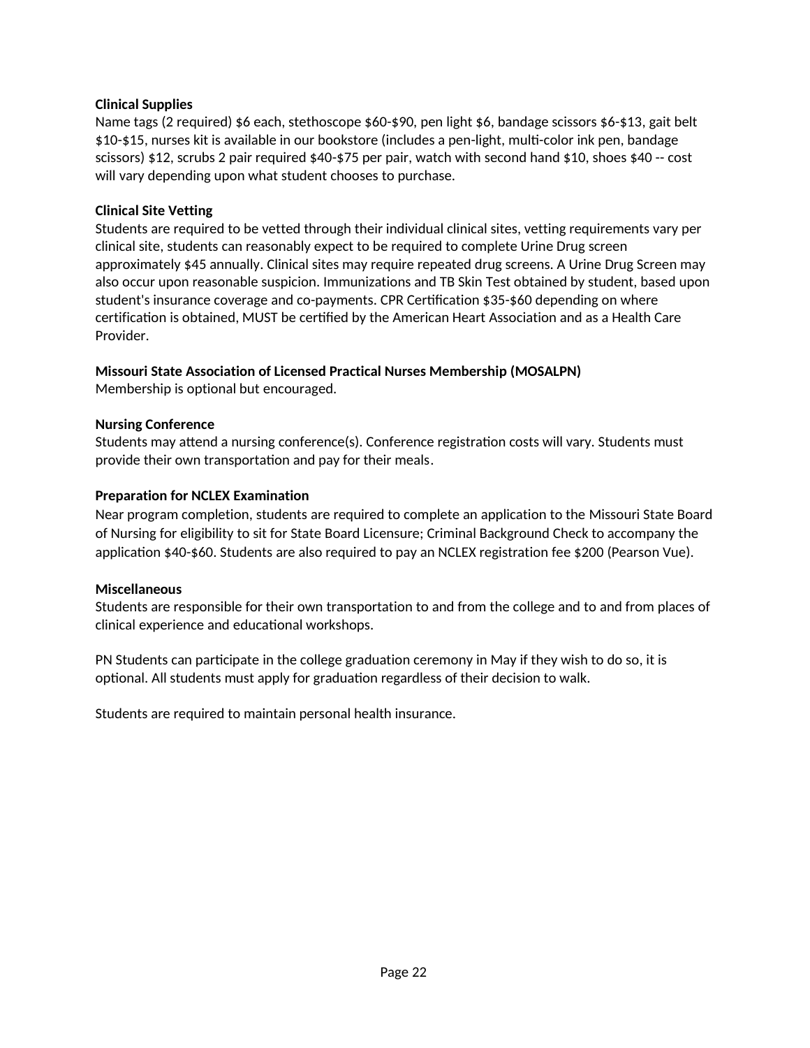**Clinical Supplies**

Name tags (2 required) $6 each, stethoscope $60-$90, pen light $6, bandage scissors $6-$13, gait belt $10-$15, nurses kit is available in our bookstore (includes a pen-light, multi-color ink pen, bandage scissors) $12, scrubs 2 pair required $40-$75 per pair, watch with second hand $10, shoes $40 -- cost will vary depending upon what student chooses to purchase.

**Clinical Site Vetting**

Students are required to be vetted through their individual clinical sites, vetting requirements vary per clinical site, students can reasonably expect to be required to complete Urine Drug screen approximately $45 annually. Clinical sites may require repeated drug screens. A Urine Drug Screen may also occur upon reasonable suspicion. Immunizations and TB Skin Test obtained by student, based upon student's insurance coverage and co-payments. CPR Certification $35-$60 depending on where certification is obtained, MUST be certified by the American Heart Association and as a Health Care Provider.

**Missouri State Association of Licensed Practical Nurses Membership (MOSALPN)**

Membership is optional but encouraged.

**Nursing Conference**

Students may attend a nursing conference(s). Conference registration costs will vary. Students must provide their own transportation and pay for their meals.

**Preparation for NCLEX Examination**

Near program completion, students are required to complete an application to the Missouri State Board of Nursing for eligibility to sit for State Board Licensure; Criminal Background Check to accompany the application $40-$60. Students are also required to pay an NCLEX registration fee $200 (Pearson Vue).

**Miscellaneous**

Students are responsible for their own transportation to and from the college and to and from places of clinical experience and educational workshops.

PN Students can participate in the college graduation ceremony in May if they wish to do so, it is optional. All students must apply for graduation regardless of their decision to walk.

Students are required to maintain personal health insurance.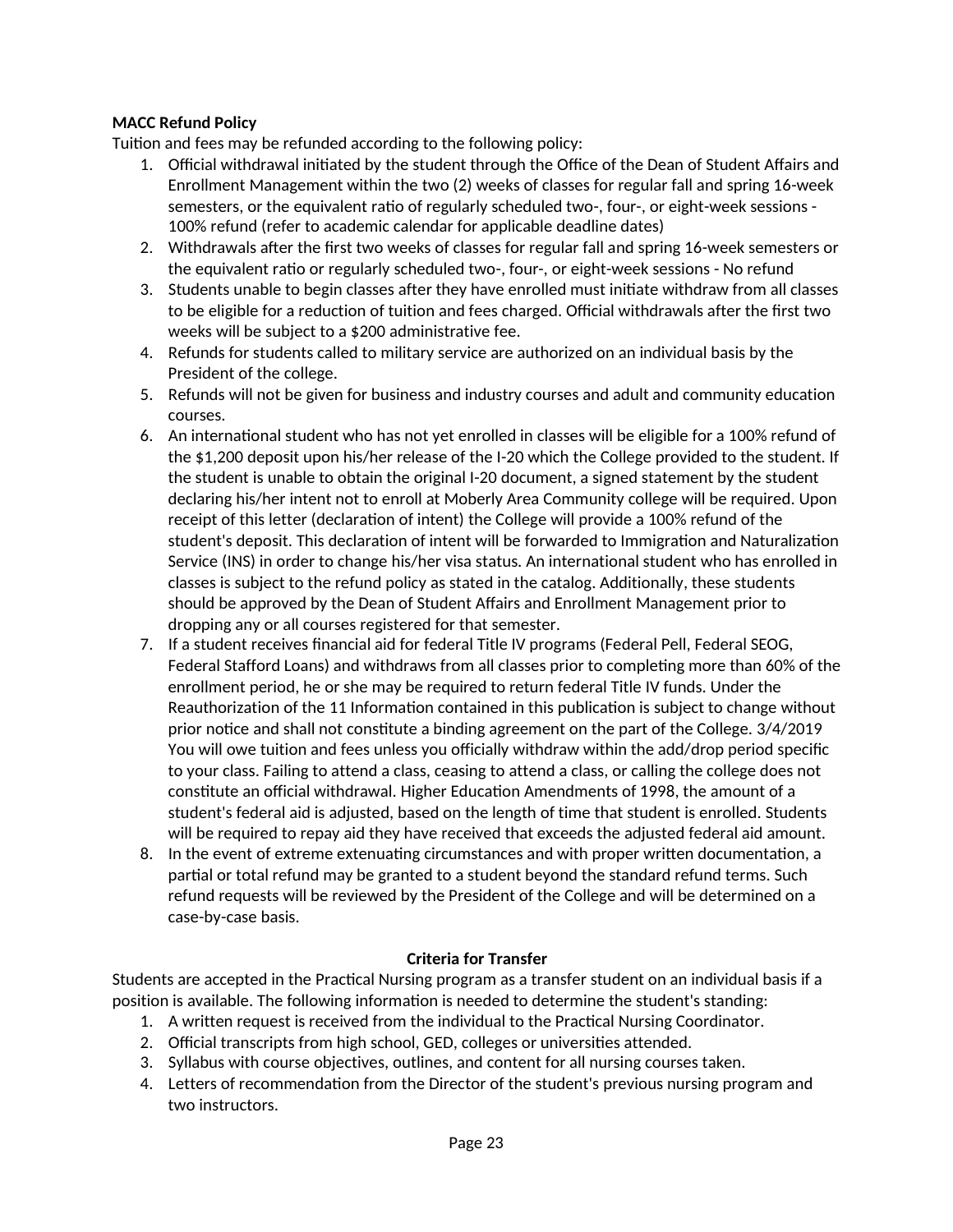**MACC Refund Policy**

Tuition and fees may be refunded according to the following policy:

1. Official withdrawal initiated by the student through the Office of the Dean of Student Affairs and Enrollment Management within the two (2) weeks of classes for regular fall and spring 16-week semesters, or the equivalent ratio of regularly scheduled two-, four-, or eight-week sessions - 100% refund (refer to academic calendar for applicable deadline dates)
2. Withdrawals after the first two weeks of classes for regular fall and spring 16-week semesters or the equivalent ratio or regularly scheduled two-, four-, or eight-week sessions - No refund
3. Students unable to begin classes after they have enrolled must initiate withdraw from all classes to be eligible for a reduction of tuition and fees charged. Official withdrawals after the first two weeks will be subject to a $200 administrative fee.
4. Refunds for students called to military service are authorized on an individual basis by the President of the college.
5. Refunds will not be given for business and industry courses and adult and community education courses.
6. An international student who has not yet enrolled in classes will be eligible for a 100% refund of the $1,200 deposit upon his/her release of the I-20 which the College provided to the student. If the student is unable to obtain the original I-20 document, a signed statement by the student declaring his/her intent not to enroll at Moberly Area Community college will be required. Upon receipt of this letter (declaration of intent) the College will provide a 100% refund of the student's deposit. This declaration of intent will be forwarded to Immigration and Naturalization Service (INS) in order to change his/her visa status. An international student who has enrolled in classes is subject to the refund policy as stated in the catalog. Additionally, these students should be approved by the Dean of Student Affairs and Enrollment Management prior to dropping any or all courses registered for that semester.
7. If a student receives financial aid for federal Title IV programs (Federal Pell, Federal SEOG, Federal Stafford Loans) and withdraws from all classes prior to completing more than 60% of the enrollment period, he or she may be required to return federal Title IV funds. Under the Reauthorization of the 11 Information contained in this publication is subject to change without prior notice and shall not constitute a binding agreement on the part of the College. 3/4/2019 You will owe tuition and fees unless you officially withdraw within the add/drop period specific to your class. Failing to attend a class, ceasing to attend a class, or calling the college does not constitute an official withdrawal. Higher Education Amendments of 1998, the amount of a student's federal aid is adjusted, based on the length of time that student is enrolled. Students will be required to repay aid they have received that exceeds the adjusted federal aid amount.
8. In the event of extreme extenuating circumstances and with proper written documentation, a partial or total refund may be granted to a student beyond the standard refund terms. Such refund requests will be reviewed by the President of the College and will be determined on a case-by-case basis.

**Criteria for Transfer**

Students are accepted in the Practical Nursing program as a transfer student on an individual basis if a position is available. The following information is needed to determine the student's standing:

1. A written request is received from the individual to the Practical Nursing Coordinator.
2. Official transcripts from high school, GED, colleges or universities attended.
3. Syllabus with course objectives, outlines, and content for all nursing courses taken.
4. Letters of recommendation from the Director of the student's previous nursing program and two instructors.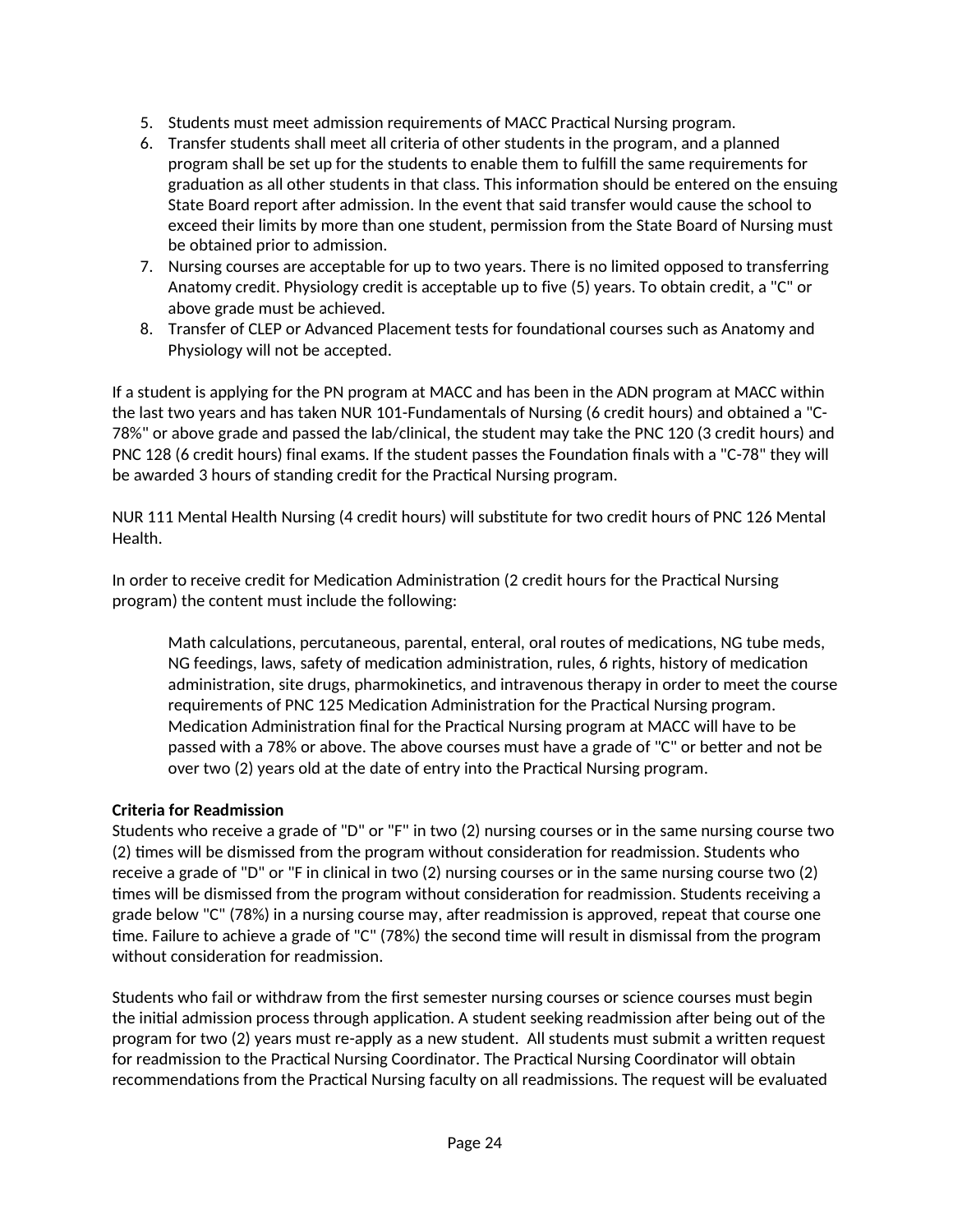5. Students must meet admission requirements of MACC Practical Nursing program.
6. Transfer students shall meet all criteria of other students in the program, and a planned program shall be set up for the students to enable them to fulfill the same requirements for graduation as all other students in that class. This information should be entered on the ensuing State Board report after admission. In the event that said transfer would cause the school to exceed their limits by more than one student, permission from the State Board of Nursing must be obtained prior to admission.
7. Nursing courses are acceptable for up to two years. There is no limited opposed to transferring Anatomy credit. Physiology credit is acceptable up to five (5) years. To obtain credit, a "C" or above grade must be achieved.
8. Transfer of CLEP or Advanced Placement tests for foundational courses such as Anatomy and Physiology will not be accepted.

If a student is applying for the PN program at MACC and has been in the ADN program at MACC within the last two years and has taken NUR 101-Fundamentals of Nursing (6 credit hours) and obtained a "C-78%" or above grade and passed the lab/clinical, the student may take the PNC 120 (3 credit hours) and PNC 128 (6 credit hours) final exams. If the student passes the Foundation finals with a "C-78" they will be awarded 3 hours of standing credit for the Practical Nursing program.

NUR 111 Mental Health Nursing (4 credit hours) will substitute for two credit hours of PNC 126 Mental Health.

In order to receive credit for Medication Administration (2 credit hours for the Practical Nursing program) the content must include the following:

> Math calculations, percutaneous, parental, enteral, oral routes of medications, NG tube meds, NG feedings, laws, safety of medication administration, rules, 6 rights, history of medication administration, site drugs, pharmokinetics, and intravenous therapy in order to meet the course requirements of PNC 125 Medication Administration for the Practical Nursing program. Medication Administration final for the Practical Nursing program at MACC will have to be passed with a 78% or above. The above courses must have a grade of "C" or better and not be over two (2) years old at the date of entry into the Practical Nursing program.

**Criteria for Readmission**

Students who receive a grade of "D" or "F" in two (2) nursing courses or in the same nursing course two (2) times will be dismissed from the program without consideration for readmission. Students who receive a grade of "D" or "F in clinical in two (2) nursing courses or in the same nursing course two (2) times will be dismissed from the program without consideration for readmission. Students receiving a grade below "C" (78%) in a nursing course may, after readmission is approved, repeat that course one time. Failure to achieve a grade of "C" (78%) the second time will result in dismissal from the program without consideration for readmission.

Students who fail or withdraw from the first semester nursing courses or science courses must begin the initial admission process through application. A student seeking readmission after being out of the program for two (2) years must re-apply as a new student. All students must submit a written request for readmission to the Practical Nursing Coordinator. The Practical Nursing Coordinator will obtain recommendations from the Practical Nursing faculty on all readmissions. The request will be evaluated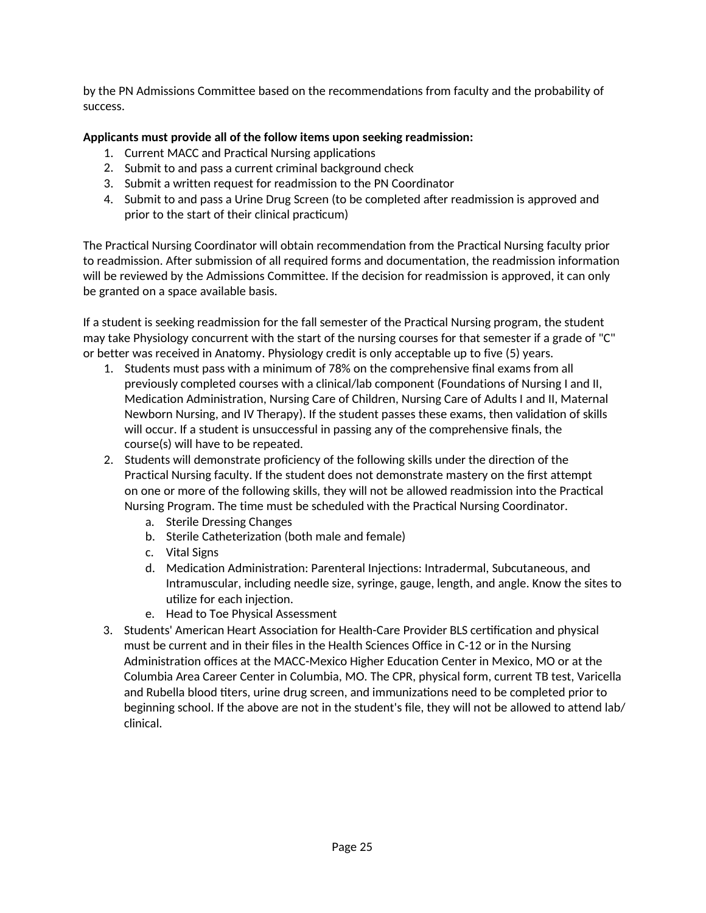by the PN Admissions Committee based on the recommendations from faculty and the probability of success.

**Applicants must provide all of the follow items upon seeking readmission:**

1. Current MACC and Practical Nursing applications
2. Submit to and pass a current criminal background check
3. Submit a written request for readmission to the PN Coordinator
4. Submit to and pass a Urine Drug Screen (to be completed after readmission is approved and prior to the start of their clinical practicum)

The Practical Nursing Coordinator will obtain recommendation from the Practical Nursing faculty prior to readmission. After submission of all required forms and documentation, the readmission information will be reviewed by the Admissions Committee. If the decision for readmission is approved, it can only be granted on a space available basis.

If a student is seeking readmission for the fall semester of the Practical Nursing program, the student may take Physiology concurrent with the start of the nursing courses for that semester if a grade of "C" or better was received in Anatomy. Physiology credit is only acceptable up to five (5) years.

1. Students must pass with a minimum of 78% on the comprehensive final exams from all previously completed courses with a clinical/lab component (Foundations of Nursing I and II, Medication Administration, Nursing Care of Children, Nursing Care of Adults I and II, Maternal Newborn Nursing, and IV Therapy). If the student passes these exams, then validation of skills will occur. If a student is unsuccessful in passing any of the comprehensive finals, the course(s) will have to be repeated.
2. Students will demonstrate proficiency of the following skills under the direction of the Practical Nursing faculty. If the student does not demonstrate mastery on the first attempt on one or more of the following skills, they will not be allowed readmission into the Practical Nursing Program. The time must be scheduled with the Practical Nursing Coordinator.
    a. Sterile Dressing Changes
    b. Sterile Catheterization (both male and female)
    c. Vital Signs
    d. Medication Administration: Parenteral Injections: Intradermal, Subcutaneous, and Intramuscular, including needle size, syringe, gauge, length, and angle. Know the sites to utilize for each injection.
    e. Head to Toe Physical Assessment
3. Students' American Heart Association for Health-Care Provider BLS certification and physical must be current and in their files in the Health Sciences Office in C-12 or in the Nursing Administration offices at the MACC-Mexico Higher Education Center in Mexico, MO or at the Columbia Area Career Center in Columbia, MO. The CPR, physical form, current TB test, Varicella and Rubella blood titers, urine drug screen, and immunizations need to be completed prior to beginning school. If the above are not in the student's file, they will not be allowed to attend lab/clinical.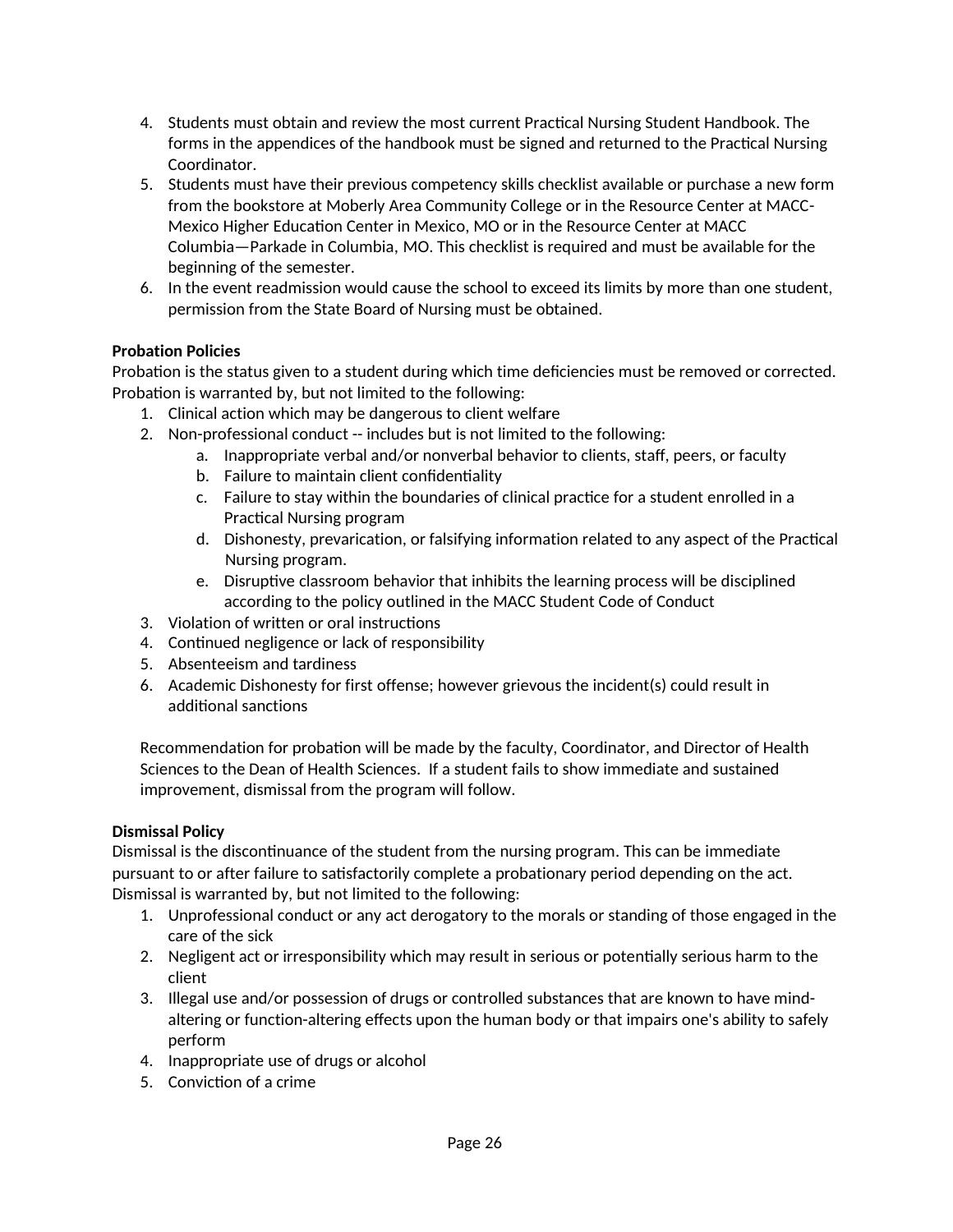4. Students must obtain and review the most current Practical Nursing Student Handbook. The forms in the appendices of the handbook must be signed and returned to the Practical Nursing Coordinator.
5. Students must have their previous competency skills checklist available or purchase a new form from the bookstore at Moberly Area Community College or in the Resource Center at MACC-Mexico Higher Education Center in Mexico, MO or in the Resource Center at MACC Columbia—Parkade in Columbia, MO. This checklist is required and must be available for the beginning of the semester.
6. In the event readmission would cause the school to exceed its limits by more than one student, permission from the State Board of Nursing must be obtained.

**Probation Policies**

Probation is the status given to a student during which time deficiencies must be removed or corrected. Probation is warranted by, but not limited to the following:

1. Clinical action which may be dangerous to client welfare
2. Non-professional conduct -- includes but is not limited to the following:
   a. Inappropriate verbal and/or nonverbal behavior to clients, staff, peers, or faculty
   b. Failure to maintain client confidentiality
   c. Failure to stay within the boundaries of clinical practice for a student enrolled in a Practical Nursing program
   d. Dishonesty, prevarication, or falsifying information related to any aspect of the Practical Nursing program.
   e. Disruptive classroom behavior that inhibits the learning process will be disciplined according to the policy outlined in the MACC Student Code of Conduct
3. Violation of written or oral instructions
4. Continued negligence or lack of responsibility
5. Absenteeism and tardiness
6. Academic Dishonesty for first offense; however grievous the incident(s) could result in additional sanctions

Recommendation for probation will be made by the faculty, Coordinator, and Director of Health Sciences to the Dean of Health Sciences. If a student fails to show immediate and sustained improvement, dismissal from the program will follow.

**Dismissal Policy**

Dismissal is the discontinuance of the student from the nursing program. This can be immediate pursuant to or after failure to satisfactorily complete a probationary period depending on the act. Dismissal is warranted by, but not limited to the following:

1. Unprofessional conduct or any act derogatory to the morals or standing of those engaged in the care of the sick
2. Negligent act or irresponsibility which may result in serious or potentially serious harm to the client
3. Illegal use and/or possession of drugs or controlled substances that are known to have mind-altering or function-altering effects upon the human body or that impairs one's ability to safely perform
4. Inappropriate use of drugs or alcohol
5. Conviction of a crime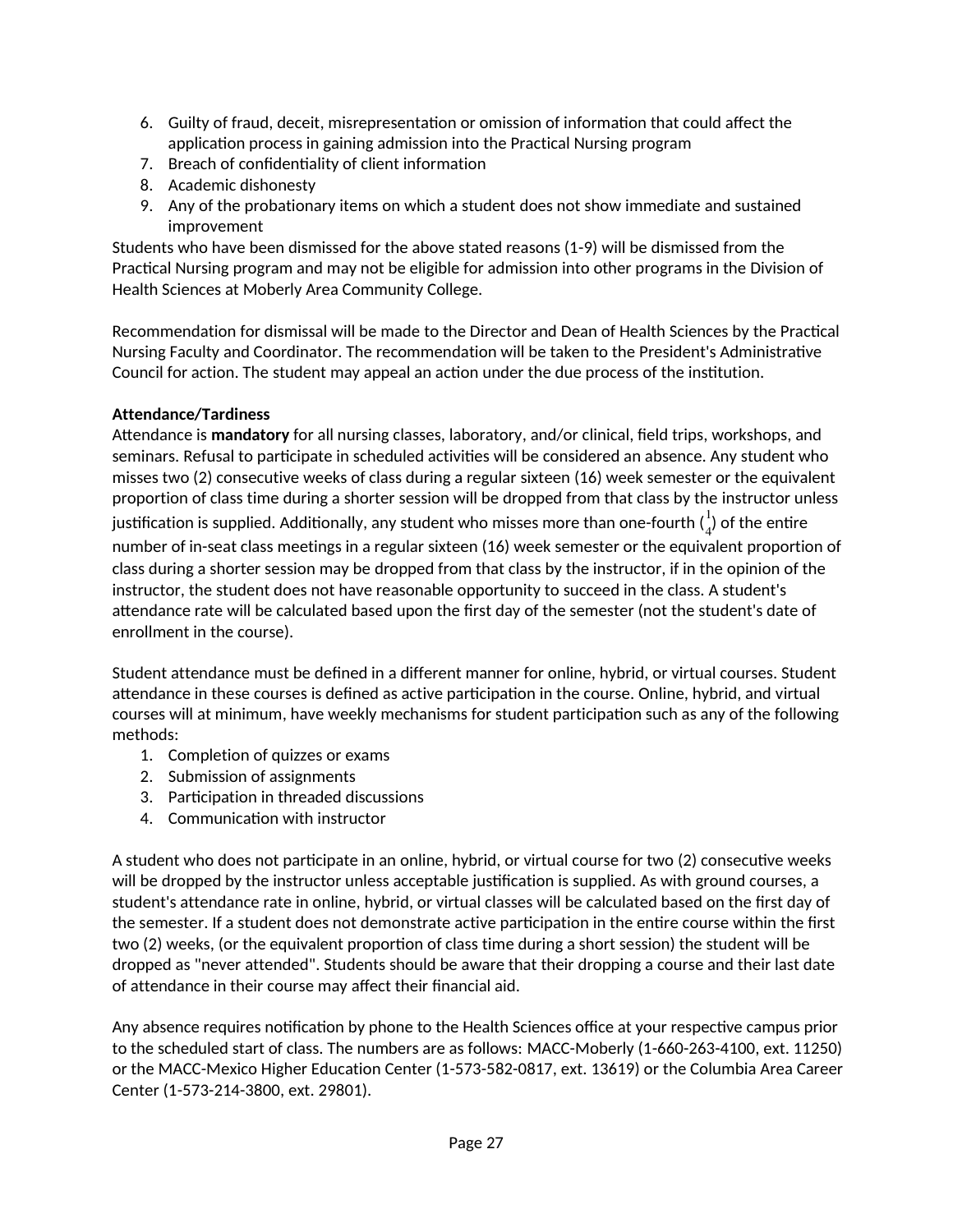6. Guilty of fraud, deceit, misrepresentation or omission of information that could affect the application process in gaining admission into the Practical Nursing program
7. Breach of confidentiality of client information
8. Academic dishonesty
9. Any of the probationary items on which a student does not show immediate and sustained improvement

Students who have been dismissed for the above stated reasons (1-9) will be dismissed from the Practical Nursing program and may not be eligible for admission into other programs in the Division of Health Sciences at Moberly Area Community College.

Recommendation for dismissal will be made to the Director and Dean of Health Sciences by the Practical Nursing Faculty and Coordinator. The recommendation will be taken to the President's Administrative Council for action. The student may appeal an action under the due process of the institution.

**Attendance/Tardiness**

Attendance is **mandatory** for all nursing classes, laboratory, and/or clinical, field trips, workshops, and seminars. Refusal to participate in scheduled activities will be considered an absence. Any student who misses two (2) consecutive weeks of class during a regular sixteen (16) week semester or the equivalent proportion of class time during a shorter session will be dropped from that class by the instructor unless justification is supplied. Additionally, any student who misses more than one-fourth ($\frac{1}{4}$) of the entire number of in-seat class meetings in a regular sixteen (16) week semester or the equivalent proportion of class during a shorter session may be dropped from that class by the instructor, if in the opinion of the instructor, the student does not have reasonable opportunity to succeed in the class. A student's attendance rate will be calculated based upon the first day of the semester (not the student's date of enrollment in the course).

Student attendance must be defined in a different manner for online, hybrid, or virtual courses. Student attendance in these courses is defined as active participation in the course. Online, hybrid, and virtual courses will at minimum, have weekly mechanisms for student participation such as any of the following methods:

1. Completion of quizzes or exams
2. Submission of assignments
3. Participation in threaded discussions
4. Communication with instructor

A student who does not participate in an online, hybrid, or virtual course for two (2) consecutive weeks will be dropped by the instructor unless acceptable justification is supplied. As with ground courses, a student's attendance rate in online, hybrid, or virtual classes will be calculated based on the first day of the semester. If a student does not demonstrate active participation in the entire course within the first two (2) weeks, (or the equivalent proportion of class time during a short session) the student will be dropped as "never attended". Students should be aware that their dropping a course and their last date of attendance in their course may affect their financial aid.

Any absence requires notification by phone to the Health Sciences office at your respective campus prior to the scheduled start of class. The numbers are as follows: MACC-Moberly (1-660-263-4100, ext. 11250) or the MACC-Mexico Higher Education Center (1-573-582-0817, ext. 13619) or the Columbia Area Career Center (1-573-214-3800, ext. 29801).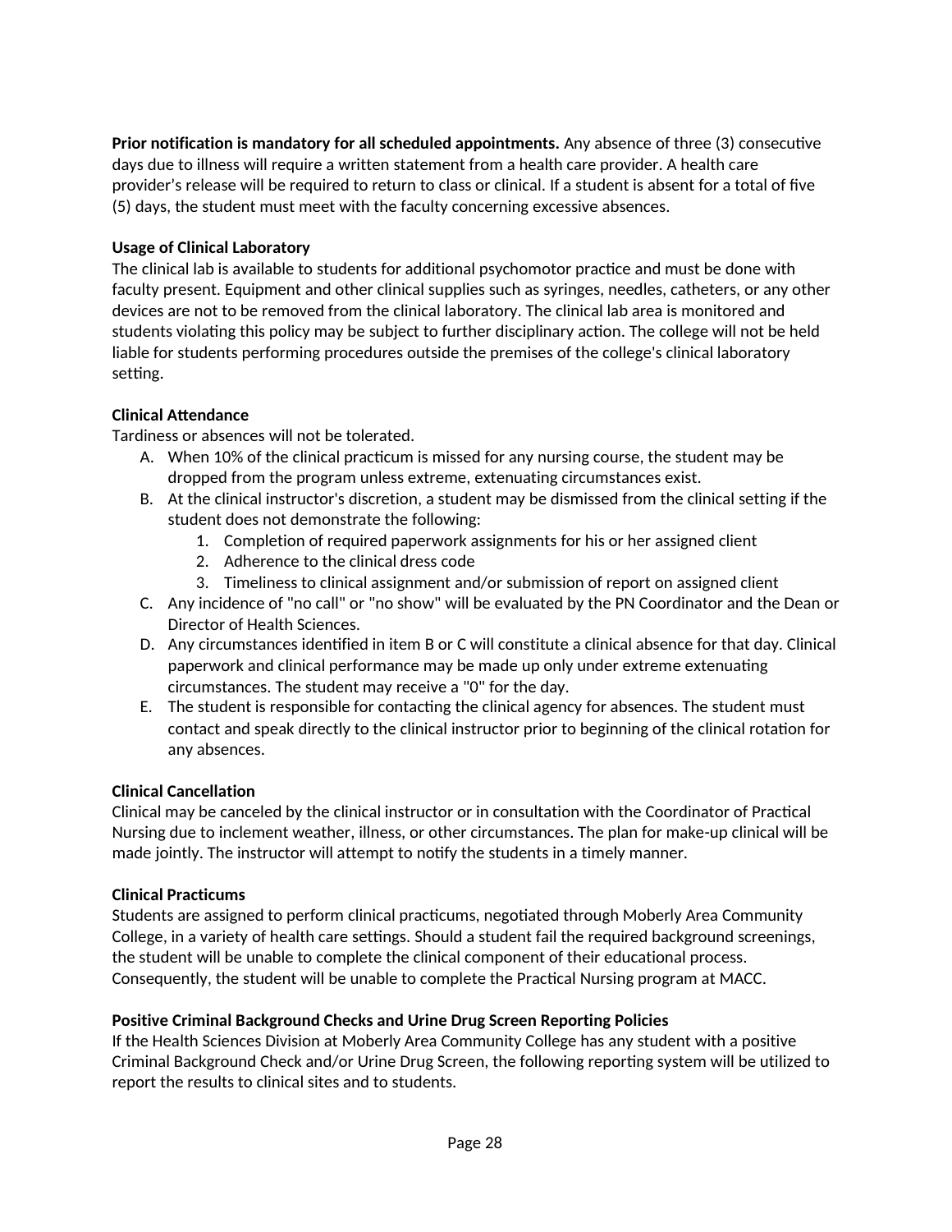**Prior notification is mandatory for all scheduled appointments.** Any absence of three (3) consecutive days due to illness will require a written statement from a health care provider. A health care provider's release will be required to return to class or clinical. If a student is absent for a total of five (5) days, the student must meet with the faculty concerning excessive absences.

**Usage of Clinical Laboratory**

The clinical lab is available to students for additional psychomotor practice and must be done with faculty present. Equipment and other clinical supplies such as syringes, needles, catheters, or any other devices are not to be removed from the clinical laboratory. The clinical lab area is monitored and students violating this policy may be subject to further disciplinary action. The college will not be held liable for students performing procedures outside the premises of the college's clinical laboratory setting.

**Clinical Attendance**

Tardiness or absences will not be tolerated.

A. When 10% of the clinical practicum is missed for any nursing course, the student may be dropped from the program unless extreme, extenuating circumstances exist.
B. At the clinical instructor's discretion, a student may be dismissed from the clinical setting if the student does not demonstrate the following:
   1. Completion of required paperwork assignments for his or her assigned client
   2. Adherence to the clinical dress code
   3. Timeliness to clinical assignment and/or submission of report on assigned client
C. Any incidence of "no call" or "no show" will be evaluated by the PN Coordinator and the Dean or Director of Health Sciences.
D. Any circumstances identified in item B or C will constitute a clinical absence for that day. Clinical paperwork and clinical performance may be made up only under extreme extenuating circumstances. The student may receive a "0" for the day.
E. The student is responsible for contacting the clinical agency for absences. The student must contact and speak directly to the clinical instructor prior to beginning of the clinical rotation for any absences.

**Clinical Cancellation**

Clinical may be canceled by the clinical instructor or in consultation with the Coordinator of Practical Nursing due to inclement weather, illness, or other circumstances. The plan for make-up clinical will be made jointly. The instructor will attempt to notify the students in a timely manner.

**Clinical Practicums**

Students are assigned to perform clinical practicums, negotiated through Moberly Area Community College, in a variety of health care settings. Should a student fail the required background screenings, the student will be unable to complete the clinical component of their educational process. Consequently, the student will be unable to complete the Practical Nursing program at MACC.

**Positive Criminal Background Checks and Urine Drug Screen Reporting Policies**

If the Health Sciences Division at Moberly Area Community College has any student with a positive Criminal Background Check and/or Urine Drug Screen, the following reporting system will be utilized to report the results to clinical sites and to students.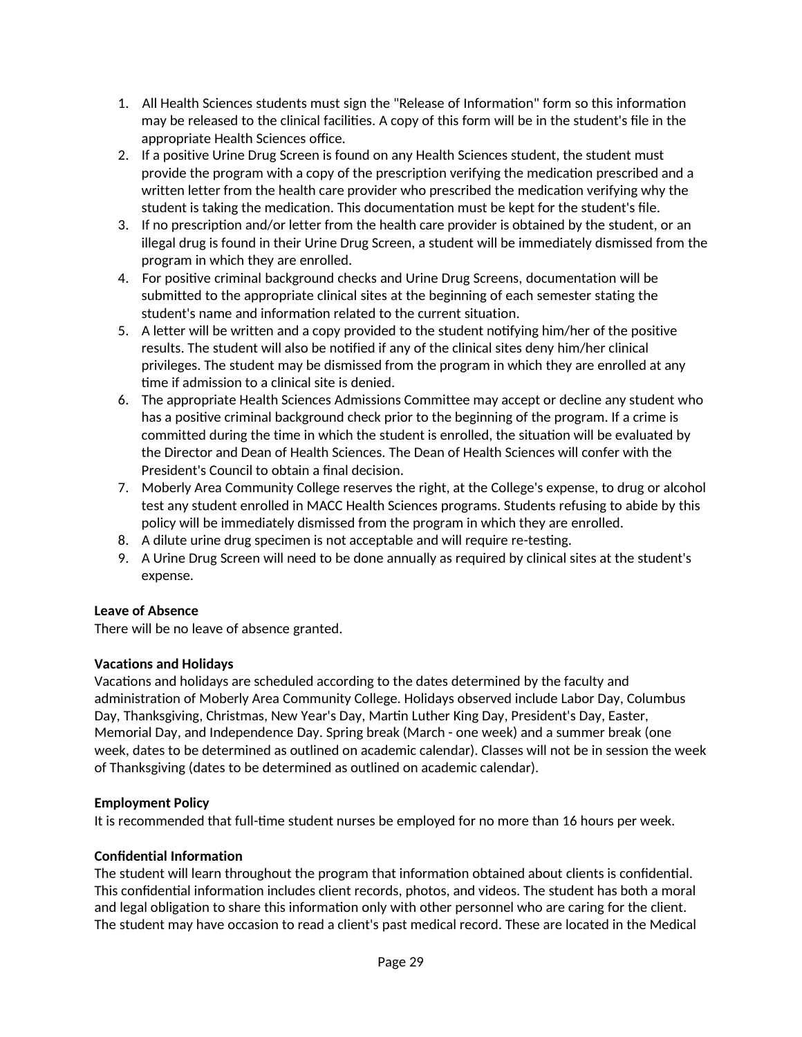1. All Health Sciences students must sign the "Release of Information" form so this information may be released to the clinical facilities. A copy of this form will be in the student's file in the appropriate Health Sciences office.
2. If a positive Urine Drug Screen is found on any Health Sciences student, the student must provide the program with a copy of the prescription verifying the medication prescribed and a written letter from the health care provider who prescribed the medication verifying why the student is taking the medication. This documentation must be kept for the student's file.
3. If no prescription and/or letter from the health care provider is obtained by the student, or an illegal drug is found in their Urine Drug Screen, a student will be immediately dismissed from the program in which they are enrolled.
4. For positive criminal background checks and Urine Drug Screens, documentation will be submitted to the appropriate clinical sites at the beginning of each semester stating the student's name and information related to the current situation.
5. A letter will be written and a copy provided to the student notifying him/her of the positive results. The student will also be notified if any of the clinical sites deny him/her clinical privileges. The student may be dismissed from the program in which they are enrolled at any time if admission to a clinical site is denied.
6. The appropriate Health Sciences Admissions Committee may accept or decline any student who has a positive criminal background check prior to the beginning of the program. If a crime is committed during the time in which the student is enrolled, the situation will be evaluated by the Director and Dean of Health Sciences. The Dean of Health Sciences will confer with the President's Council to obtain a final decision.
7. Moberly Area Community College reserves the right, at the College's expense, to drug or alcohol test any student enrolled in MACC Health Sciences programs. Students refusing to abide by this policy will be immediately dismissed from the program in which they are enrolled.
8. A dilute urine drug specimen is not acceptable and will require re-testing.
9. A Urine Drug Screen will need to be done annually as required by clinical sites at the student's expense.

**Leave of Absence**
There will be no leave of absence granted.

**Vacations and Holidays**
Vacations and holidays are scheduled according to the dates determined by the faculty and administration of Moberly Area Community College. Holidays observed include Labor Day, Columbus Day, Thanksgiving, Christmas, New Year's Day, Martin Luther King Day, President's Day, Easter, Memorial Day, and Independence Day. Spring break (March - one week) and a summer break (one week, dates to be determined as outlined on academic calendar). Classes will not be in session the week of Thanksgiving (dates to be determined as outlined on academic calendar).

**Employment Policy**
It is recommended that full-time student nurses be employed for no more than 16 hours per week.

**Confidential Information**
The student will learn throughout the program that information obtained about clients is confidential. This confidential information includes client records, photos, and videos. The student has both a moral and legal obligation to share this information only with other personnel who are caring for the client. The student may have occasion to read a client's past medical record. These are located in the Medical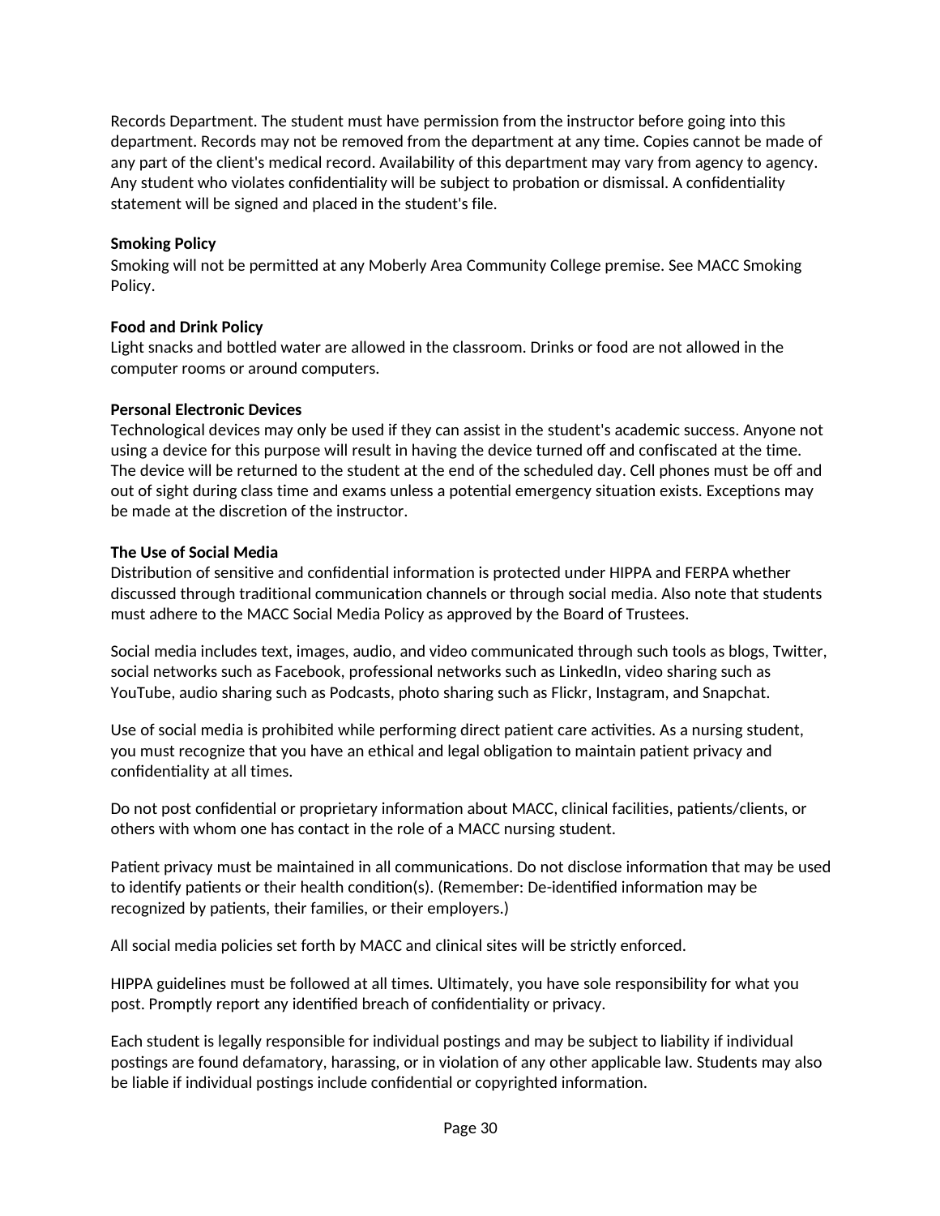Records Department. The student must have permission from the instructor before going into this department. Records may not be removed from the department at any time. Copies cannot be made of any part of the client's medical record. Availability of this department may vary from agency to agency. Any student who violates confidentiality will be subject to probation or dismissal. A confidentiality statement will be signed and placed in the student's file.

**Smoking Policy**

Smoking will not be permitted at any Moberly Area Community College premise. See MACC Smoking Policy.

**Food and Drink Policy**

Light snacks and bottled water are allowed in the classroom. Drinks or food are not allowed in the computer rooms or around computers.

**Personal Electronic Devices**

Technological devices may only be used if they can assist in the student's academic success. Anyone not using a device for this purpose will result in having the device turned off and confiscated at the time. The device will be returned to the student at the end of the scheduled day. Cell phones must be off and out of sight during class time and exams unless a potential emergency situation exists. Exceptions may be made at the discretion of the instructor.

**The Use of Social Media**

Distribution of sensitive and confidential information is protected under HIPPA and FERPA whether discussed through traditional communication channels or through social media. Also note that students must adhere to the MACC Social Media Policy as approved by the Board of Trustees.

Social media includes text, images, audio, and video communicated through such tools as blogs, Twitter, social networks such as Facebook, professional networks such as LinkedIn, video sharing such as YouTube, audio sharing such as Podcasts, photo sharing such as Flickr, Instagram, and Snapchat.

Use of social media is prohibited while performing direct patient care activities. As a nursing student, you must recognize that you have an ethical and legal obligation to maintain patient privacy and confidentiality at all times.

Do not post confidential or proprietary information about MACC, clinical facilities, patients/clients, or others with whom one has contact in the role of a MACC nursing student.

Patient privacy must be maintained in all communications. Do not disclose information that may be used to identify patients or their health condition(s). (Remember: De-identified information may be recognized by patients, their families, or their employers.)

All social media policies set forth by MACC and clinical sites will be strictly enforced.

HIPPA guidelines must be followed at all times. Ultimately, you have sole responsibility for what you post. Promptly report any identified breach of confidentiality or privacy.

Each student is legally responsible for individual postings and may be subject to liability if individual postings are found defamatory, harassing, or in violation of any other applicable law. Students may also be liable if individual postings include confidential or copyrighted information.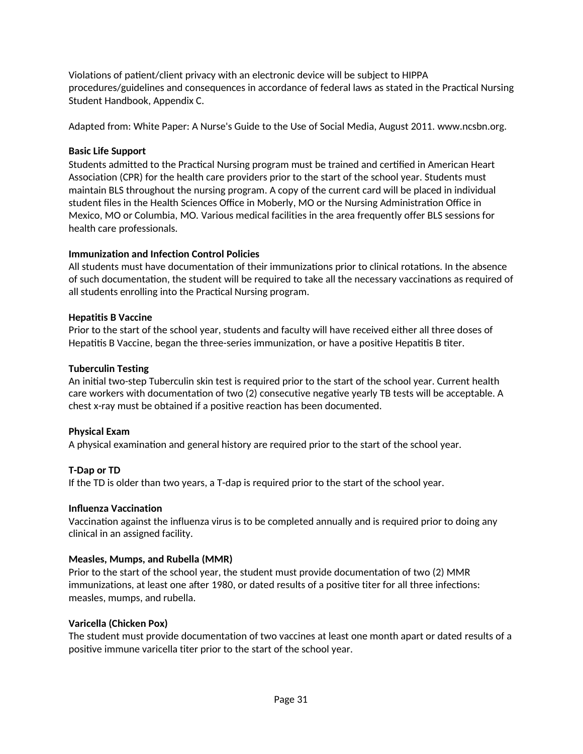Violations of patient/client privacy with an electronic device will be subject to HIPPA procedures/guidelines and consequences in accordance of federal laws as stated in the Practical Nursing Student Handbook, Appendix C.

Adapted from: White Paper: A Nurse's Guide to the Use of Social Media, August 2011. www.ncsbn.org.

**Basic Life Support**

Students admitted to the Practical Nursing program must be trained and certified in American Heart Association (CPR) for the health care providers prior to the start of the school year. Students must maintain BLS throughout the nursing program. A copy of the current card will be placed in individual student files in the Health Sciences Office in Moberly, MO or the Nursing Administration Office in Mexico, MO or Columbia, MO. Various medical facilities in the area frequently offer BLS sessions for health care professionals.

**Immunization and Infection Control Policies**

All students must have documentation of their immunizations prior to clinical rotations. In the absence of such documentation, the student will be required to take all the necessary vaccinations as required of all students enrolling into the Practical Nursing program.

**Hepatitis B Vaccine**

Prior to the start of the school year, students and faculty will have received either all three doses of Hepatitis B Vaccine, began the three-series immunization, or have a positive Hepatitis B titer.

**Tuberculin Testing**

An initial two-step Tuberculin skin test is required prior to the start of the school year. Current health care workers with documentation of two (2) consecutive negative yearly TB tests will be acceptable. A chest x-ray must be obtained if a positive reaction has been documented.

**Physical Exam**

A physical examination and general history are required prior to the start of the school year.

**T-Dap or TD**

If the TD is older than two years, a T-dap is required prior to the start of the school year.

**Influenza Vaccination**

Vaccination against the influenza virus is to be completed annually and is required prior to doing any clinical in an assigned facility.

**Measles, Mumps, and Rubella (MMR)**

Prior to the start of the school year, the student must provide documentation of two (2) MMR immunizations, at least one after 1980, or dated results of a positive titer for all three infections: measles, mumps, and rubella.

**Varicella (Chicken Pox)**

The student must provide documentation of two vaccines at least one month apart or dated results of a positive immune varicella titer prior to the start of the school year.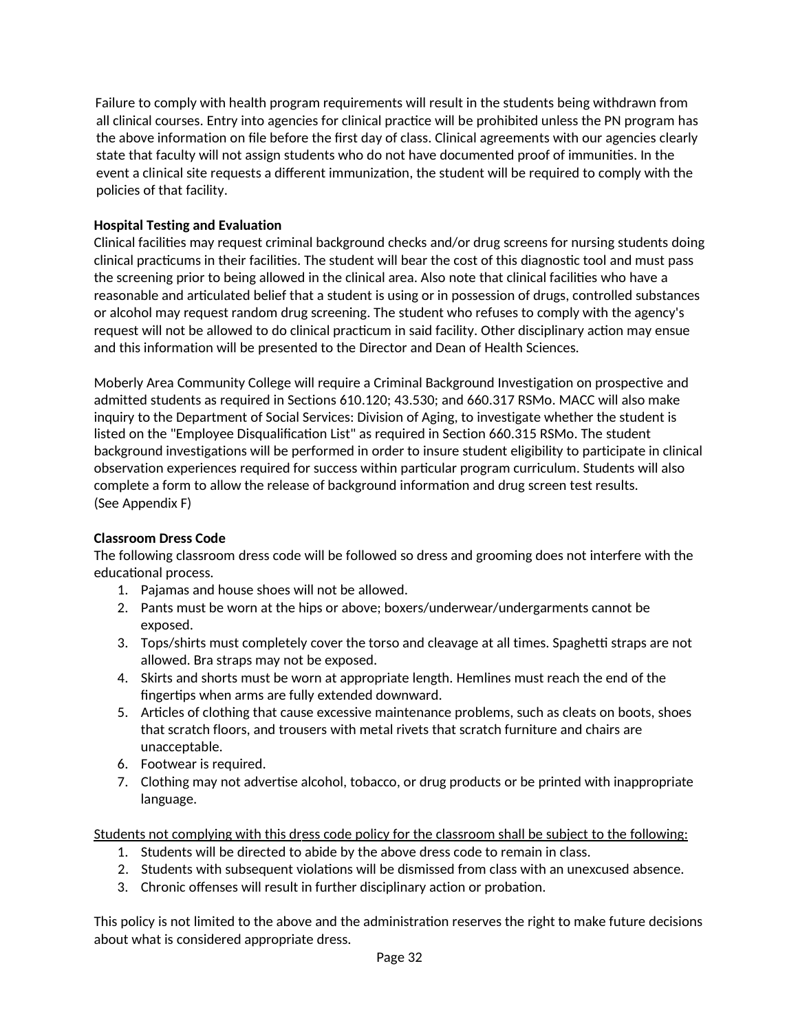Failure to comply with health program requirements will result in the students being withdrawn from all clinical courses. Entry into agencies for clinical practice will be prohibited unless the PN program has the above information on file before the first day of class. Clinical agreements with our agencies clearly state that faculty will not assign students who do not have documented proof of immunities. In the event a clinical site requests a different immunization, the student will be required to comply with the policies of that facility.

**Hospital Testing and Evaluation**

Clinical facilities may request criminal background checks and/or drug screens for nursing students doing clinical practicums in their facilities. The student will bear the cost of this diagnostic tool and must pass the screening prior to being allowed in the clinical area. Also note that clinical facilities who have a reasonable and articulated belief that a student is using or in possession of drugs, controlled substances or alcohol may request random drug screening. The student who refuses to comply with the agency's request will not be allowed to do clinical practicum in said facility. Other disciplinary action may ensue and this information will be presented to the Director and Dean of Health Sciences.

Moberly Area Community College will require a Criminal Background Investigation on prospective and admitted students as required in Sections 610.120; 43.530; and 660.317 RSMo. MACC will also make inquiry to the Department of Social Services: Division of Aging, to investigate whether the student is listed on the "Employee Disqualification List" as required in Section 660.315 RSMo. The student background investigations will be performed in order to insure student eligibility to participate in clinical observation experiences required for success within particular program curriculum. Students will also complete a form to allow the release of background information and drug screen test results. (See Appendix F)

**Classroom Dress Code**

The following classroom dress code will be followed so dress and grooming does not interfere with the educational process.

1. Pajamas and house shoes will not be allowed.
2. Pants must be worn at the hips or above; boxers/underwear/undergarments cannot be exposed.
3. Tops/shirts must completely cover the torso and cleavage at all times. Spaghetti straps are not allowed. Bra straps may not be exposed.
4. Skirts and shorts must be worn at appropriate length. Hemlines must reach the end of the fingertips when arms are fully extended downward.
5. Articles of clothing that cause excessive maintenance problems, such as cleats on boots, shoes that scratch floors, and trousers with metal rivets that scratch furniture and chairs are unacceptable.
6. Footwear is required.
7. Clothing may not advertise alcohol, tobacco, or drug products or be printed with inappropriate language.

<u>Students not complying with this dress code policy for the classroom shall be subject to the following:</u>

1. Students will be directed to abide by the above dress code to remain in class.
2. Students with subsequent violations will be dismissed from class with an unexcused absence.
3. Chronic offenses will result in further disciplinary action or probation.

This policy is not limited to the above and the administration reserves the right to make future decisions about what is considered appropriate dress.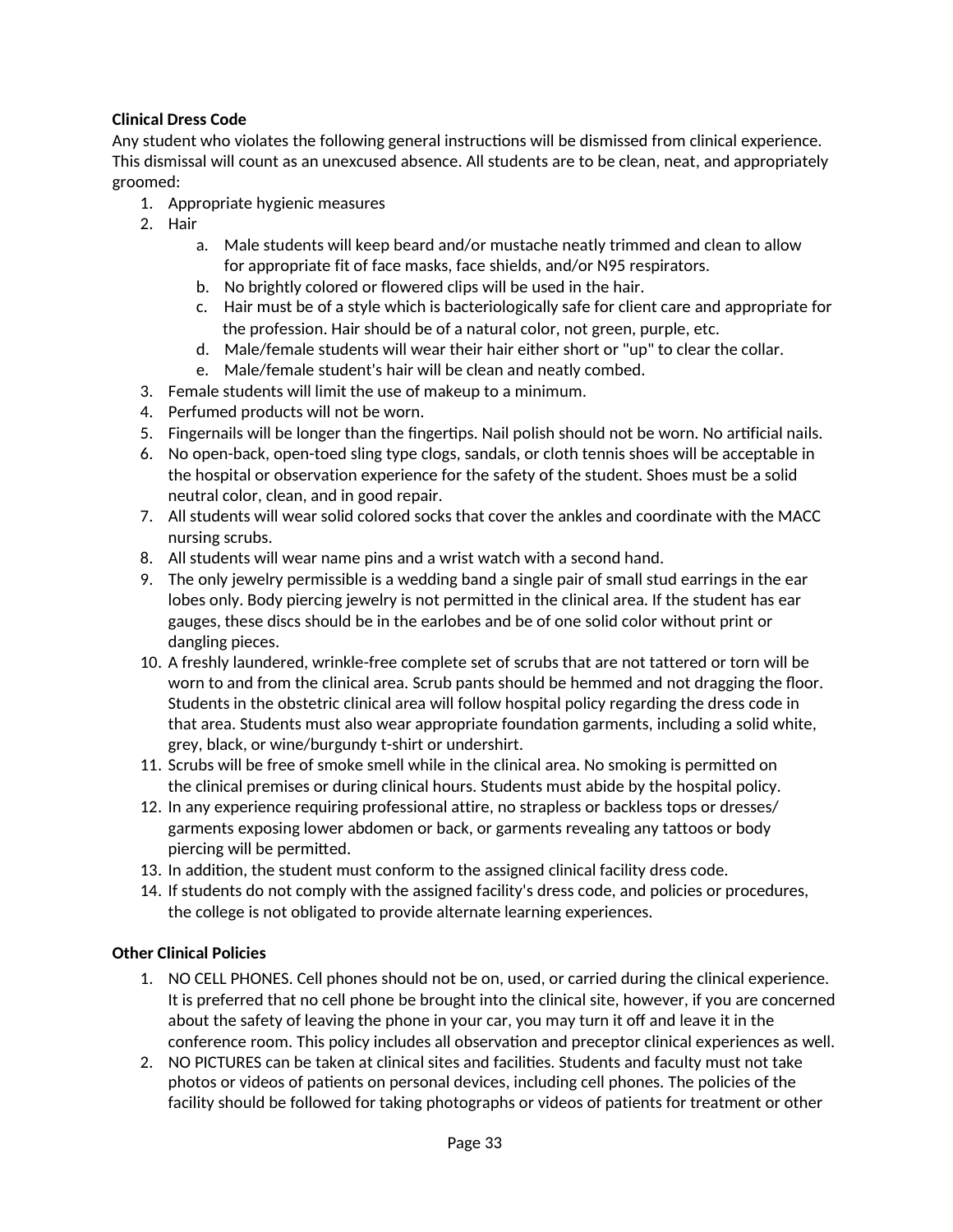**Clinical Dress Code**

Any student who violates the following general instructions will be dismissed from clinical experience. This dismissal will count as an unexcused absence. All students are to be clean, neat, and appropriately groomed:

1. Appropriate hygienic measures
2. Hair
   a. Male students will keep beard and/or mustache neatly trimmed and clean to allow for appropriate fit of face masks, face shields, and/or N95 respirators.
   b. No brightly colored or flowered clips will be used in the hair.
   c. Hair must be of a style which is bacteriologically safe for client care and appropriate for the profession. Hair should be of a natural color, not green, purple, etc.
   d. Male/female students will wear their hair either short or "up" to clear the collar.
   e. Male/female student's hair will be clean and neatly combed.
3. Female students will limit the use of makeup to a minimum.
4. Perfumed products will not be worn.
5. Fingernails will be longer than the fingertips. Nail polish should not be worn. No artificial nails.
6. No open-back, open-toed sling type clogs, sandals, or cloth tennis shoes will be acceptable in the hospital or observation experience for the safety of the student. Shoes must be a solid neutral color, clean, and in good repair.
7. All students will wear solid colored socks that cover the ankles and coordinate with the MACC nursing scrubs.
8. All students will wear name pins and a wrist watch with a second hand.
9. The only jewelry permissible is a wedding band a single pair of small stud earrings in the ear lobes only. Body piercing jewelry is not permitted in the clinical area. If the student has ear gauges, these discs should be in the earlobes and be of one solid color without print or dangling pieces.
10. A freshly laundered, wrinkle-free complete set of scrubs that are not tattered or torn will be worn to and from the clinical area. Scrub pants should be hemmed and not dragging the floor. Students in the obstetric clinical area will follow hospital policy regarding the dress code in that area. Students must also wear appropriate foundation garments, including a solid white, grey, black, or wine/burgundy t-shirt or undershirt.
11. Scrubs will be free of smoke smell while in the clinical area. No smoking is permitted on the clinical premises or during clinical hours. Students must abide by the hospital policy.
12. In any experience requiring professional attire, no strapless or backless tops or dresses/ garments exposing lower abdomen or back, or garments revealing any tattoos or body piercing will be permitted.
13. In addition, the student must conform to the assigned clinical facility dress code.
14. If students do not comply with the assigned facility's dress code, and policies or procedures, the college is not obligated to provide alternate learning experiences.

**Other Clinical Policies**

1. NO CELL PHONES. Cell phones should not be on, used, or carried during the clinical experience. It is preferred that no cell phone be brought into the clinical site, however, if you are concerned about the safety of leaving the phone in your car, you may turn it off and leave it in the conference room. This policy includes all observation and preceptor clinical experiences as well.
2. NO PICTURES can be taken at clinical sites and facilities. Students and faculty must not take photos or videos of patients on personal devices, including cell phones. The policies of the facility should be followed for taking photographs or videos of patients for treatment or other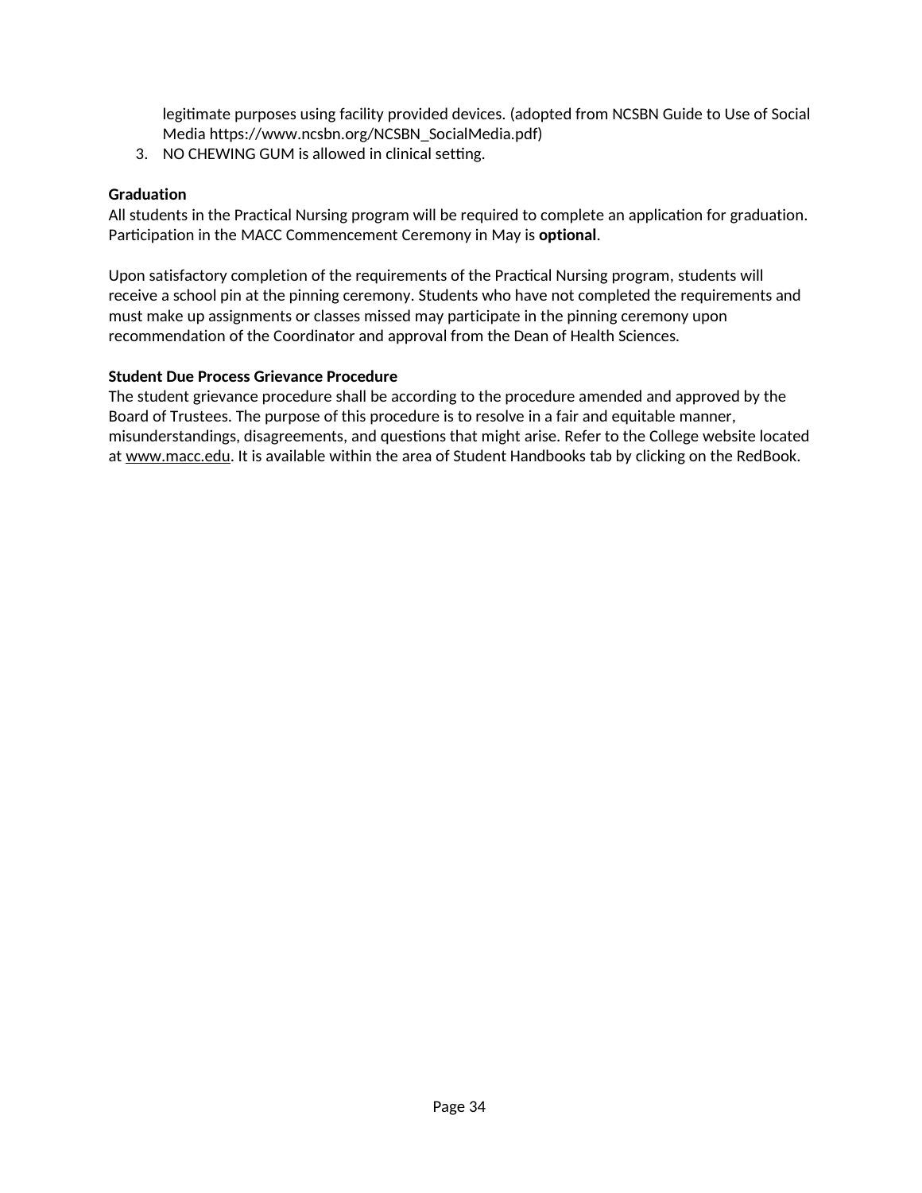legitimate purposes using facility provided devices. (adopted from NCSBN Guide to Use of Social Media https://www.ncsbn.org/NCSBN_SocialMedia.pdf)

3. NO CHEWING GUM is allowed in clinical setting.

**Graduation**

All students in the Practical Nursing program will be required to complete an application for graduation. Participation in the MACC Commencement Ceremony in May is **optional**.

Upon satisfactory completion of the requirements of the Practical Nursing program, students will receive a school pin at the pinning ceremony. Students who have not completed the requirements and must make up assignments or classes missed may participate in the pinning ceremony upon recommendation of the Coordinator and approval from the Dean of Health Sciences.

**Student Due Process Grievance Procedure**

The student grievance procedure shall be according to the procedure amended and approved by the Board of Trustees. The purpose of this procedure is to resolve in a fair and equitable manner, misunderstandings, disagreements, and questions that might arise. Refer to the College website located at www.macc.edu. It is available within the area of Student Handbooks tab by clicking on the RedBook.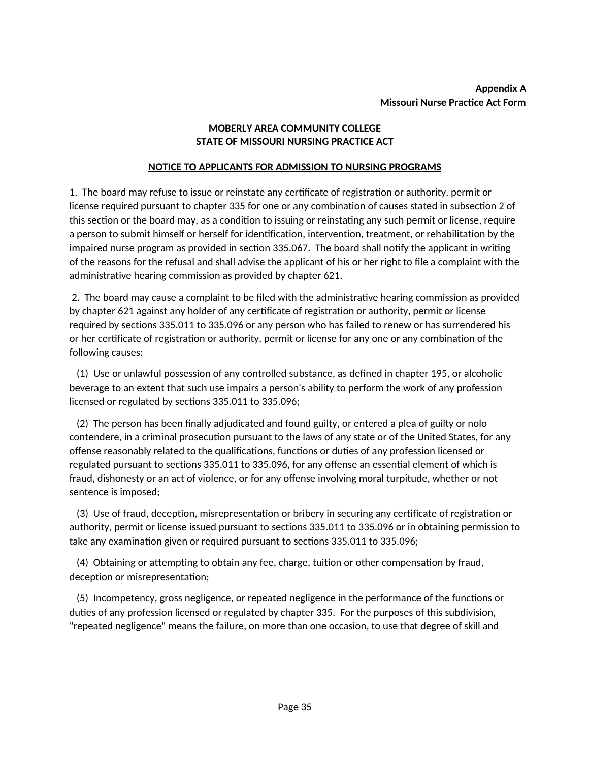**Appendix A**
**Missouri Nurse Practice Act Form**

**MOBERLY AREA COMMUNITY COLLEGE**
**STATE OF MISSOURI NURSING PRACTICE ACT**

**NOTICE TO APPLICANTS FOR ADMISSION TO NURSING PROGRAMS**

1. The board may refuse to issue or reinstate any certificate of registration or authority, permit or license required pursuant to chapter 335 for one or any combination of causes stated in subsection 2 of this section or the board may, as a condition to issuing or reinstating any such permit or license, require a person to submit himself or herself for identification, intervention, treatment, or rehabilitation by the impaired nurse program as provided in section 335.067. The board shall notify the applicant in writing of the reasons for the refusal and shall advise the applicant of his or her right to file a complaint with the administrative hearing commission as provided by chapter 621.

2. The board may cause a complaint to be filed with the administrative hearing commission as provided by chapter 621 against any holder of any certificate of registration or authority, permit or license required by sections 335.011 to 335.096 or any person who has failed to renew or has surrendered his or her certificate of registration or authority, permit or license for any one or any combination of the following causes:

(1) Use or unlawful possession of any controlled substance, as defined in chapter 195, or alcoholic beverage to an extent that such use impairs a person's ability to perform the work of any profession licensed or regulated by sections 335.011 to 335.096;

(2) The person has been finally adjudicated and found guilty, or entered a plea of guilty or nolo contendere, in a criminal prosecution pursuant to the laws of any state or of the United States, for any offense reasonably related to the qualifications, functions or duties of any profession licensed or regulated pursuant to sections 335.011 to 335.096, for any offense an essential element of which is fraud, dishonesty or an act of violence, or for any offense involving moral turpitude, whether or not sentence is imposed;

(3) Use of fraud, deception, misrepresentation or bribery in securing any certificate of registration or authority, permit or license issued pursuant to sections 335.011 to 335.096 or in obtaining permission to take any examination given or required pursuant to sections 335.011 to 335.096;

(4) Obtaining or attempting to obtain any fee, charge, tuition or other compensation by fraud, deception or misrepresentation;

(5) Incompetency, gross negligence, or repeated negligence in the performance of the functions or duties of any profession licensed or regulated by chapter 335. For the purposes of this subdivision, "repeated negligence" means the failure, on more than one occasion, to use that degree of skill and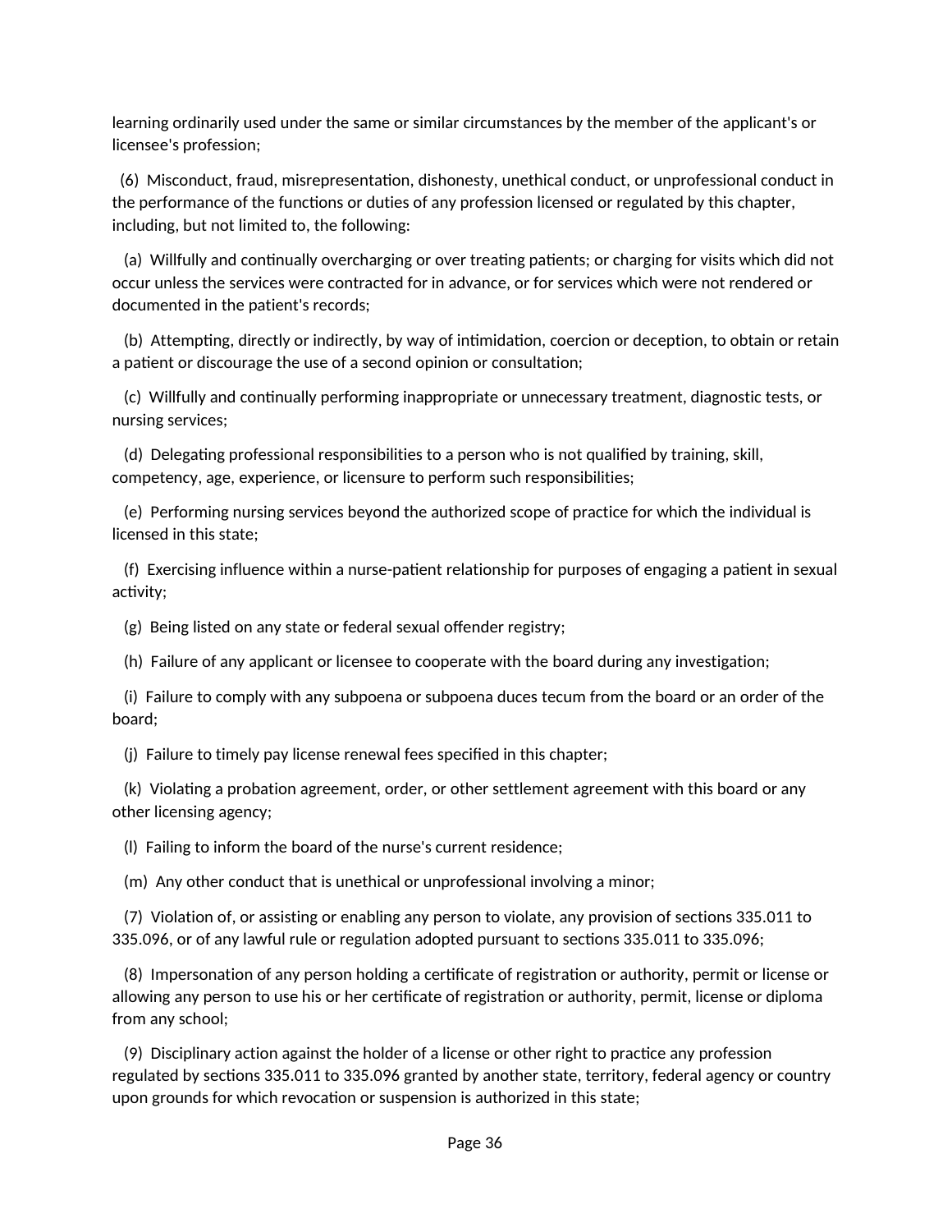learning ordinarily used under the same or similar circumstances by the member of the applicant's or licensee's profession;

(6) Misconduct, fraud, misrepresentation, dishonesty, unethical conduct, or unprofessional conduct in the performance of the functions or duties of any profession licensed or regulated by this chapter, including, but not limited to, the following:

(a) Willfully and continually overcharging or over treating patients; or charging for visits which did not occur unless the services were contracted for in advance, or for services which were not rendered or documented in the patient's records;

(b) Attempting, directly or indirectly, by way of intimidation, coercion or deception, to obtain or retain a patient or discourage the use of a second opinion or consultation;

(c) Willfully and continually performing inappropriate or unnecessary treatment, diagnostic tests, or nursing services;

(d) Delegating professional responsibilities to a person who is not qualified by training, skill, competency, age, experience, or licensure to perform such responsibilities;

(e) Performing nursing services beyond the authorized scope of practice for which the individual is licensed in this state;

(f) Exercising influence within a nurse-patient relationship for purposes of engaging a patient in sexual activity;

(g) Being listed on any state or federal sexual offender registry;

(h) Failure of any applicant or licensee to cooperate with the board during any investigation;

(i) Failure to comply with any subpoena or subpoena duces tecum from the board or an order of the board;

(j) Failure to timely pay license renewal fees specified in this chapter;

(k) Violating a probation agreement, order, or other settlement agreement with this board or any other licensing agency;

(l) Failing to inform the board of the nurse's current residence;

(m) Any other conduct that is unethical or unprofessional involving a minor;

(7) Violation of, or assisting or enabling any person to violate, any provision of sections 335.011 to 335.096, or of any lawful rule or regulation adopted pursuant to sections 335.011 to 335.096;

(8) Impersonation of any person holding a certificate of registration or authority, permit or license or allowing any person to use his or her certificate of registration or authority, permit, license or diploma from any school;

(9) Disciplinary action against the holder of a license or other right to practice any profession regulated by sections 335.011 to 335.096 granted by another state, territory, federal agency or country upon grounds for which revocation or suspension is authorized in this state;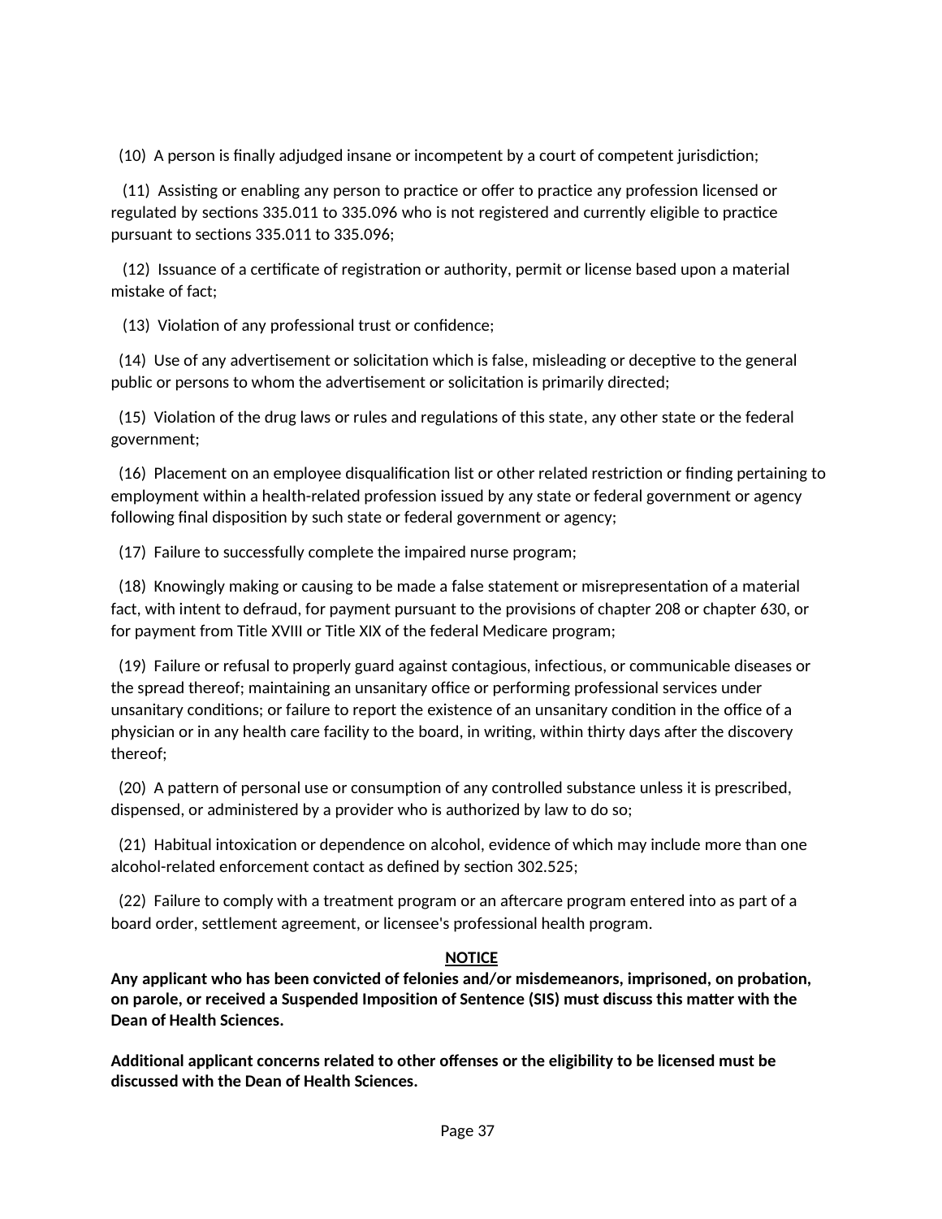(10) A person is finally adjudged insane or incompetent by a court of competent jurisdiction;

(11) Assisting or enabling any person to practice or offer to practice any profession licensed or regulated by sections 335.011 to 335.096 who is not registered and currently eligible to practice pursuant to sections 335.011 to 335.096;

(12) Issuance of a certificate of registration or authority, permit or license based upon a material mistake of fact;

(13) Violation of any professional trust or confidence;

(14) Use of any advertisement or solicitation which is false, misleading or deceptive to the general public or persons to whom the advertisement or solicitation is primarily directed;

(15) Violation of the drug laws or rules and regulations of this state, any other state or the federal government;

(16) Placement on an employee disqualification list or other related restriction or finding pertaining to employment within a health-related profession issued by any state or federal government or agency following final disposition by such state or federal government or agency;

(17) Failure to successfully complete the impaired nurse program;

(18) Knowingly making or causing to be made a false statement or misrepresentation of a material fact, with intent to defraud, for payment pursuant to the provisions of chapter 208 or chapter 630, or for payment from Title XVIII or Title XIX of the federal Medicare program;

(19) Failure or refusal to properly guard against contagious, infectious, or communicable diseases or the spread thereof; maintaining an unsanitary office or performing professional services under unsanitary conditions; or failure to report the existence of an unsanitary condition in the office of a physician or in any health care facility to the board, in writing, within thirty days after the discovery thereof;

(20) A pattern of personal use or consumption of any controlled substance unless it is prescribed, dispensed, or administered by a provider who is authorized by law to do so;

(21) Habitual intoxication or dependence on alcohol, evidence of which may include more than one alcohol-related enforcement contact as defined by section 302.525;

(22) Failure to comply with a treatment program or an aftercare program entered into as part of a board order, settlement agreement, or licensee's professional health program.

**NOTICE**

**Any applicant who has been convicted of felonies and/or misdemeanors, imprisoned, on probation, on parole, or received a Suspended Imposition of Sentence (SIS) must discuss this matter with the Dean of Health Sciences.**

**Additional applicant concerns related to other offenses or the eligibility to be licensed must be discussed with the Dean of Health Sciences.**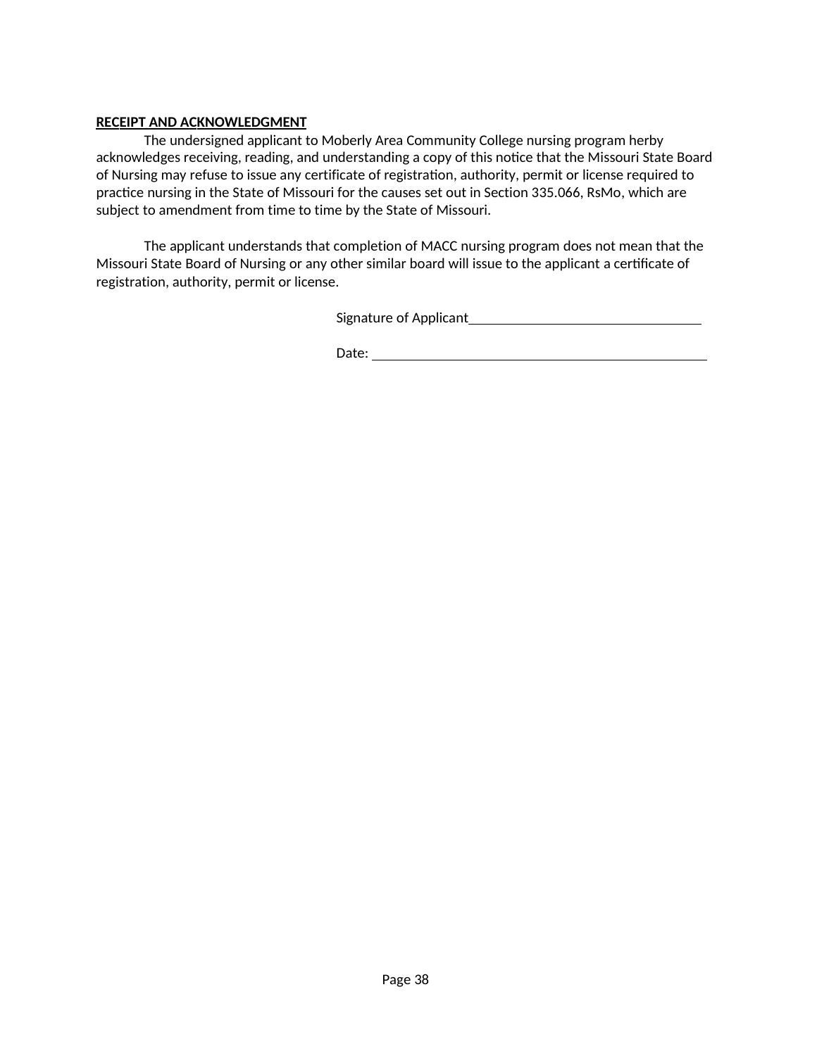**RECEIPT AND ACKNOWLEDGMENT**

The undersigned applicant to Moberly Area Community College nursing program herby acknowledges receiving, reading, and understanding a copy of this notice that the Missouri State Board of Nursing may refuse to issue any certificate of registration, authority, permit or license required to practice nursing in the State of Missouri for the causes set out in Section 335.066, RsMo, which are subject to amendment from time to time by the State of Missouri.

The applicant understands that completion of MACC nursing program does not mean that the Missouri State Board of Nursing or any other similar board will issue to the applicant a certificate of registration, authority, permit or license.

Signature of Applicant\_\_\_\_\_\_\_\_\_\_\_\_\_\_\_\_\_\_\_\_\_\_\_\_\_\_\_\_\_\_\_\_

Date: \_\_\_\_\_\_\_\_\_\_\_\_\_\_\_\_\_\_\_\_\_\_\_\_\_\_\_\_\_\_\_\_\_\_\_\_\_\_\_\_\_\_\_\_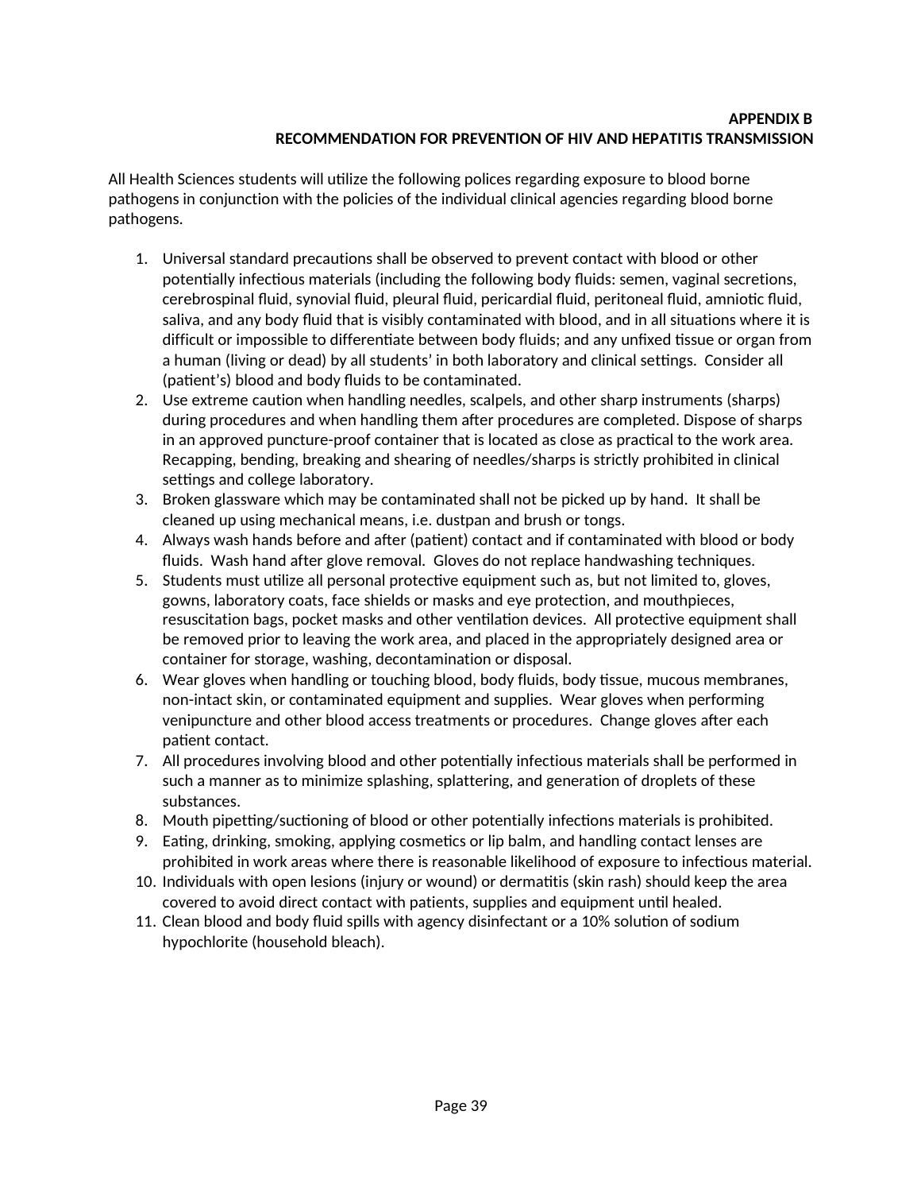**APPENDIX B**

**RECOMMENDATION FOR PREVENTION OF HIV AND HEPATITIS TRANSMISSION**

All Health Sciences students will utilize the following polices regarding exposure to blood borne pathogens in conjunction with the policies of the individual clinical agencies regarding blood borne pathogens.

1. Universal standard precautions shall be observed to prevent contact with blood or other potentially infectious materials (including the following body fluids: semen, vaginal secretions, cerebrospinal fluid, synovial fluid, pleural fluid, pericardial fluid, peritoneal fluid, amniotic fluid, saliva, and any body fluid that is visibly contaminated with blood, and in all situations where it is difficult or impossible to differentiate between body fluids; and any unfixed tissue or organ from a human (living or dead) by all students' in both laboratory and clinical settings. Consider all (patient's) blood and body fluids to be contaminated.
2. Use extreme caution when handling needles, scalpels, and other sharp instruments (sharps) during procedures and when handling them after procedures are completed. Dispose of sharps in an approved puncture-proof container that is located as close as practical to the work area. Recapping, bending, breaking and shearing of needles/sharps is strictly prohibited in clinical settings and college laboratory.
3. Broken glassware which may be contaminated shall not be picked up by hand. It shall be cleaned up using mechanical means, i.e. dustpan and brush or tongs.
4. Always wash hands before and after (patient) contact and if contaminated with blood or body fluids. Wash hand after glove removal. Gloves do not replace handwashing techniques.
5. Students must utilize all personal protective equipment such as, but not limited to, gloves, gowns, laboratory coats, face shields or masks and eye protection, and mouthpieces, resuscitation bags, pocket masks and other ventilation devices. All protective equipment shall be removed prior to leaving the work area, and placed in the appropriately designed area or container for storage, washing, decontamination or disposal.
6. Wear gloves when handling or touching blood, body fluids, body tissue, mucous membranes, non-intact skin, or contaminated equipment and supplies. Wear gloves when performing venipuncture and other blood access treatments or procedures. Change gloves after each patient contact.
7. All procedures involving blood and other potentially infectious materials shall be performed in such a manner as to minimize splashing, splattering, and generation of droplets of these substances.
8. Mouth pipetting/suctioning of blood or other potentially infections materials is prohibited.
9. Eating, drinking, smoking, applying cosmetics or lip balm, and handling contact lenses are prohibited in work areas where there is reasonable likelihood of exposure to infectious material.
10. Individuals with open lesions (injury or wound) or dermatitis (skin rash) should keep the area covered to avoid direct contact with patients, supplies and equipment until healed.
11. Clean blood and body fluid spills with agency disinfectant or a 10% solution of sodium hypochlorite (household bleach).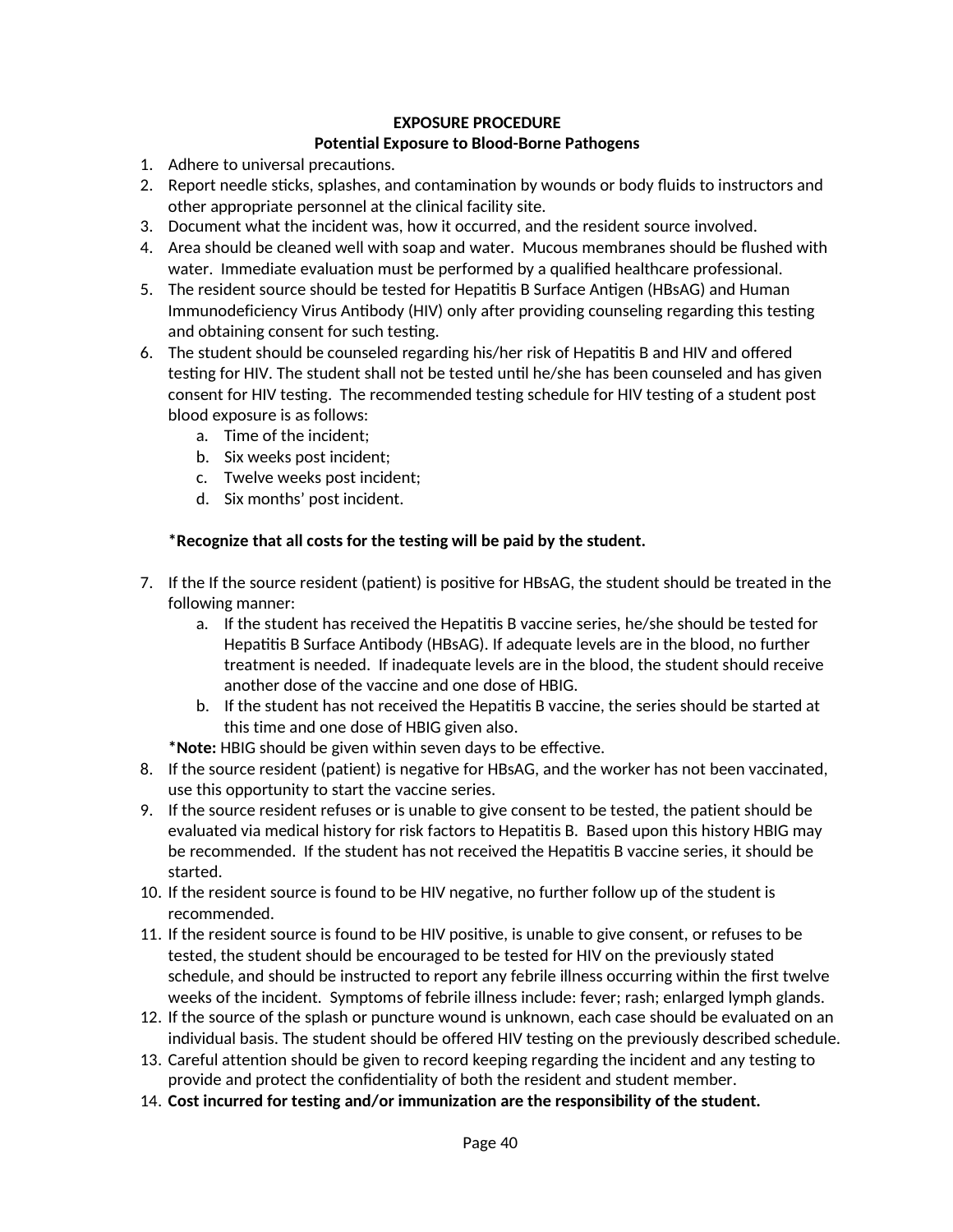**EXPOSURE PROCEDURE**
**Potential Exposure to Blood-Borne Pathogens**

1. Adhere to universal precautions.
2. Report needle sticks, splashes, and contamination by wounds or body fluids to instructors and other appropriate personnel at the clinical facility site.
3. Document what the incident was, how it occurred, and the resident source involved.
4. Area should be cleaned well with soap and water. Mucous membranes should be flushed with water. Immediate evaluation must be performed by a qualified healthcare professional.
5. The resident source should be tested for Hepatitis B Surface Antigen (HBsAG) and Human Immunodeficiency Virus Antibody (HIV) only after providing counseling regarding this testing and obtaining consent for such testing.
6. The student should be counseled regarding his/her risk of Hepatitis B and HIV and offered testing for HIV. The student shall not be tested until he/she has been counseled and has given consent for HIV testing. The recommended testing schedule for HIV testing of a student post blood exposure is as follows:
   a. Time of the incident;
   b. Six weeks post incident;
   c. Twelve weeks post incident;
   d. Six months' post incident.

   ***Recognize that all costs for the testing will be paid by the student.**

7. If the If the source resident (patient) is positive for HBsAG, the student should be treated in the following manner:
   a. If the student has received the Hepatitis B vaccine series, he/she should be tested for Hepatitis B Surface Antibody (HBsAG). If adequate levels are in the blood, no further treatment is needed. If inadequate levels are in the blood, the student should receive another dose of the vaccine and one dose of HBIG.
   b. If the student has not received the Hepatitis B vaccine, the series should be started at this time and one dose of HBIG given also.

   ***Note:** HBIG should be given within seven days to be effective.
8. If the source resident (patient) is negative for HBsAG, and the worker has not been vaccinated, use this opportunity to start the vaccine series.
9. If the source resident refuses or is unable to give consent to be tested, the patient should be evaluated via medical history for risk factors to Hepatitis B. Based upon this history HBIG may be recommended. If the student has not received the Hepatitis B vaccine series, it should be started.
10. If the resident source is found to be HIV negative, no further follow up of the student is recommended.
11. If the resident source is found to be HIV positive, is unable to give consent, or refuses to be tested, the student should be encouraged to be tested for HIV on the previously stated schedule, and should be instructed to report any febrile illness occurring within the first twelve weeks of the incident. Symptoms of febrile illness include: fever; rash; enlarged lymph glands.
12. If the source of the splash or puncture wound is unknown, each case should be evaluated on an individual basis. The student should be offered HIV testing on the previously described schedule.
13. Careful attention should be given to record keeping regarding the incident and any testing to provide and protect the confidentiality of both the resident and student member.
14. **Cost incurred for testing and/or immunization are the responsibility of the student.**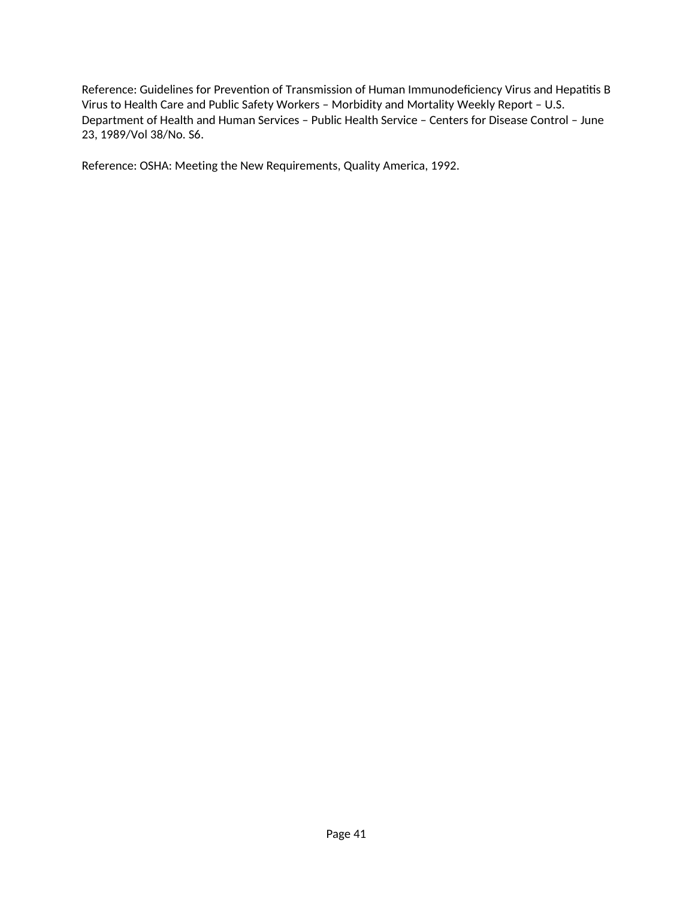Reference: Guidelines for Prevention of Transmission of Human Immunodeficiency Virus and Hepatitis B Virus to Health Care and Public Safety Workers – Morbidity and Mortality Weekly Report – U.S. Department of Health and Human Services – Public Health Service – Centers for Disease Control – June 23, 1989/Vol 38/No. S6.

Reference: OSHA: Meeting the New Requirements, Quality America, 1992.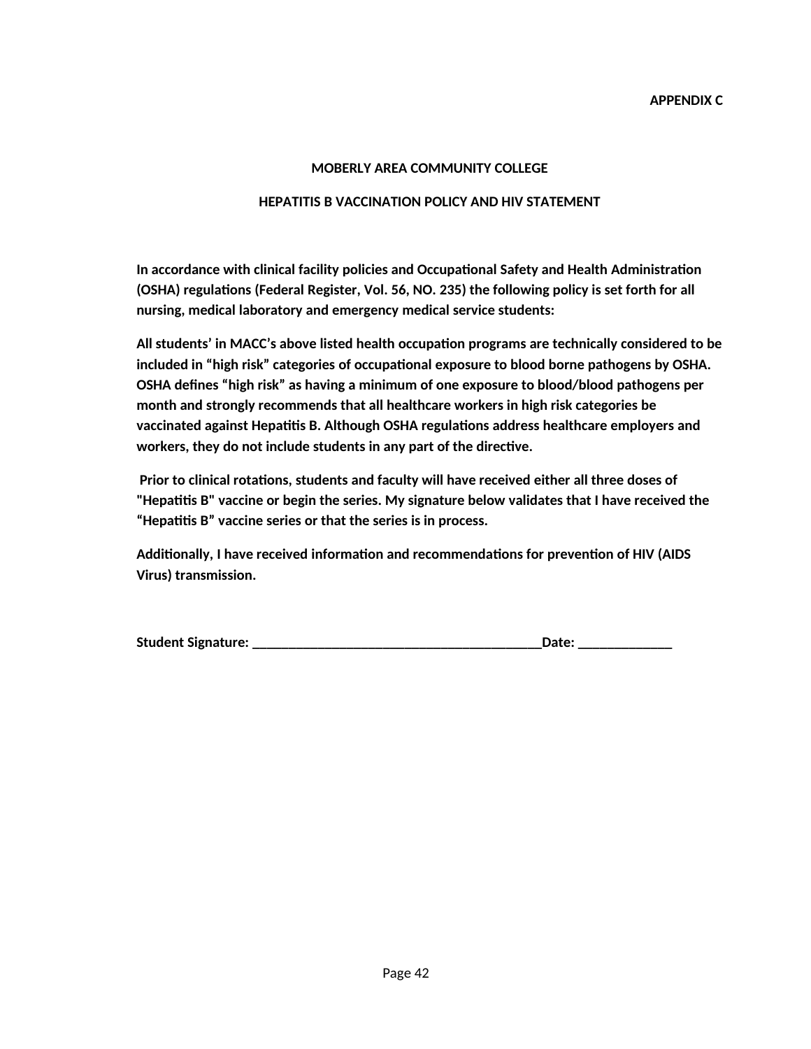**APPENDIX C**

# MOBERLY AREA COMMUNITY COLLEGE

## HEPATITIS B VACCINATION POLICY AND HIV STATEMENT

**In accordance with clinical facility policies and Occupational Safety and Health Administration (OSHA) regulations (Federal Register, Vol. 56, NO. 235) the following policy is set forth for all nursing, medical laboratory and emergency medical service students:**

**All students' in MACC's above listed health occupation programs are technically considered to be included in "high risk" categories of occupational exposure to blood borne pathogens by OSHA. OSHA defines "high risk" as having a minimum of one exposure to blood/blood pathogens per month and strongly recommends that all healthcare workers in high risk categories be vaccinated against Hepatitis B. Although OSHA regulations address healthcare employers and workers, they do not include students in any part of the directive.**

**Prior to clinical rotations, students and faculty will have received either all three doses of "Hepatitis B" vaccine or begin the series. My signature below validates that I have received the "Hepatitis B" vaccine series or that the series is in process.**

**Additionally, I have received information and recommendations for prevention of HIV (AIDS Virus) transmission.**

**Student Signature: ________________________________________Date: _____________**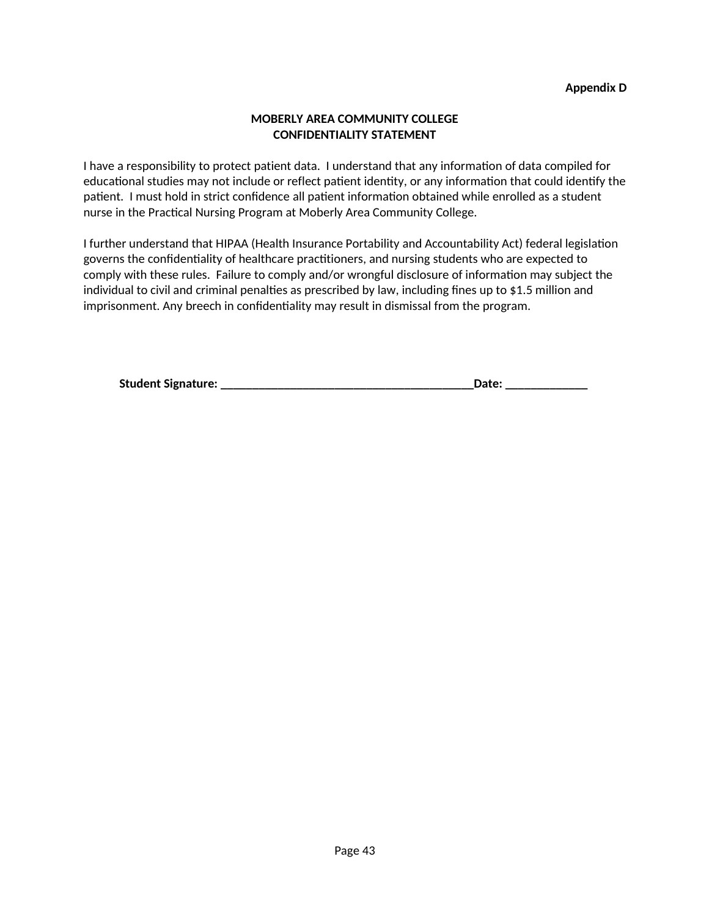**Appendix D**

**MOBERLY AREA COMMUNITY COLLEGE**
**CONFIDENTIALITY STATEMENT**

I have a responsibility to protect patient data. I understand that any information of data compiled for educational studies may not include or reflect patient identity, or any information that could identify the patient. I must hold in strict confidence all patient information obtained while enrolled as a student nurse in the Practical Nursing Program at Moberly Area Community College.

I further understand that HIPAA (Health Insurance Portability and Accountability Act) federal legislation governs the confidentiality of healthcare practitioners, and nursing students who are expected to comply with these rules. Failure to comply and/or wrongful disclosure of information may subject the individual to civil and criminal penalties as prescribed by law, including fines up to $1.5 million and imprisonment. Any breech in confidentiality may result in dismissal from the program.

**Student Signature: ________________________________________Date: _____________**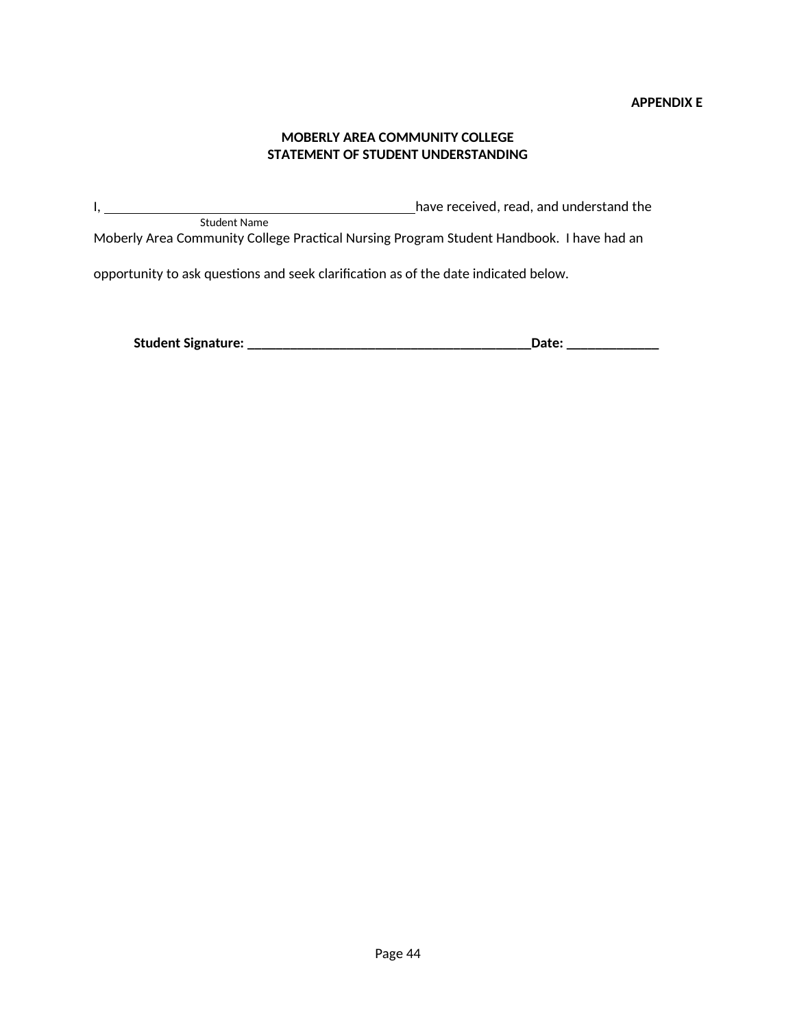**APPENDIX E**

**MOBERLY AREA COMMUNITY COLLEGE**
**STATEMENT OF STUDENT UNDERSTANDING**

I, _____________________________________________ have received, read, and understand the
Student Name
Moberly Area Community College Practical Nursing Program Student Handbook. I have had an opportunity to ask questions and seek clarification as of the date indicated below.

**Student Signature: ________________________________________Date: _____________**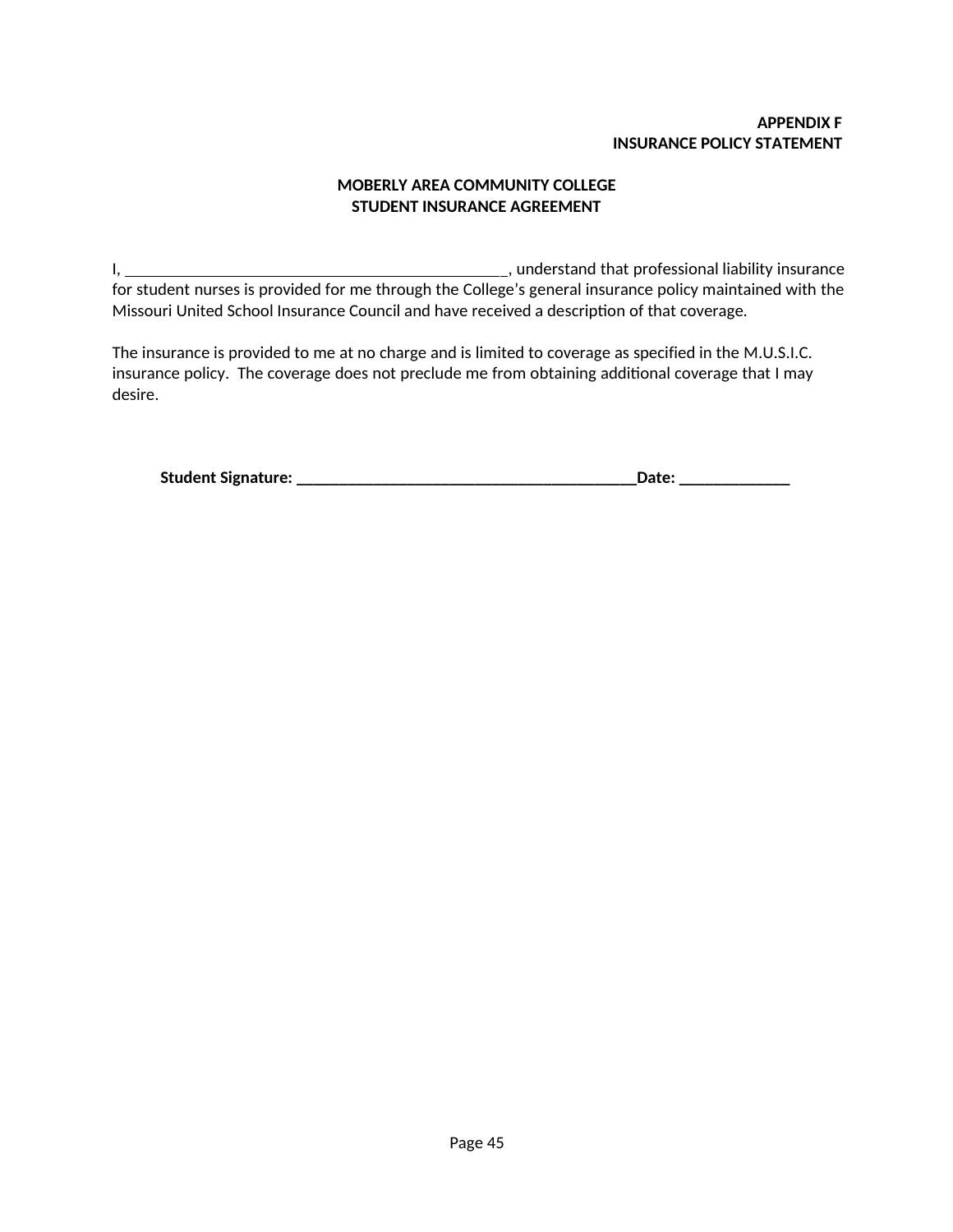**APPENDIX F**
**INSURANCE POLICY STATEMENT**

**MOBERLY AREA COMMUNITY COLLEGE**
**STUDENT INSURANCE AGREEMENT**

I, _______________________________________________, understand that professional liability insurance for student nurses is provided for me through the College's general insurance policy maintained with the Missouri United School Insurance Council and have received a description of that coverage.

The insurance is provided to me at no charge and is limited to coverage as specified in the M.U.S.I.C. insurance policy. The coverage does not preclude me from obtaining additional coverage that I may desire.

**Student Signature: __________________________________________Date: ______________**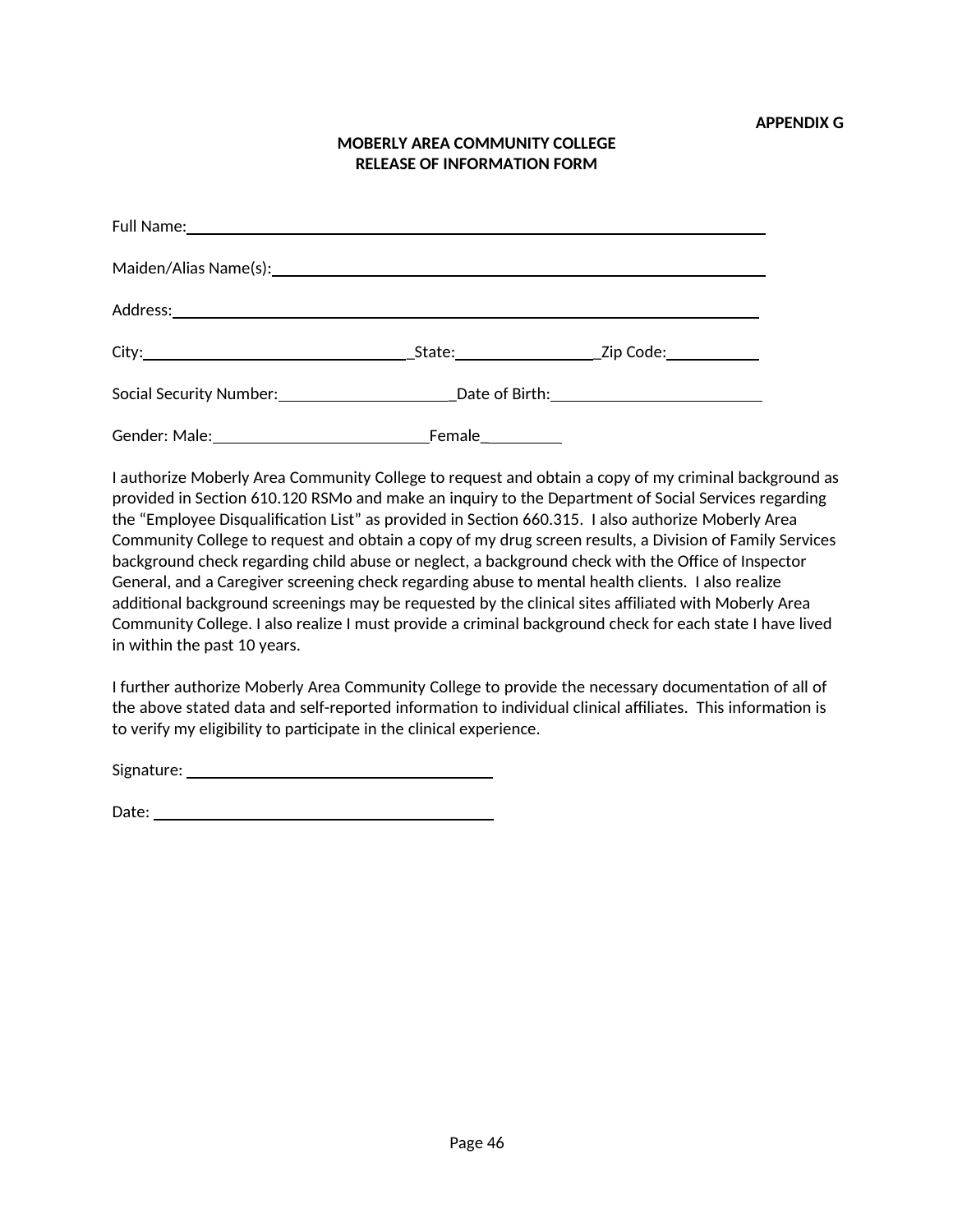**APPENDIX G**

**MOBERLY AREA COMMUNITY COLLEGE**
**RELEASE OF INFORMATION FORM**

Full Name: ______________________________________________________________

Maiden/Alias Name(s): ____________________________________________________

Address: ________________________________________________________________

City: ______________________________ State: ________________ Zip Code: __________

Social Security Number: ____________________ Date of Birth: ________________________

Gender: Male: ________________________ Female __________

I authorize Moberly Area Community College to request and obtain a copy of my criminal background as provided in Section 610.120 RSMo and make an inquiry to the Department of Social Services regarding the "Employee Disqualification List" as provided in Section 660.315. I also authorize Moberly Area Community College to request and obtain a copy of my drug screen results, a Division of Family Services background check regarding child abuse or neglect, a background check with the Office of Inspector General, and a Caregiver screening check regarding abuse to mental health clients. I also realize additional background screenings may be requested by the clinical sites affiliated with Moberly Area Community College. I also realize I must provide a criminal background check for each state I have lived in within the past 10 years.

I further authorize Moberly Area Community College to provide the necessary documentation of all of the above stated data and self-reported information to individual clinical affiliates. This information is to verify my eligibility to participate in the clinical experience.

Signature: ___________________________________

Date: _______________________________________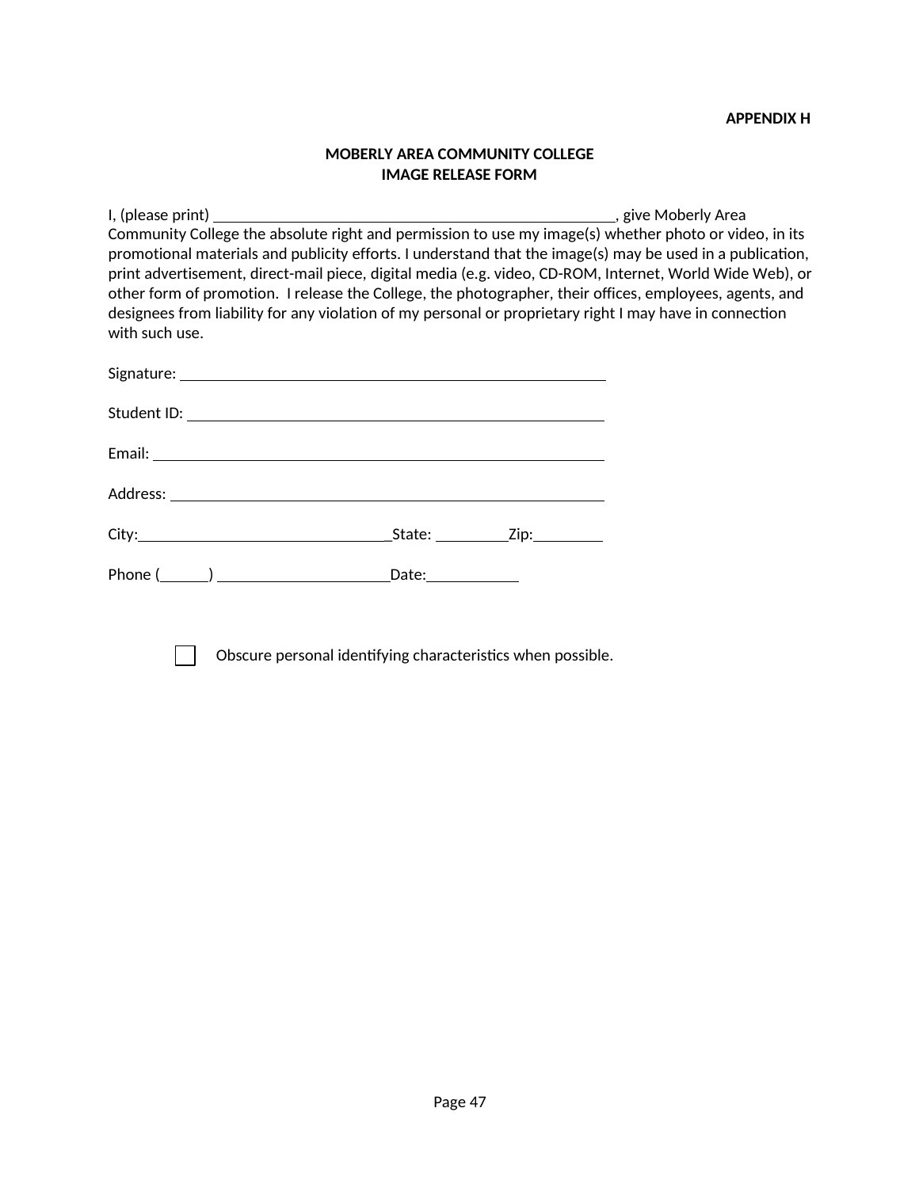**APPENDIX H**

**MOBERLY AREA COMMUNITY COLLEGE**
**IMAGE RELEASE FORM**

I, (please print) ______________________________________________, give Moberly Area Community College the absolute right and permission to use my image(s) whether photo or video, in its promotional materials and publicity efforts. I understand that the image(s) may be used in a publication, print advertisement, direct-mail piece, digital media (e.g. video, CD-ROM, Internet, World Wide Web), or other form of promotion.  I release the College, the photographer, their offices, employees, agents, and designees from liability for any violation of my personal or proprietary right I may have in connection with such use.

Signature: ______________________________________________

Student ID: ______________________________________________

Email: ______________________________________________

Address: ______________________________________________

City:_____________________________State: _________Zip:_________

Phone (______) _____________________Date:___________

☐ Obscure personal identifying characteristics when possible.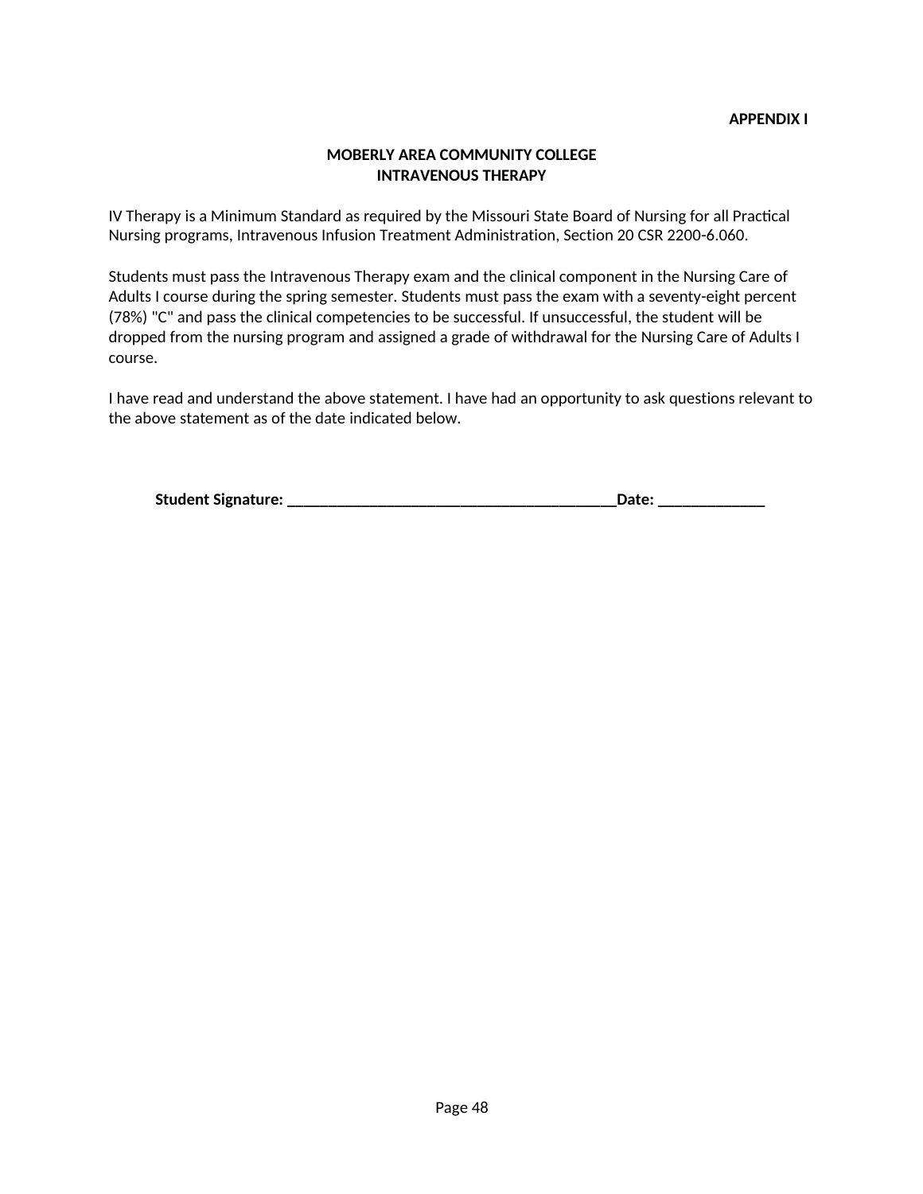**APPENDIX I**

**MOBERLY AREA COMMUNITY COLLEGE**
**INTRAVENOUS THERAPY**

IV Therapy is a Minimum Standard as required by the Missouri State Board of Nursing for all Practical Nursing programs, Intravenous Infusion Treatment Administration, Section 20 CSR 2200-6.060.

Students must pass the Intravenous Therapy exam and the clinical component in the Nursing Care of Adults I course during the spring semester. Students must pass the exam with a seventy-eight percent (78%) "C" and pass the clinical competencies to be successful. If unsuccessful, the student will be dropped from the nursing program and assigned a grade of withdrawal for the Nursing Care of Adults I course.

I have read and understand the above statement. I have had an opportunity to ask questions relevant to the above statement as of the date indicated below.

**Student Signature: ________________________________________Date: _____________**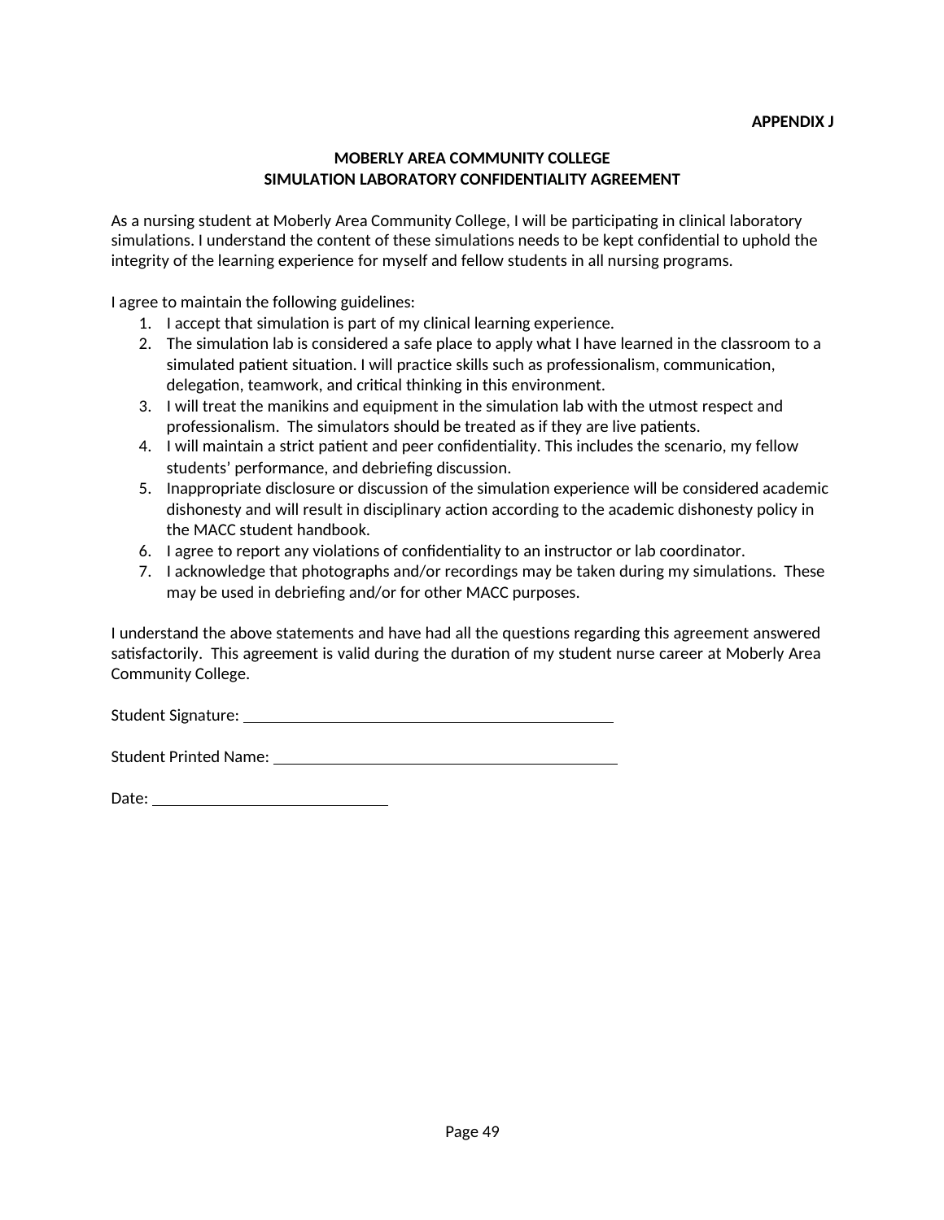**APPENDIX J**

## MOBERLY AREA COMMUNITY COLLEGE
## SIMULATION LABORATORY CONFIDENTIALITY AGREEMENT

As a nursing student at Moberly Area Community College, I will be participating in clinical laboratory simulations. I understand the content of these simulations needs to be kept confidential to uphold the integrity of the learning experience for myself and fellow students in all nursing programs.

I agree to maintain the following guidelines:

1. I accept that simulation is part of my clinical learning experience.
2. The simulation lab is considered a safe place to apply what I have learned in the classroom to a simulated patient situation. I will practice skills such as professionalism, communication, delegation, teamwork, and critical thinking in this environment.
3. I will treat the manikins and equipment in the simulation lab with the utmost respect and professionalism. The simulators should be treated as if they are live patients.
4. I will maintain a strict patient and peer confidentiality. This includes the scenario, my fellow students' performance, and debriefing discussion.
5. Inappropriate disclosure or discussion of the simulation experience will be considered academic dishonesty and will result in disciplinary action according to the academic dishonesty policy in the MACC student handbook.
6. I agree to report any violations of confidentiality to an instructor or lab coordinator.
7. I acknowledge that photographs and/or recordings may be taken during my simulations. These may be used in debriefing and/or for other MACC purposes.

I understand the above statements and have had all the questions regarding this agreement answered satisfactorily. This agreement is valid during the duration of my student nurse career at Moberly Area Community College.

Student Signature: ______________________________________________

Student Printed Name: ___________________________________________

Date: ____________________________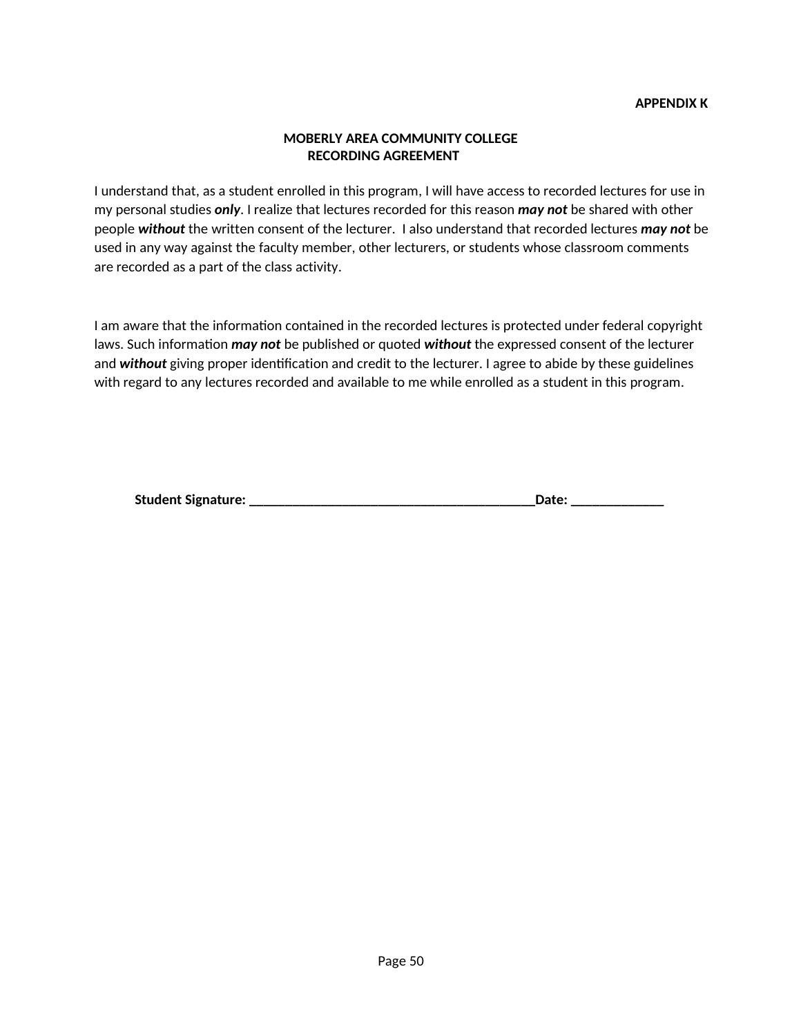**APPENDIX K**

# MOBERLY AREA COMMUNITY COLLEGE
## RECORDING AGREEMENT

I understand that, as a student enrolled in this program, I will have access to recorded lectures for use in my personal studies ***only***. I realize that lectures recorded for this reason ***may not*** be shared with other people ***without*** the written consent of the lecturer. I also understand that recorded lectures ***may not*** be used in any way against the faculty member, other lecturers, or students whose classroom comments are recorded as a part of the class activity.

I am aware that the information contained in the recorded lectures is protected under federal copyright laws. Such information ***may not*** be published or quoted ***without*** the expressed consent of the lecturer and ***without*** giving proper identification and credit to the lecturer. I agree to abide by these guidelines with regard to any lectures recorded and available to me while enrolled as a student in this program.

**Student Signature: _________________________________________Date: _____________**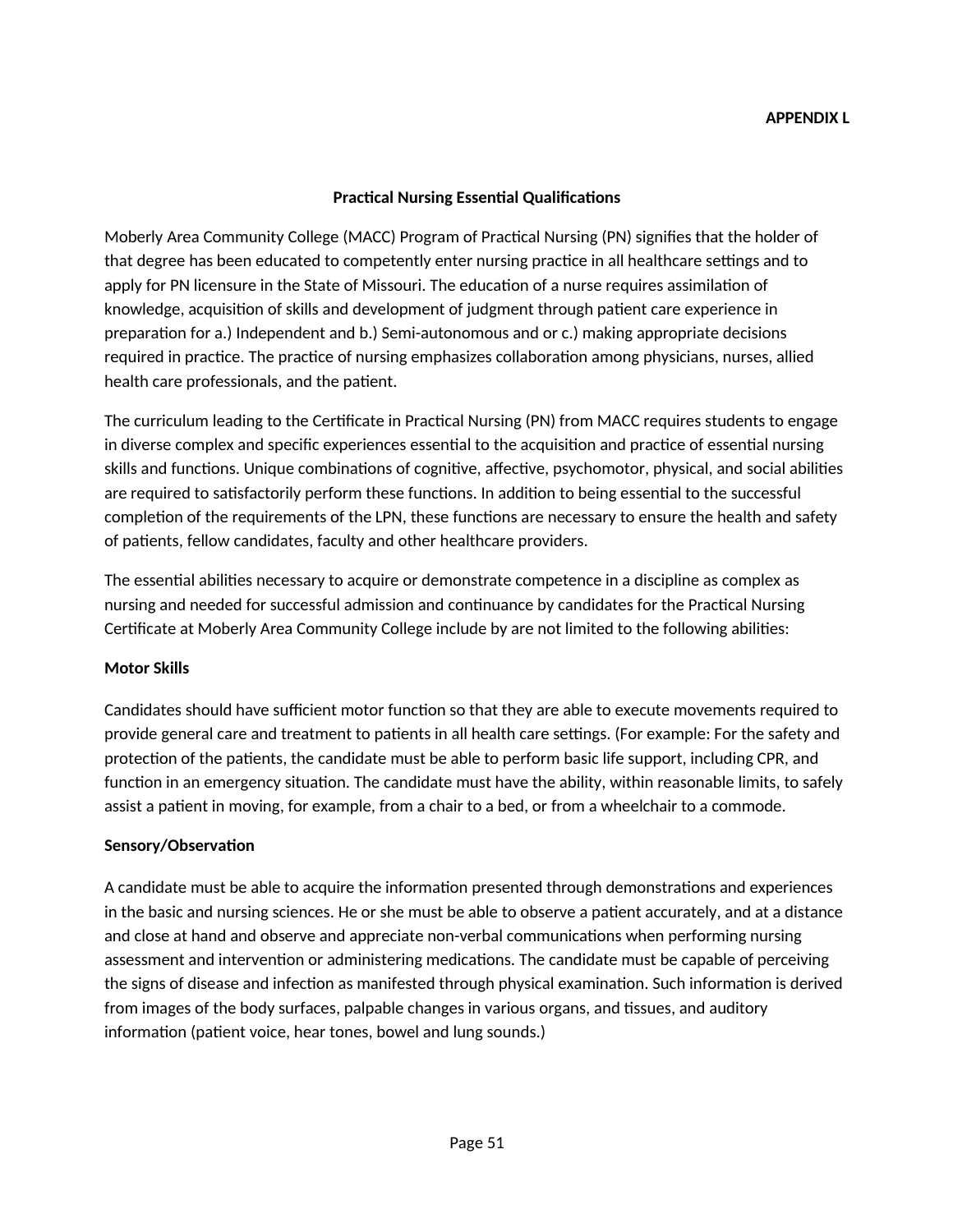**APPENDIX L**

## Practical Nursing Essential Qualifications

Moberly Area Community College (MACC) Program of Practical Nursing (PN) signifies that the holder of that degree has been educated to competently enter nursing practice in all healthcare settings and to apply for PN licensure in the State of Missouri. The education of a nurse requires assimilation of knowledge, acquisition of skills and development of judgment through patient care experience in preparation for a.) Independent and b.) Semi-autonomous and or c.) making appropriate decisions required in practice. The practice of nursing emphasizes collaboration among physicians, nurses, allied health care professionals, and the patient.

The curriculum leading to the Certificate in Practical Nursing (PN) from MACC requires students to engage in diverse complex and specific experiences essential to the acquisition and practice of essential nursing skills and functions. Unique combinations of cognitive, affective, psychomotor, physical, and social abilities are required to satisfactorily perform these functions. In addition to being essential to the successful completion of the requirements of the LPN, these functions are necessary to ensure the health and safety of patients, fellow candidates, faculty and other healthcare providers.

The essential abilities necessary to acquire or demonstrate competence in a discipline as complex as nursing and needed for successful admission and continuance by candidates for the Practical Nursing Certificate at Moberly Area Community College include by are not limited to the following abilities:

**Motor Skills**

Candidates should have sufficient motor function so that they are able to execute movements required to provide general care and treatment to patients in all health care settings. (For example: For the safety and protection of the patients, the candidate must be able to perform basic life support, including CPR, and function in an emergency situation. The candidate must have the ability, within reasonable limits, to safely assist a patient in moving, for example, from a chair to a bed, or from a wheelchair to a commode.

**Sensory/Observation**

A candidate must be able to acquire the information presented through demonstrations and experiences in the basic and nursing sciences. He or she must be able to observe a patient accurately, and at a distance and close at hand and observe and appreciate non-verbal communications when performing nursing assessment and intervention or administering medications. The candidate must be capable of perceiving the signs of disease and infection as manifested through physical examination. Such information is derived from images of the body surfaces, palpable changes in various organs, and tissues, and auditory information (patient voice, hear tones, bowel and lung sounds.)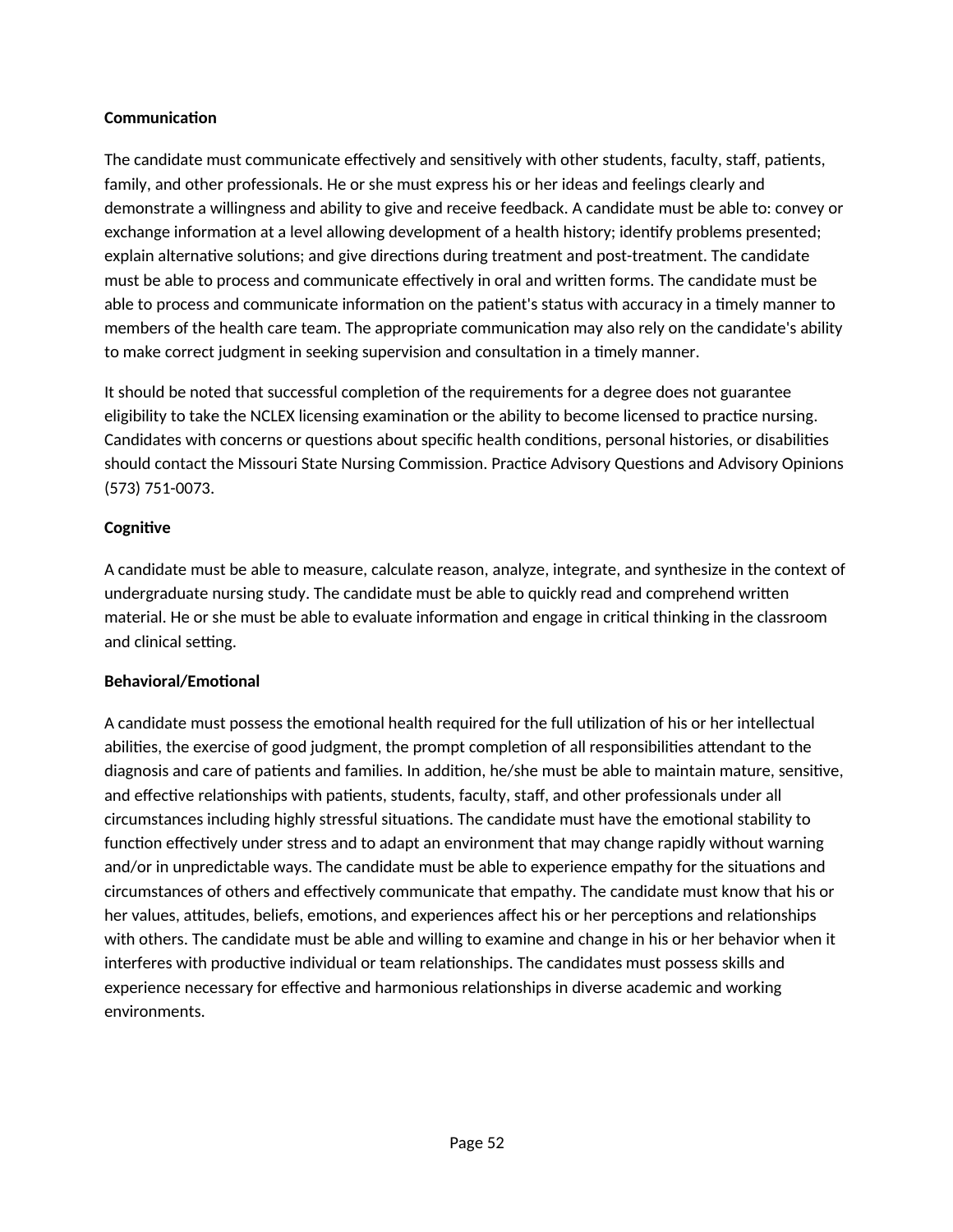**Communication**

The candidate must communicate effectively and sensitively with other students, faculty, staff, patients, family, and other professionals. He or she must express his or her ideas and feelings clearly and demonstrate a willingness and ability to give and receive feedback. A candidate must be able to: convey or exchange information at a level allowing development of a health history; identify problems presented; explain alternative solutions; and give directions during treatment and post-treatment. The candidate must be able to process and communicate effectively in oral and written forms. The candidate must be able to process and communicate information on the patient's status with accuracy in a timely manner to members of the health care team. The appropriate communication may also rely on the candidate's ability to make correct judgment in seeking supervision and consultation in a timely manner.

It should be noted that successful completion of the requirements for a degree does not guarantee eligibility to take the NCLEX licensing examination or the ability to become licensed to practice nursing. Candidates with concerns or questions about specific health conditions, personal histories, or disabilities should contact the Missouri State Nursing Commission. Practice Advisory Questions and Advisory Opinions (573) 751-0073.

**Cognitive**

A candidate must be able to measure, calculate reason, analyze, integrate, and synthesize in the context of undergraduate nursing study. The candidate must be able to quickly read and comprehend written material. He or she must be able to evaluate information and engage in critical thinking in the classroom and clinical setting.

**Behavioral/Emotional**

A candidate must possess the emotional health required for the full utilization of his or her intellectual abilities, the exercise of good judgment, the prompt completion of all responsibilities attendant to the diagnosis and care of patients and families. In addition, he/she must be able to maintain mature, sensitive, and effective relationships with patients, students, faculty, staff, and other professionals under all circumstances including highly stressful situations. The candidate must have the emotional stability to function effectively under stress and to adapt an environment that may change rapidly without warning and/or in unpredictable ways. The candidate must be able to experience empathy for the situations and circumstances of others and effectively communicate that empathy. The candidate must know that his or her values, attitudes, beliefs, emotions, and experiences affect his or her perceptions and relationships with others. The candidate must be able and willing to examine and change in his or her behavior when it interferes with productive individual or team relationships. The candidates must possess skills and experience necessary for effective and harmonious relationships in diverse academic and working environments.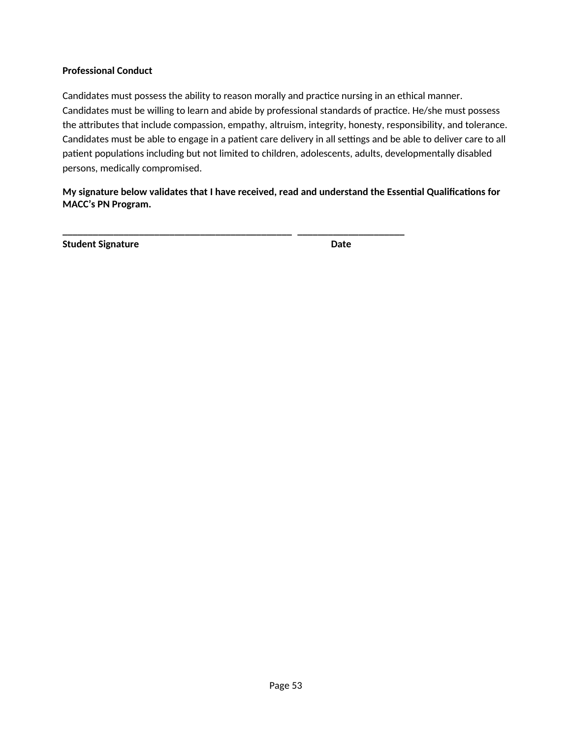**Professional Conduct**

Candidates must possess the ability to reason morally and practice nursing in an ethical manner. Candidates must be willing to learn and abide by professional standards of practice. He/she must possess the attributes that include compassion, empathy, altruism, integrity, honesty, responsibility, and tolerance. Candidates must be able to engage in a patient care delivery in all settings and be able to deliver care to all patient populations including but not limited to children, adolescents, adults, developmentally disabled persons, medically compromised.

**My signature below validates that I have received, read and understand the Essential Qualifications for MACC's PN Program.**

_______________________________________________ _____________________

**Student Signature** **Date**